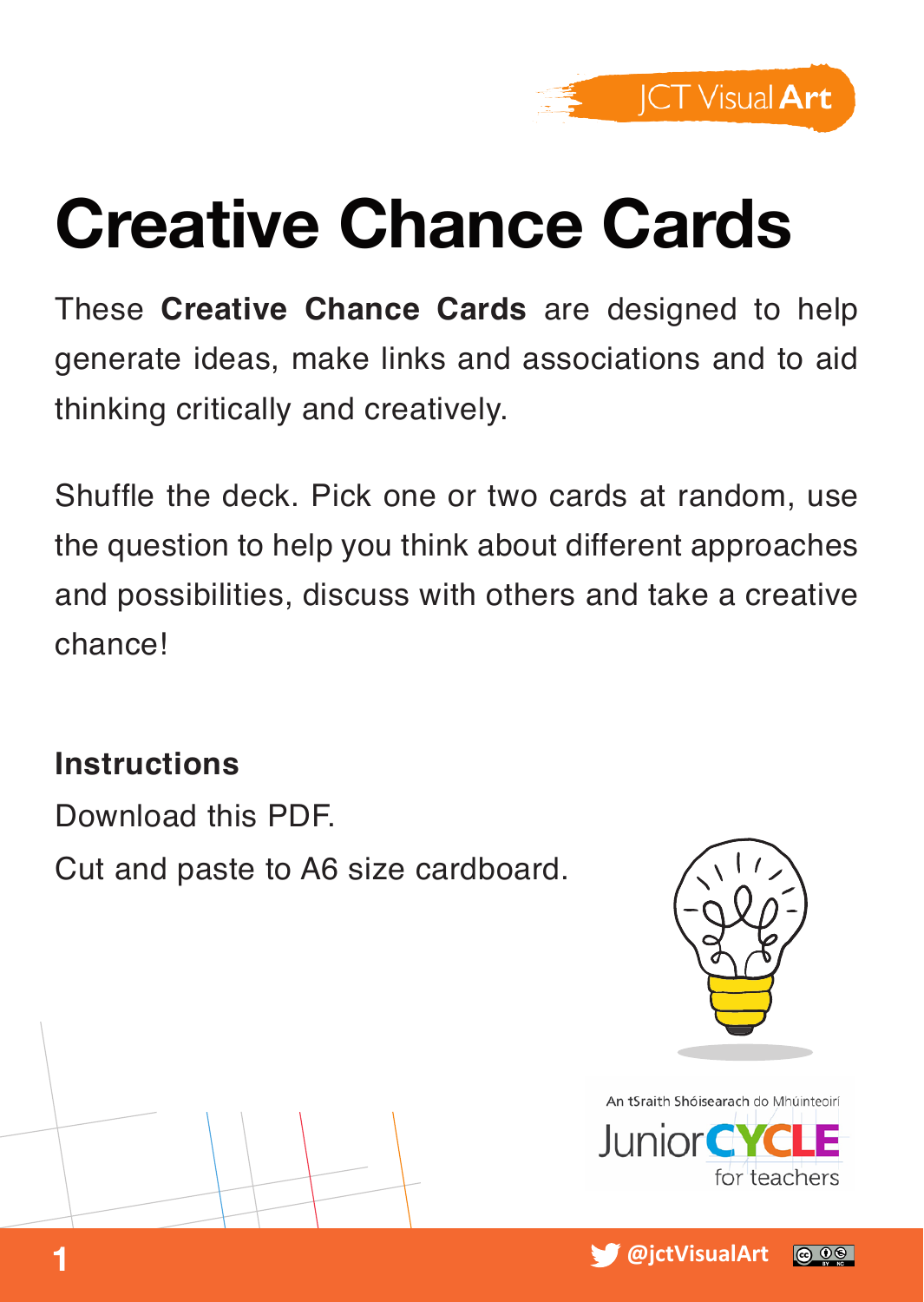JCT Visual **Art**

# Creative Chance Cards

These **Creative Chance Cards** are designed to help generate ideas, make links and associations and to aid thinking critically and creatively.

Shuffle the deck. Pick one or two cards at random, use the question to help you think about different approaches and possibilities, discuss with others and take a creative chance!

**Instructions**

Download this PDF.

Cut and paste to A6 size cardboard.

An tSraith Shóisearach do Mhúinteoirí

Junior CYCLE for teachers

@jctVisualArt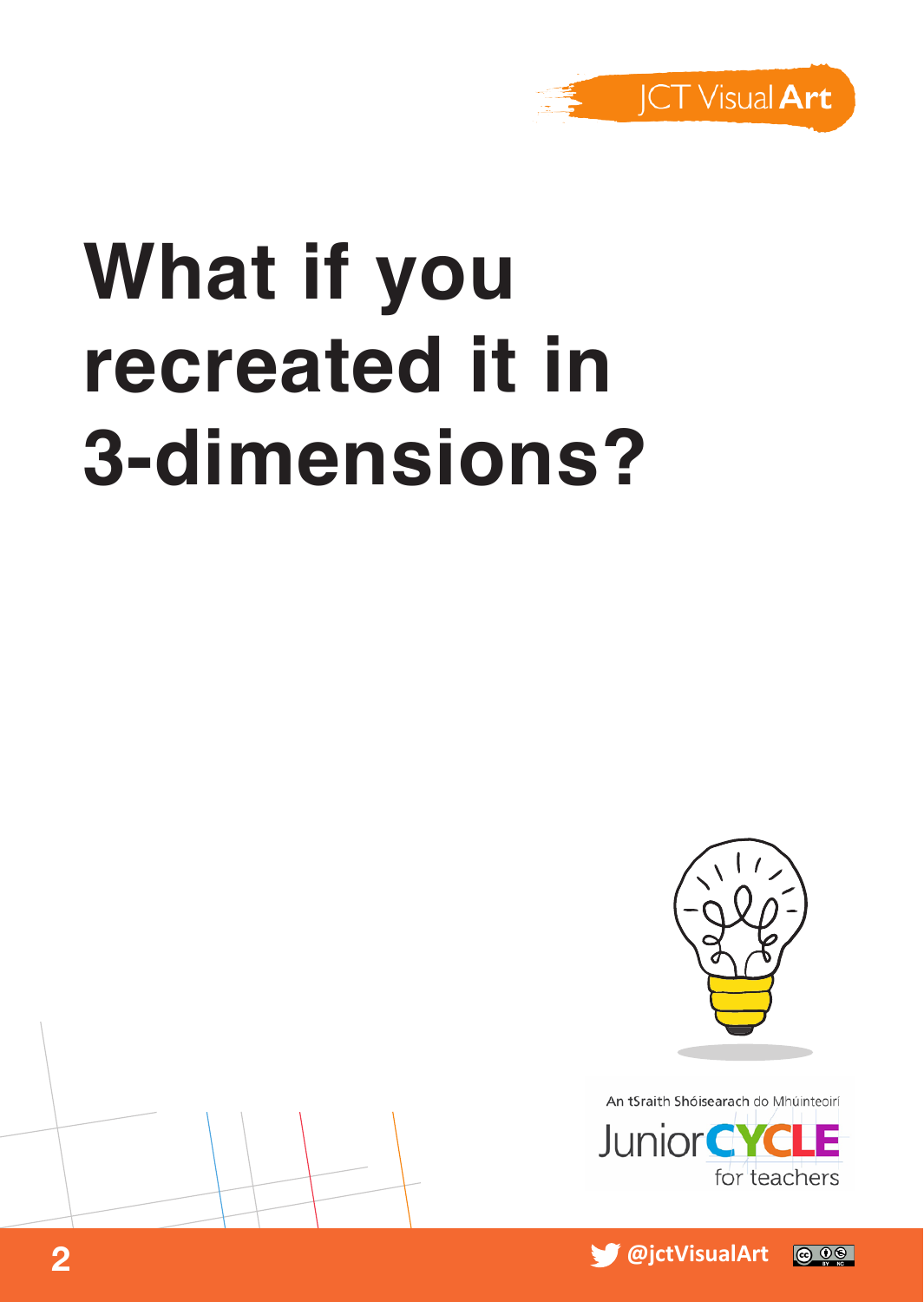# What if you recreated it in 3-dimensions?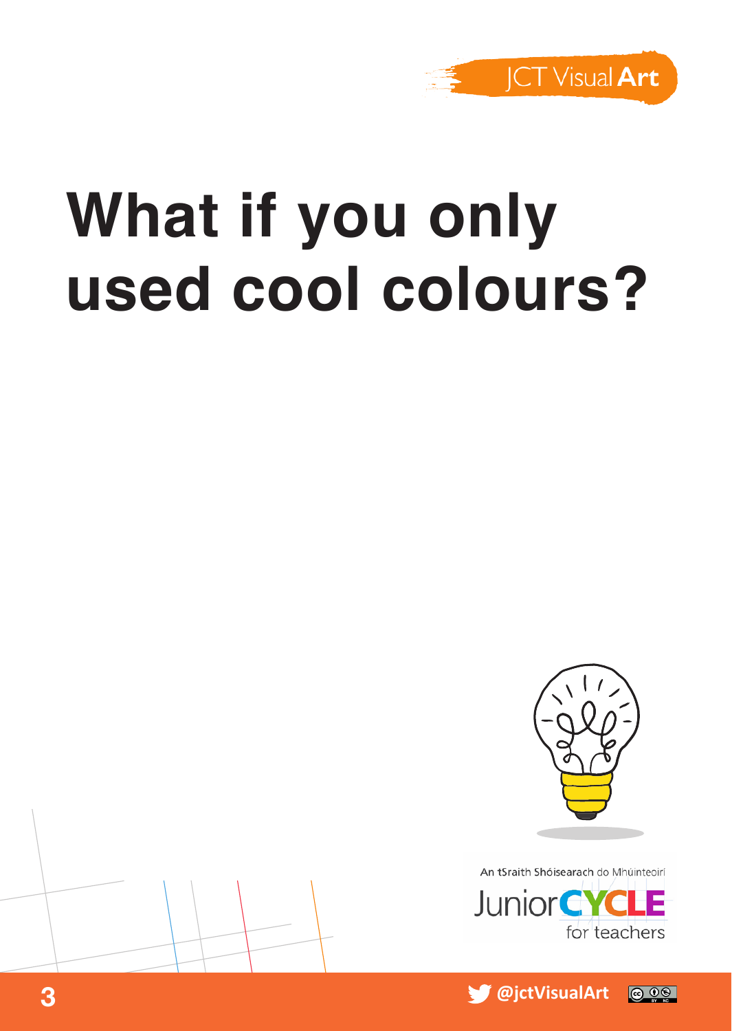# What if you only used cool colours?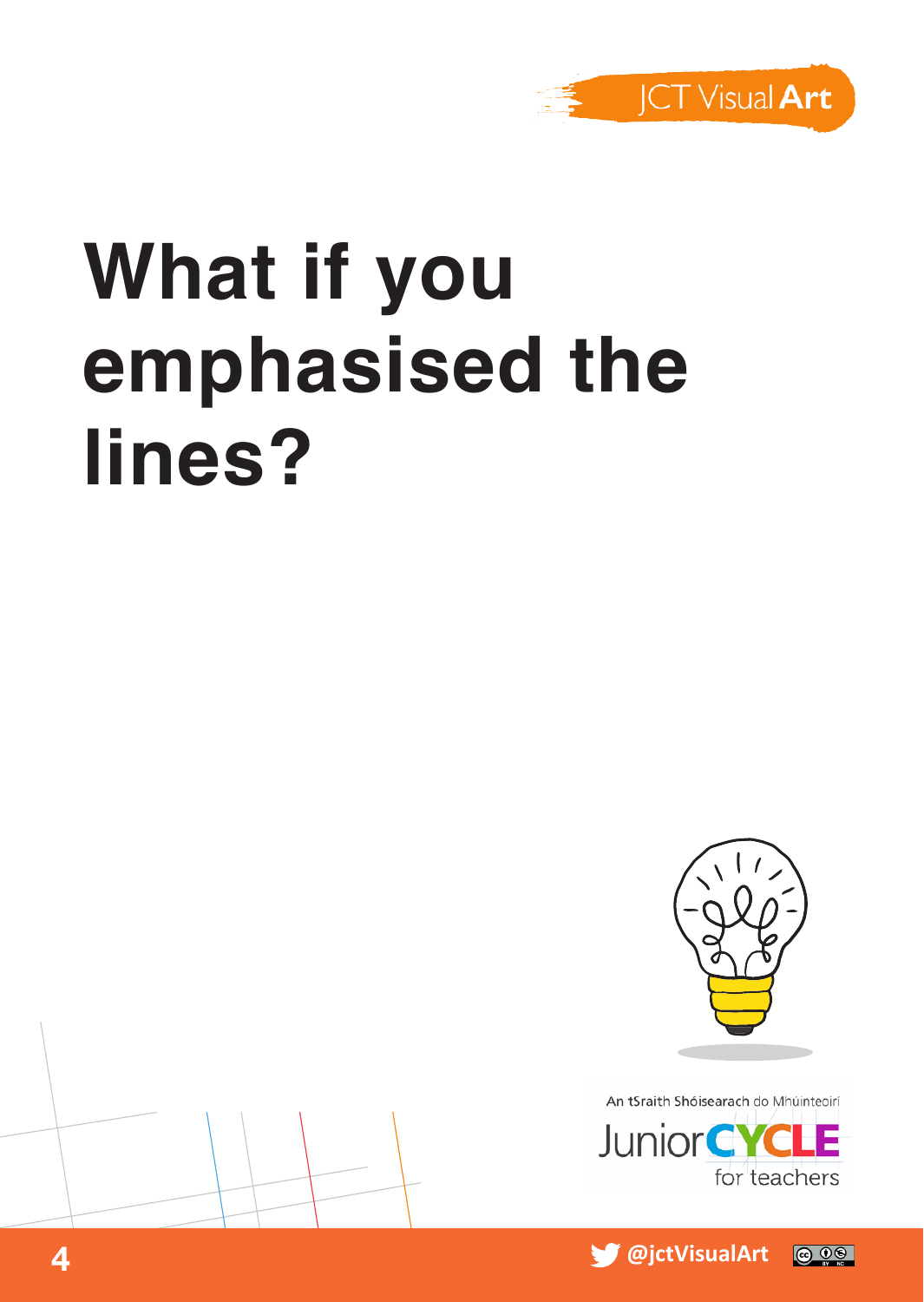# What if you emphasised the lines?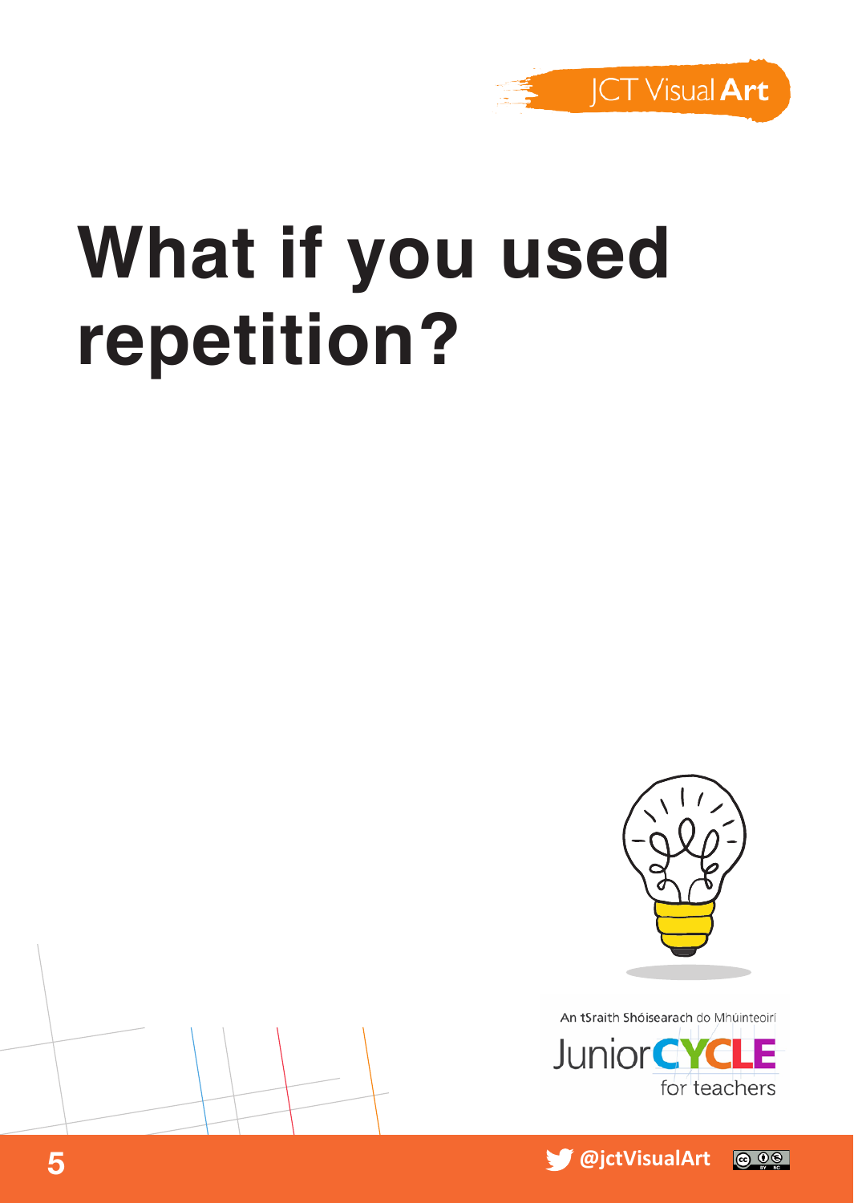# What if you used repetition?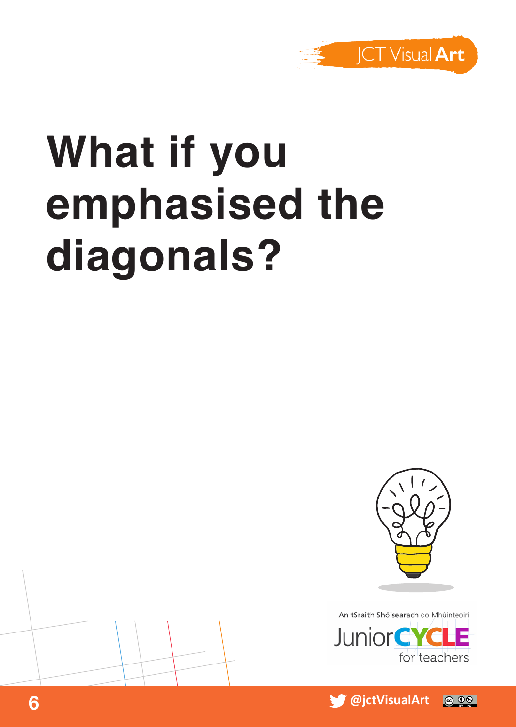# What if you emphasised the diagonals?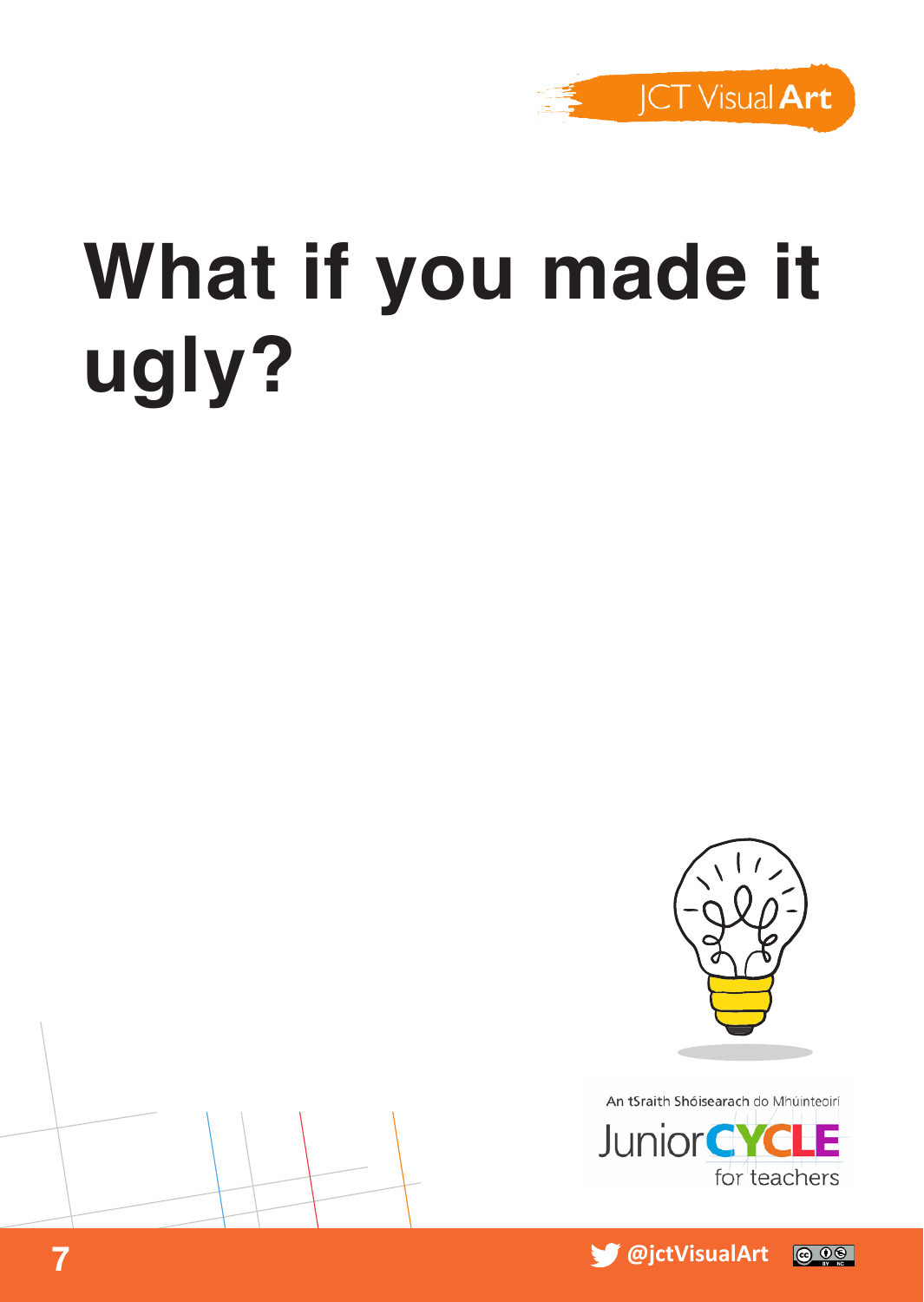# What if you made it ugly?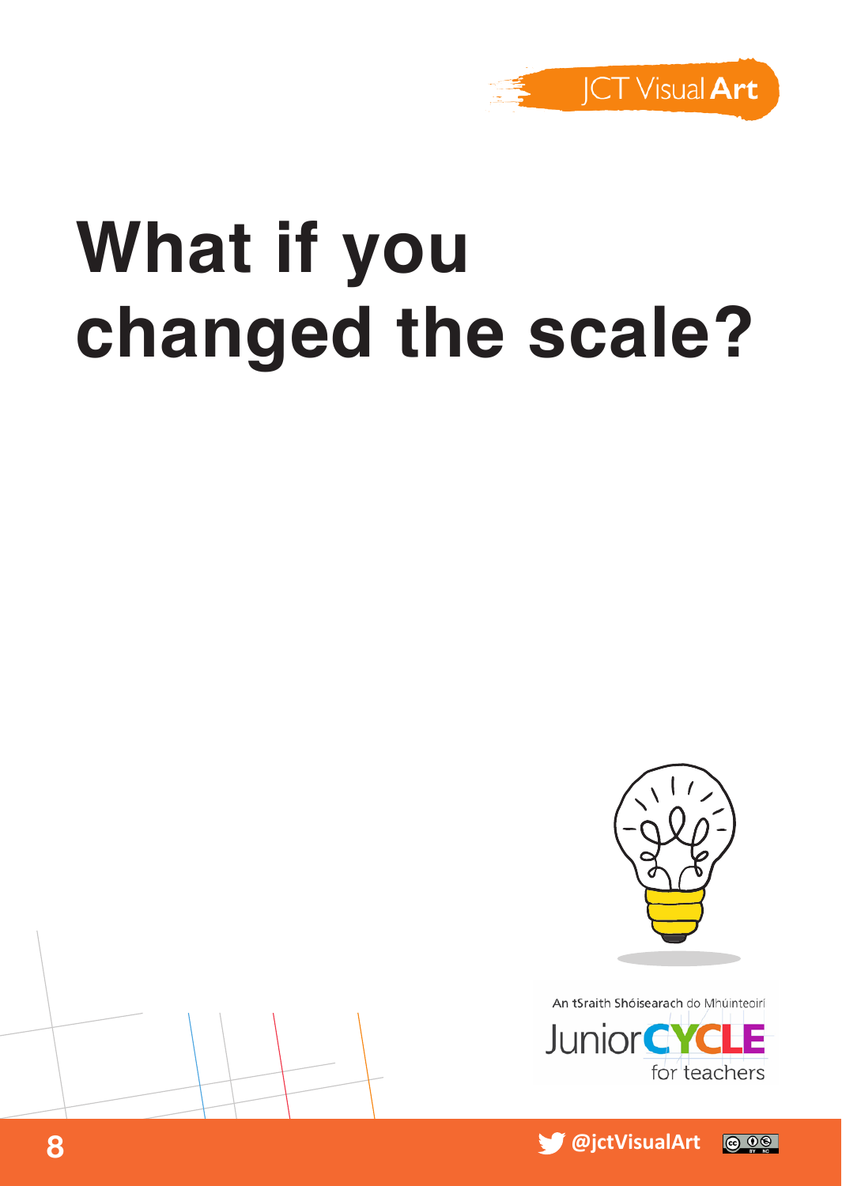# What if you changed the scale?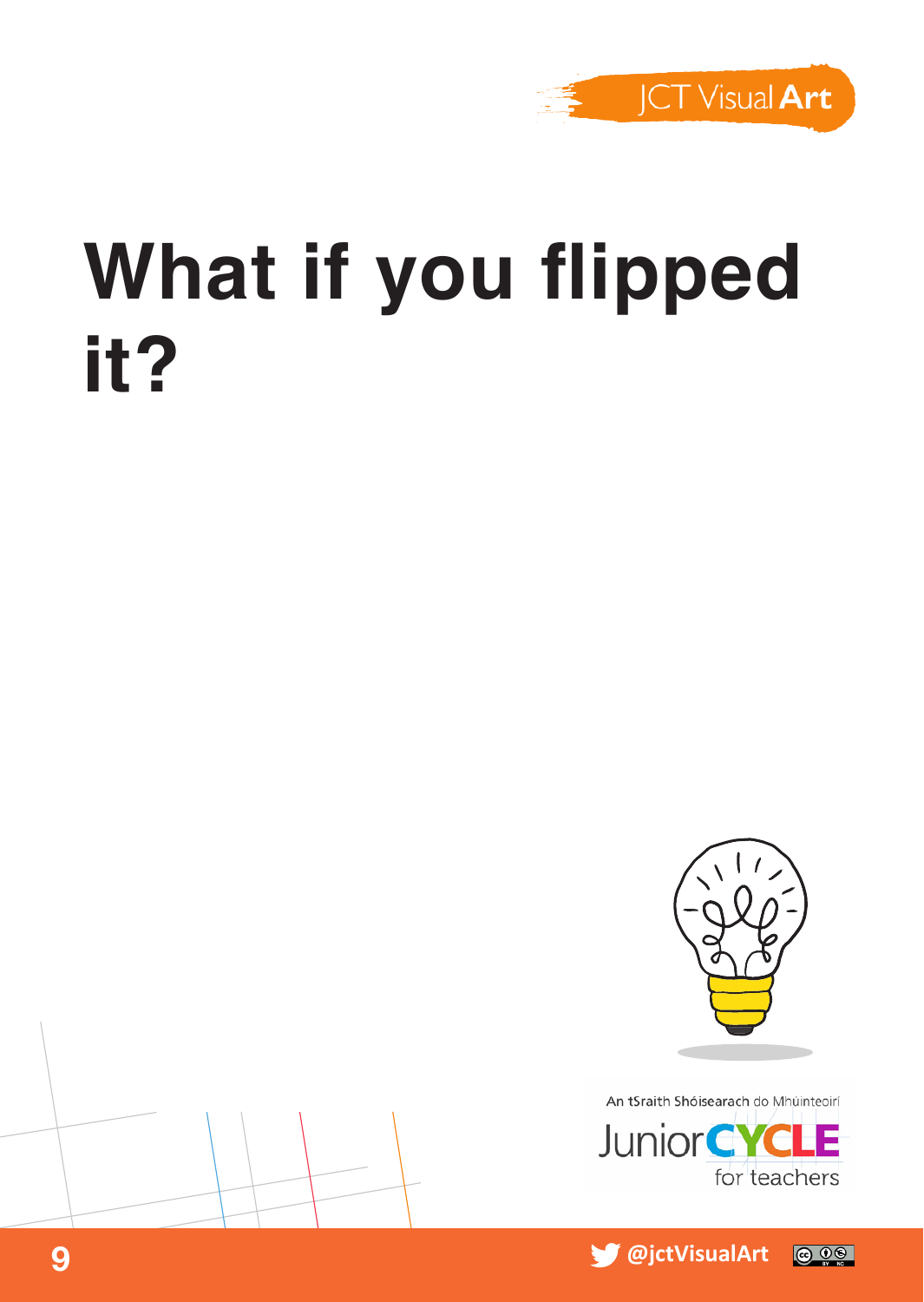# What if you flipped it?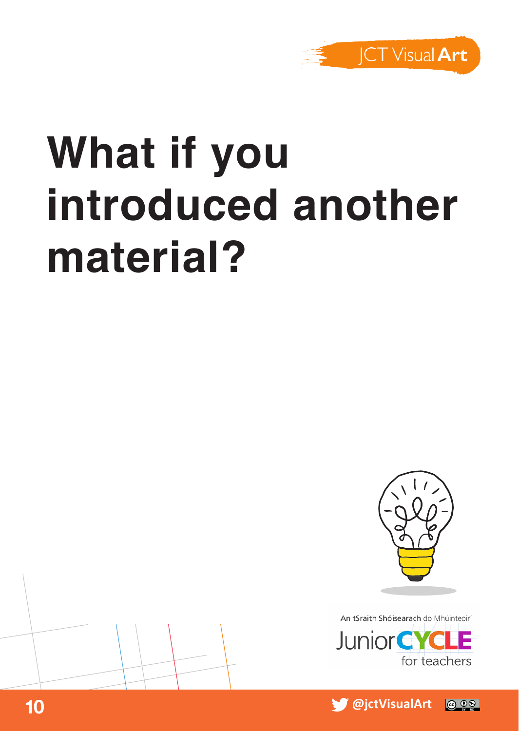# What if you introduced another material?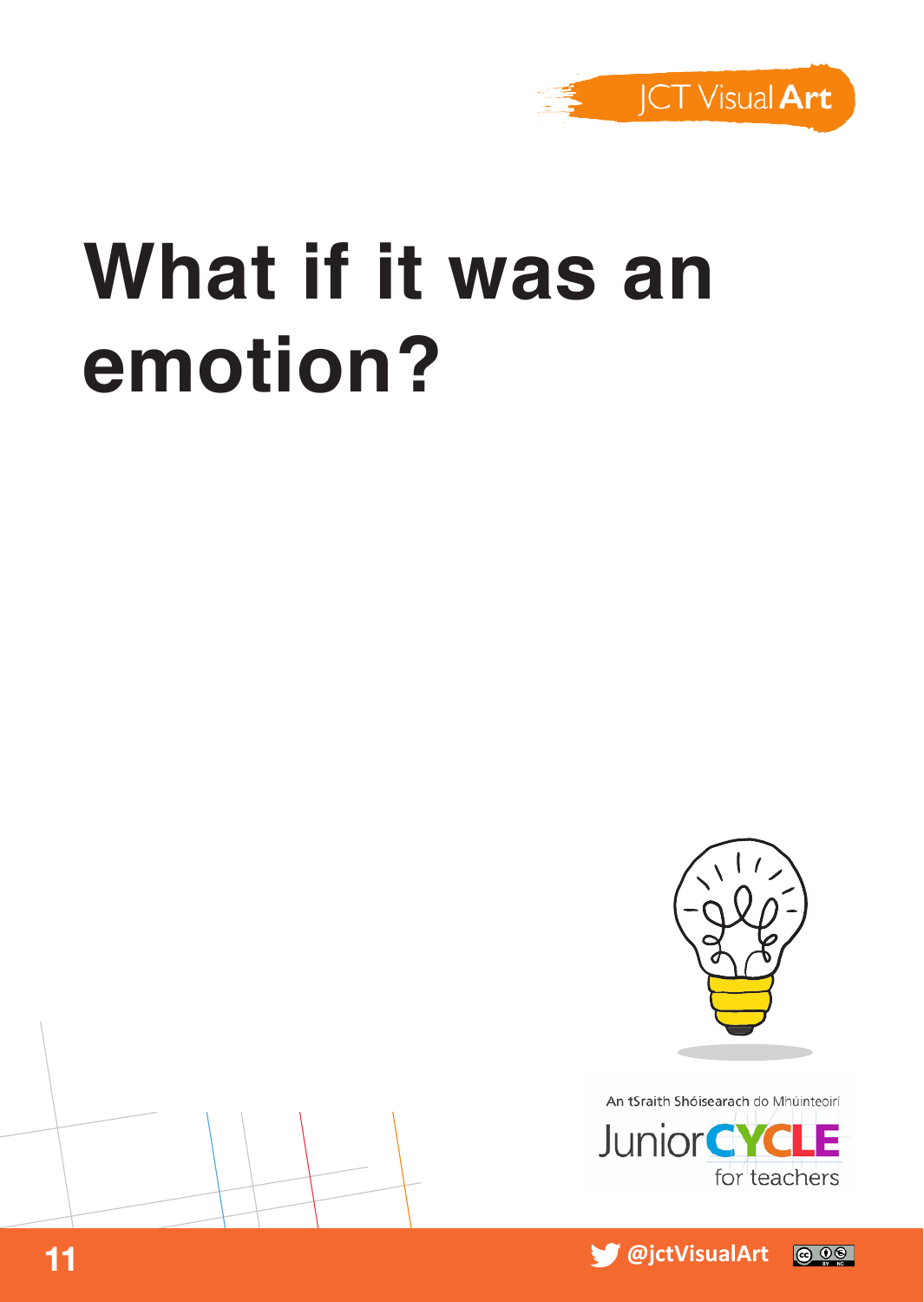# What if it was an emotion?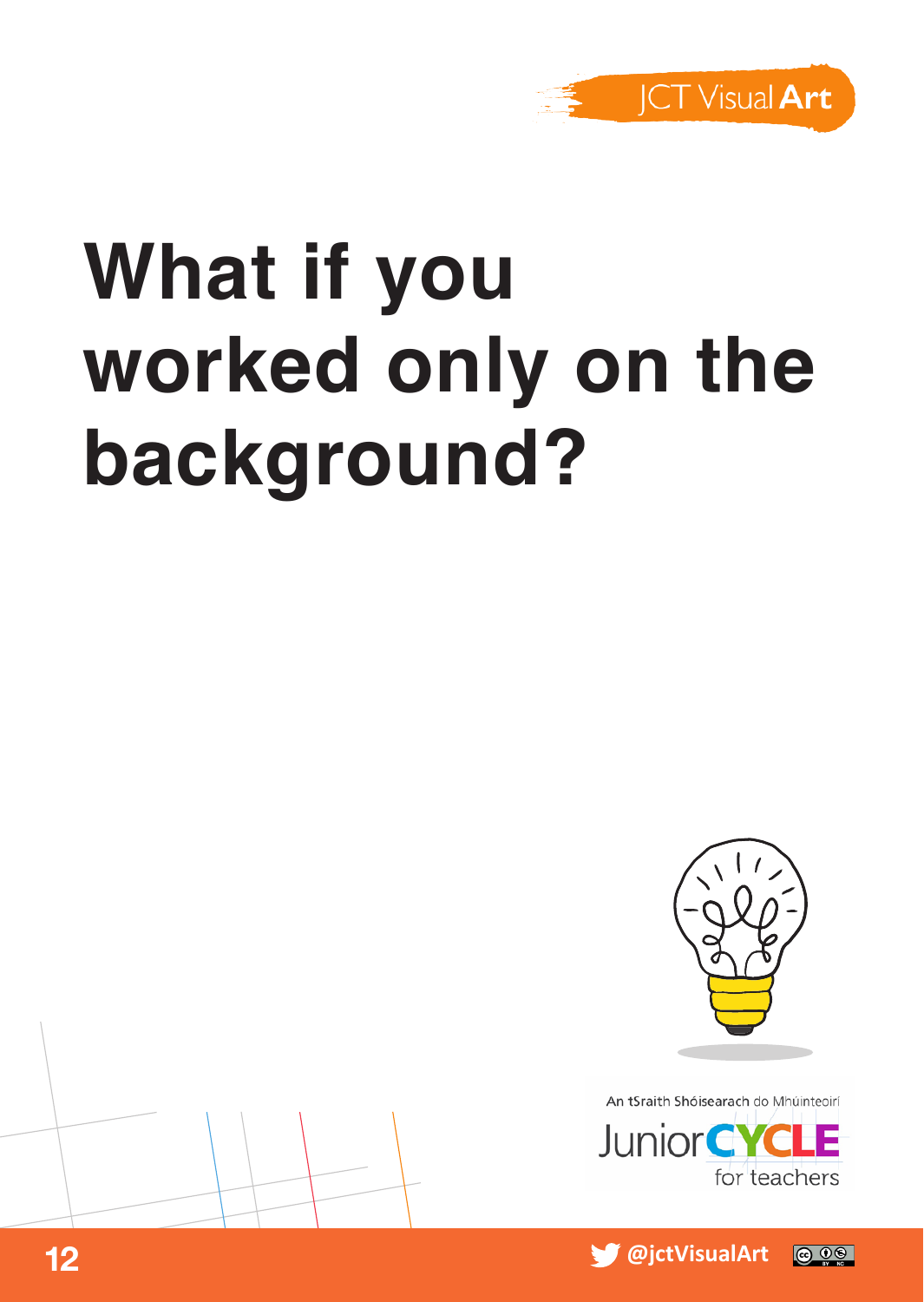# What if you worked only on the background?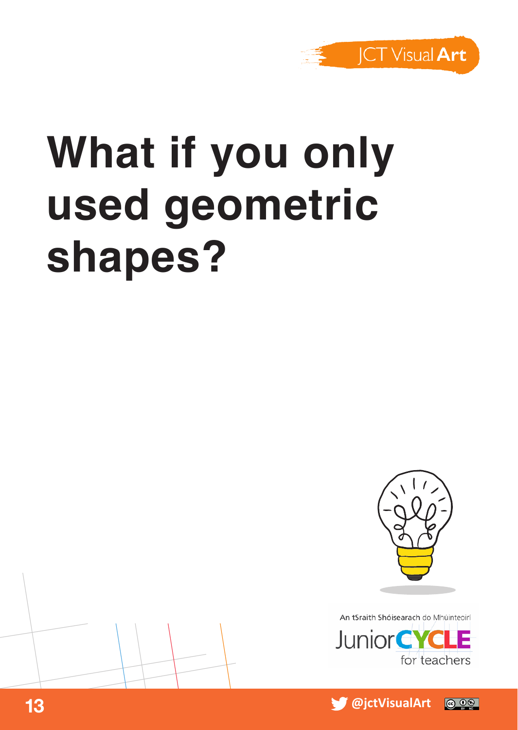# What if you only used geometric shapes?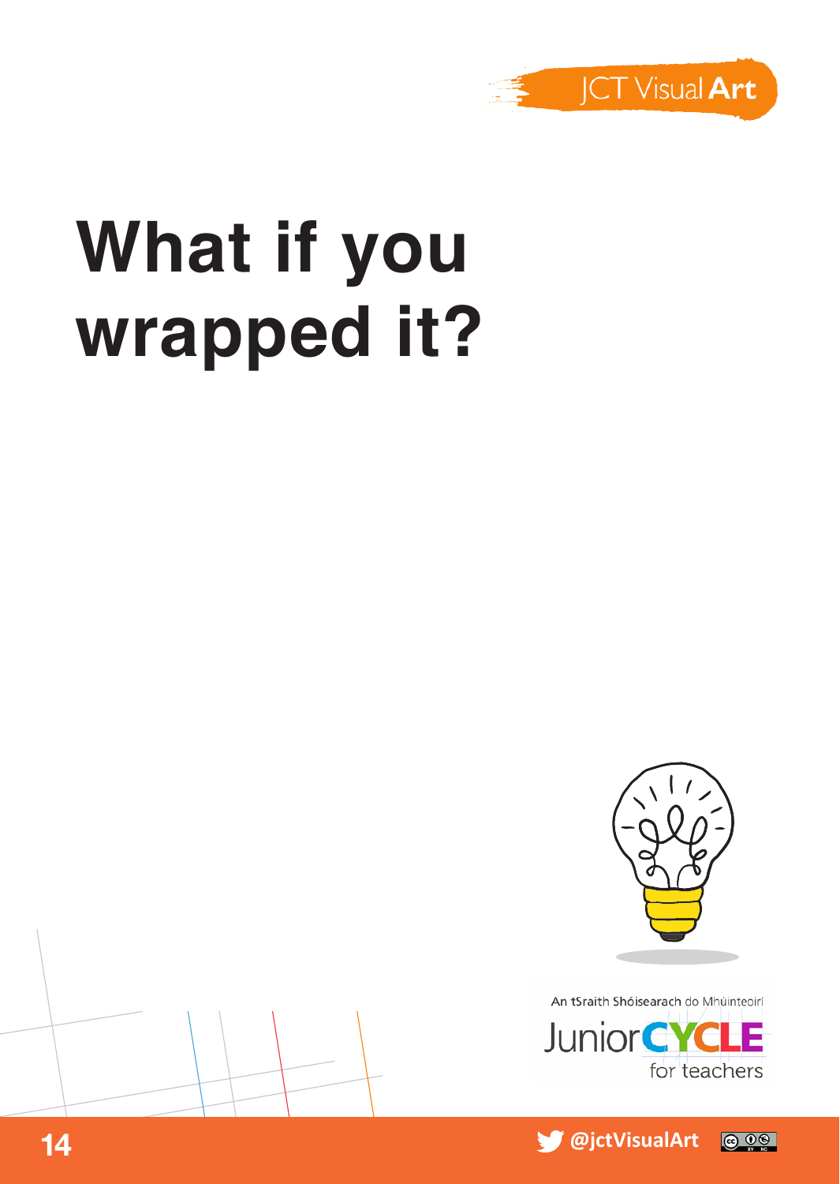# What if you wrapped it?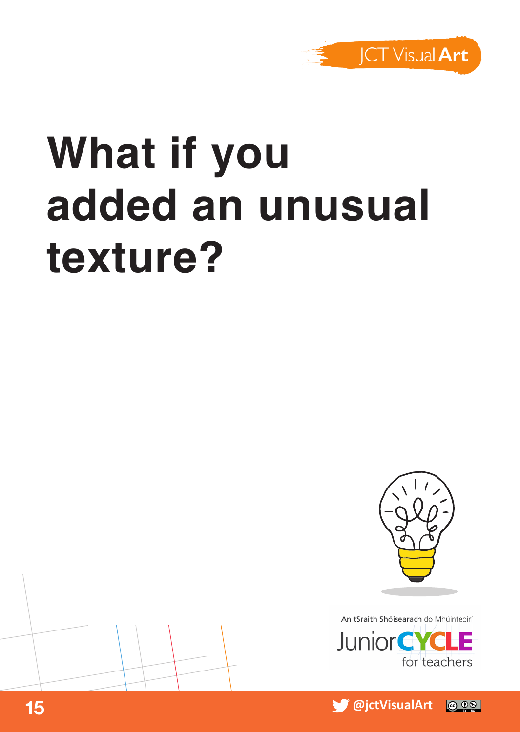# What if you added an unusual texture?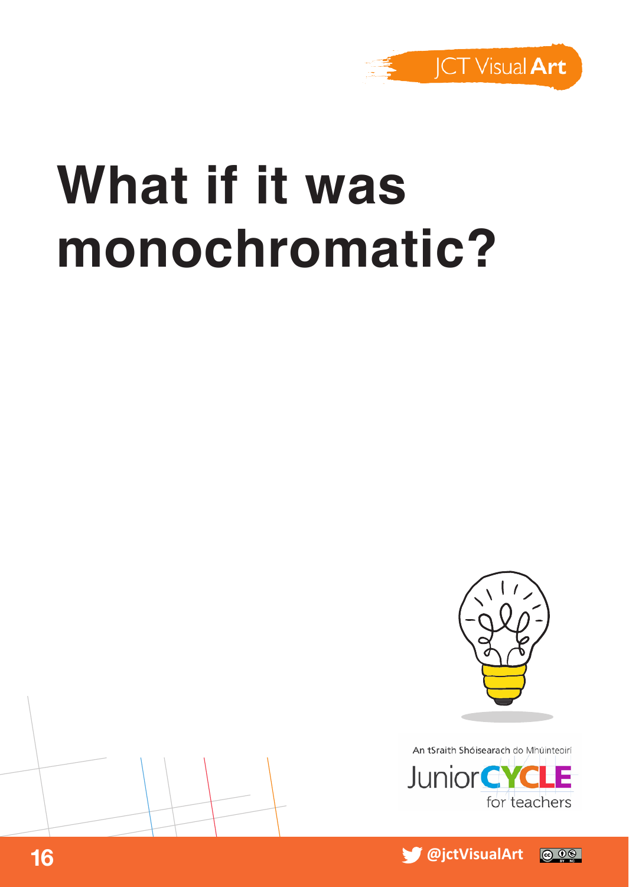# What if it was monochromatic?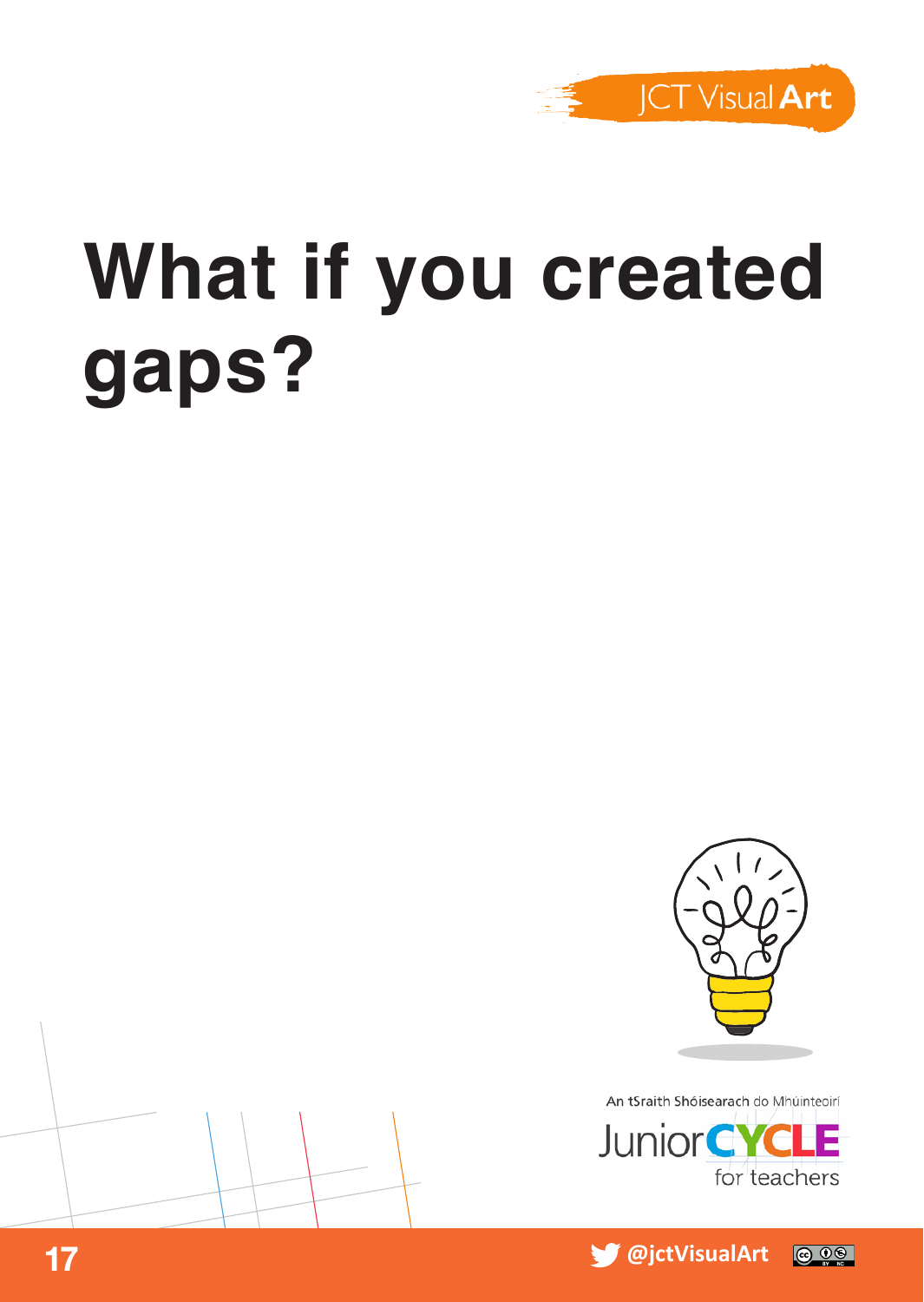# What if you created gaps?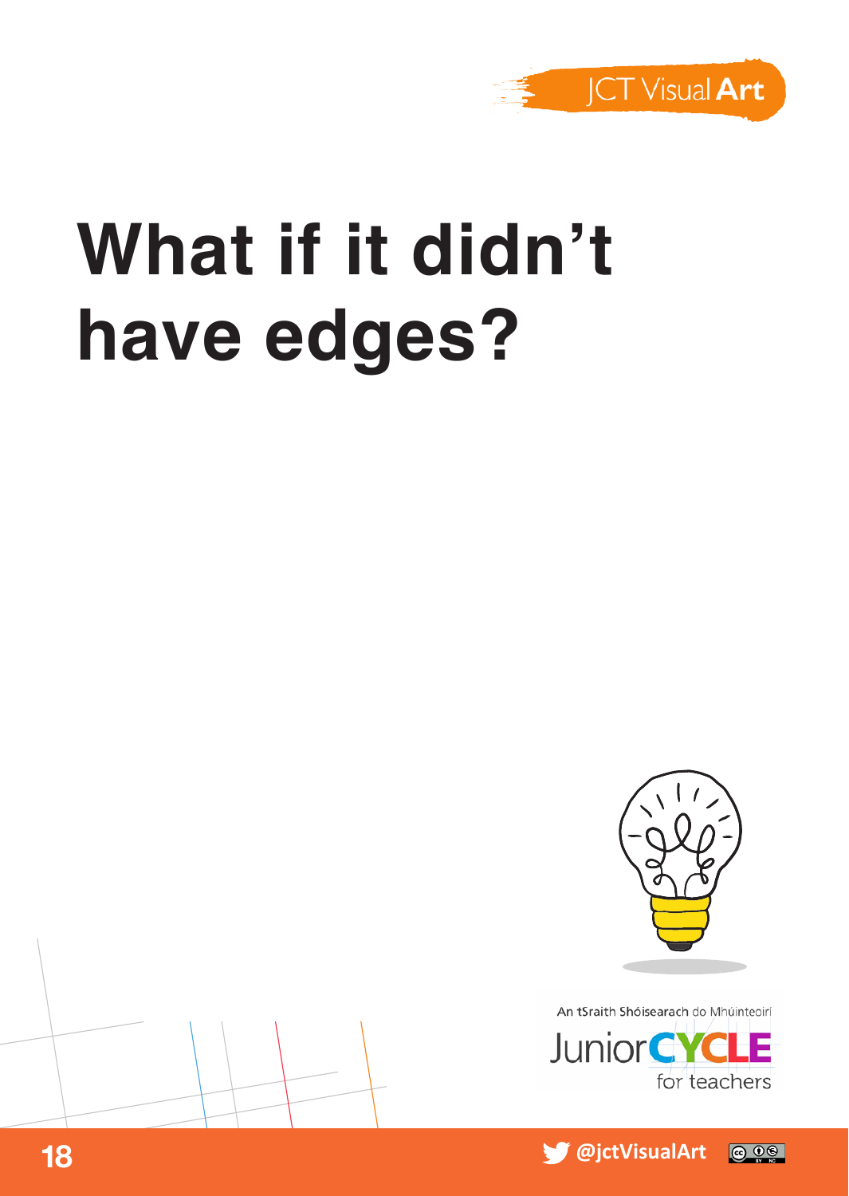# What if it didn't have edges?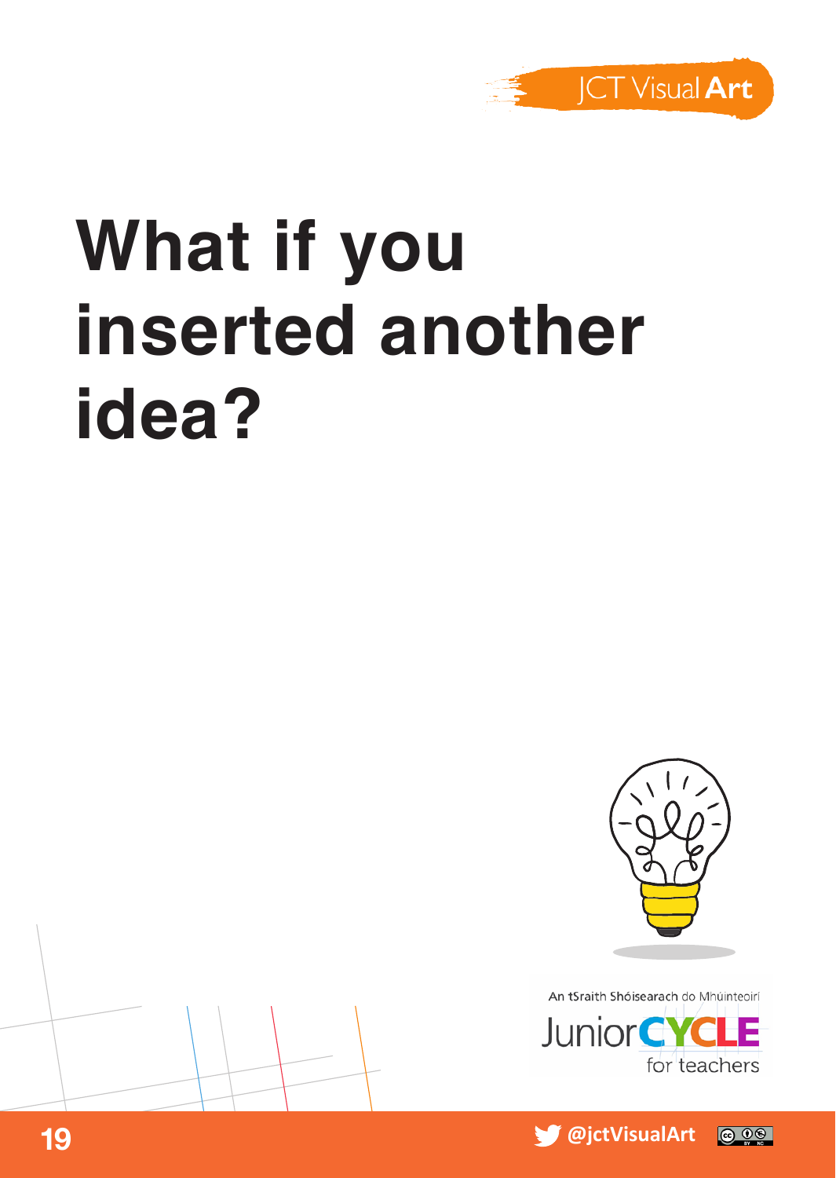# What if you inserted another idea?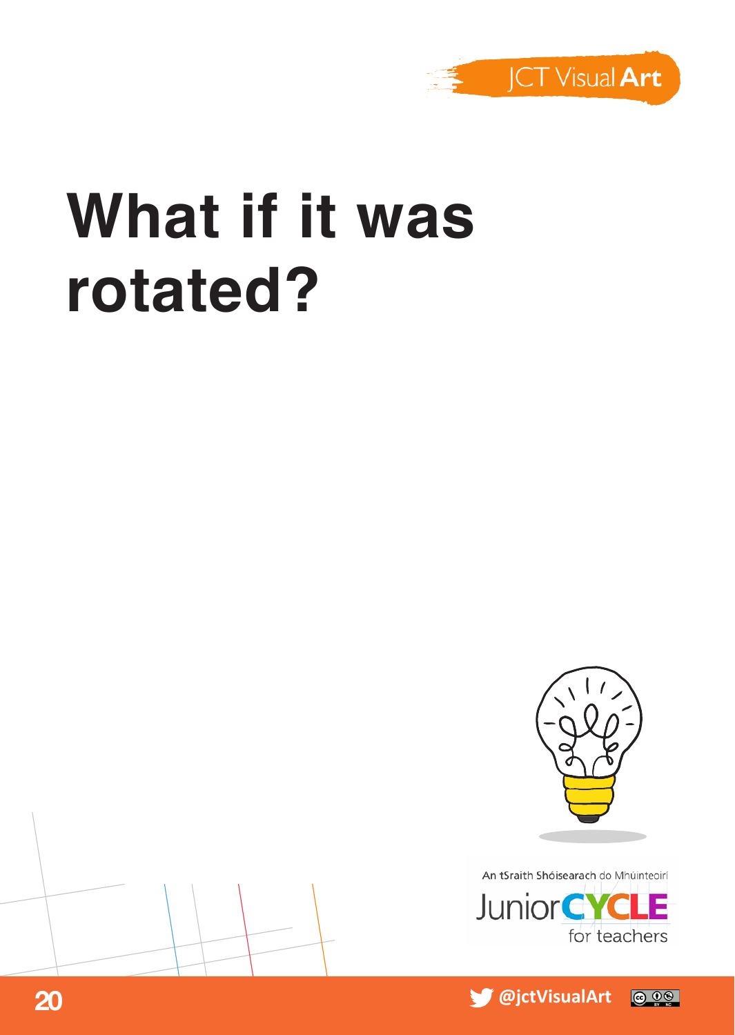# What if it was rotated?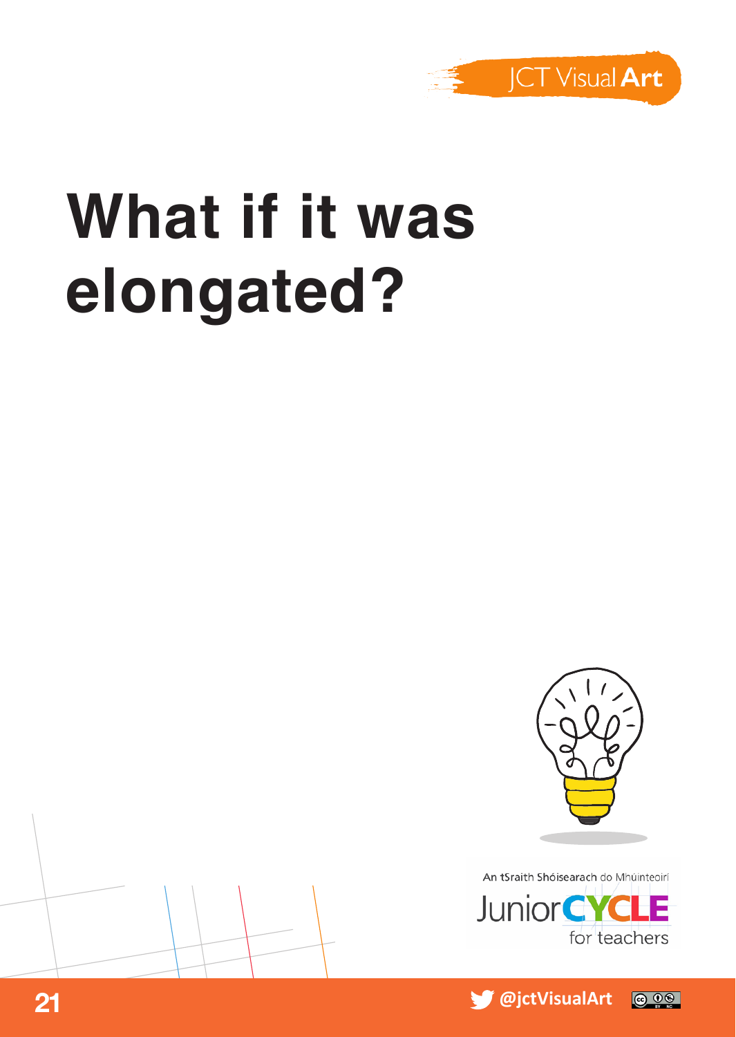# What if it was elongated?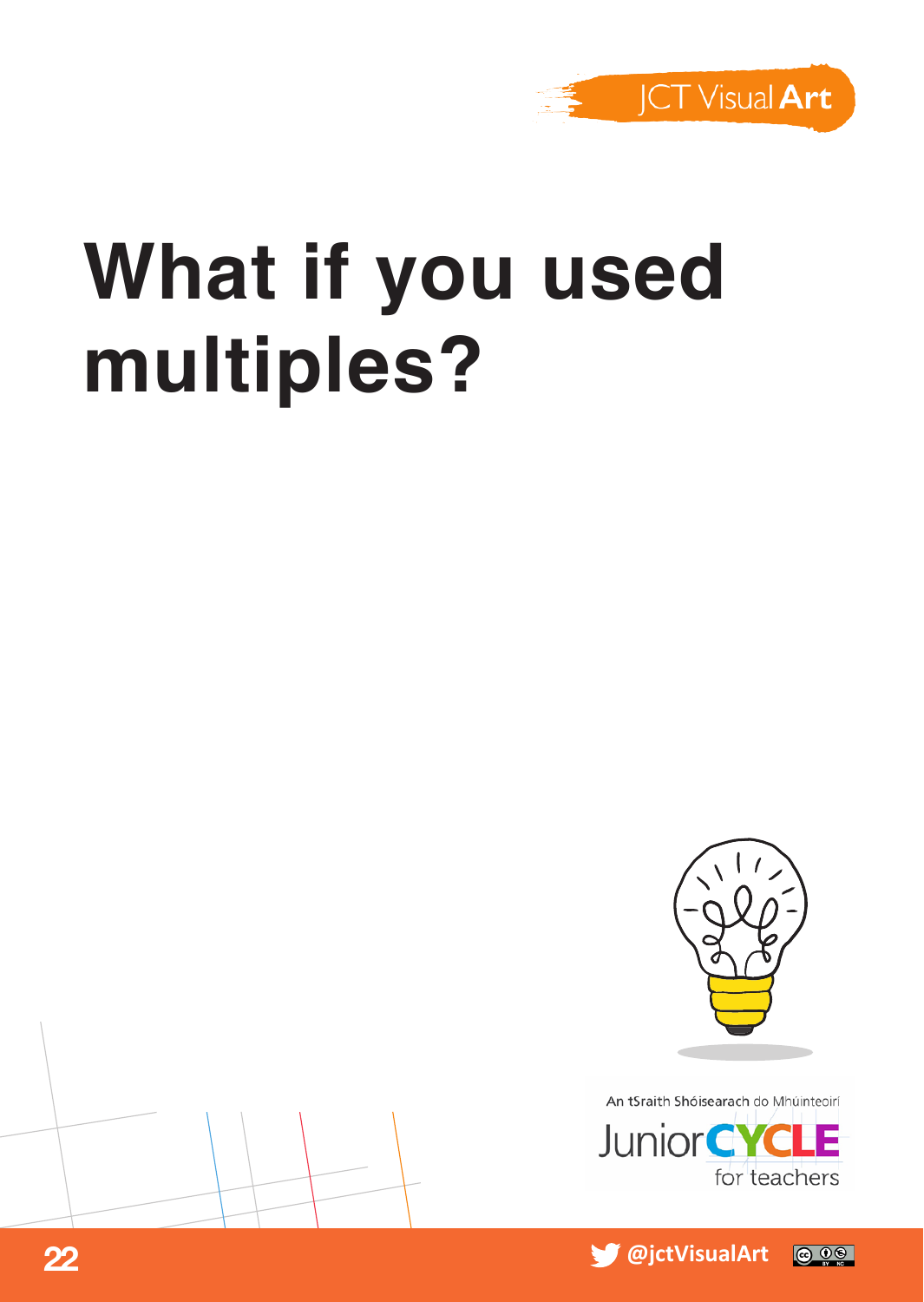# What if you used multiples?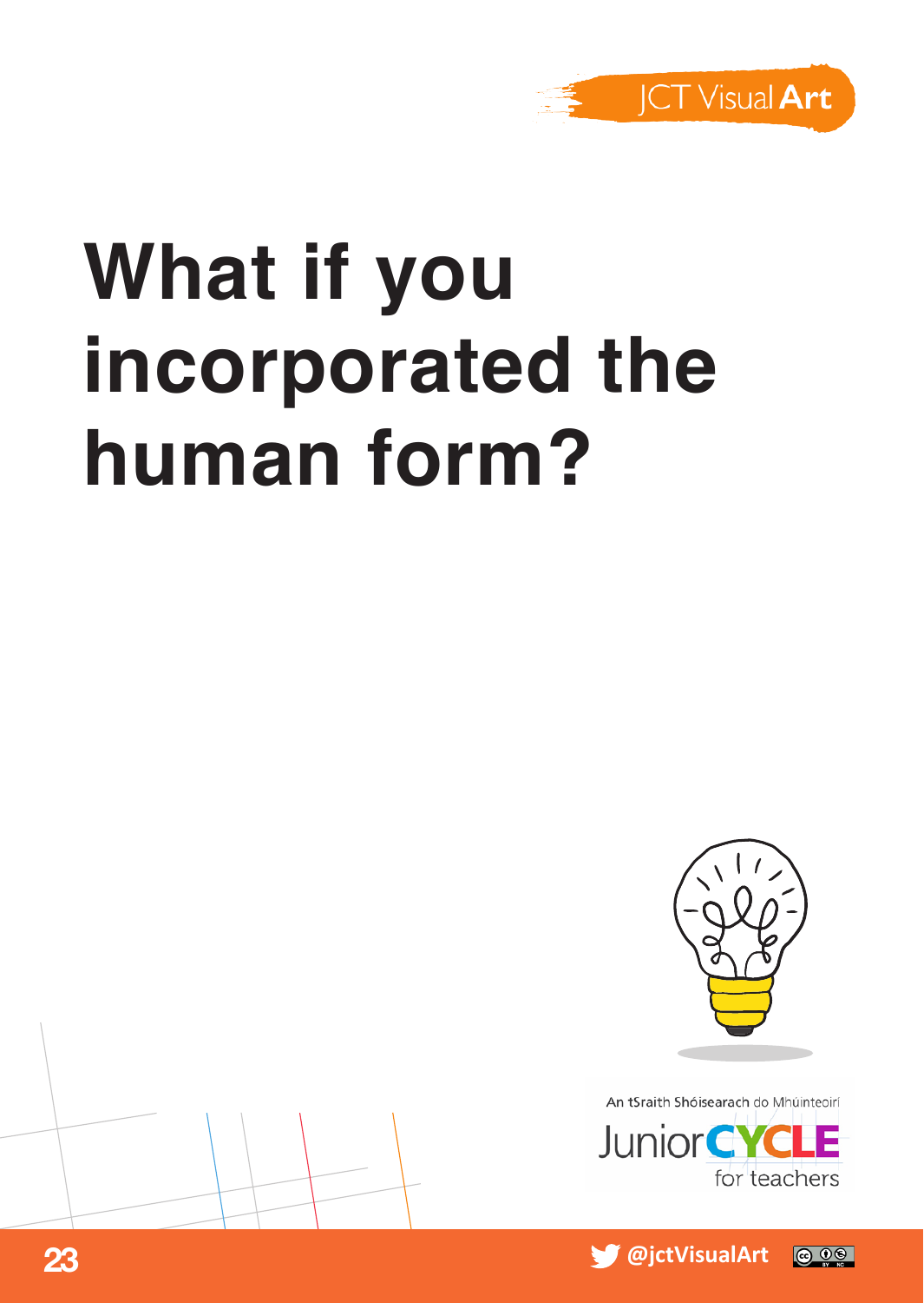# What if you incorporated the human form?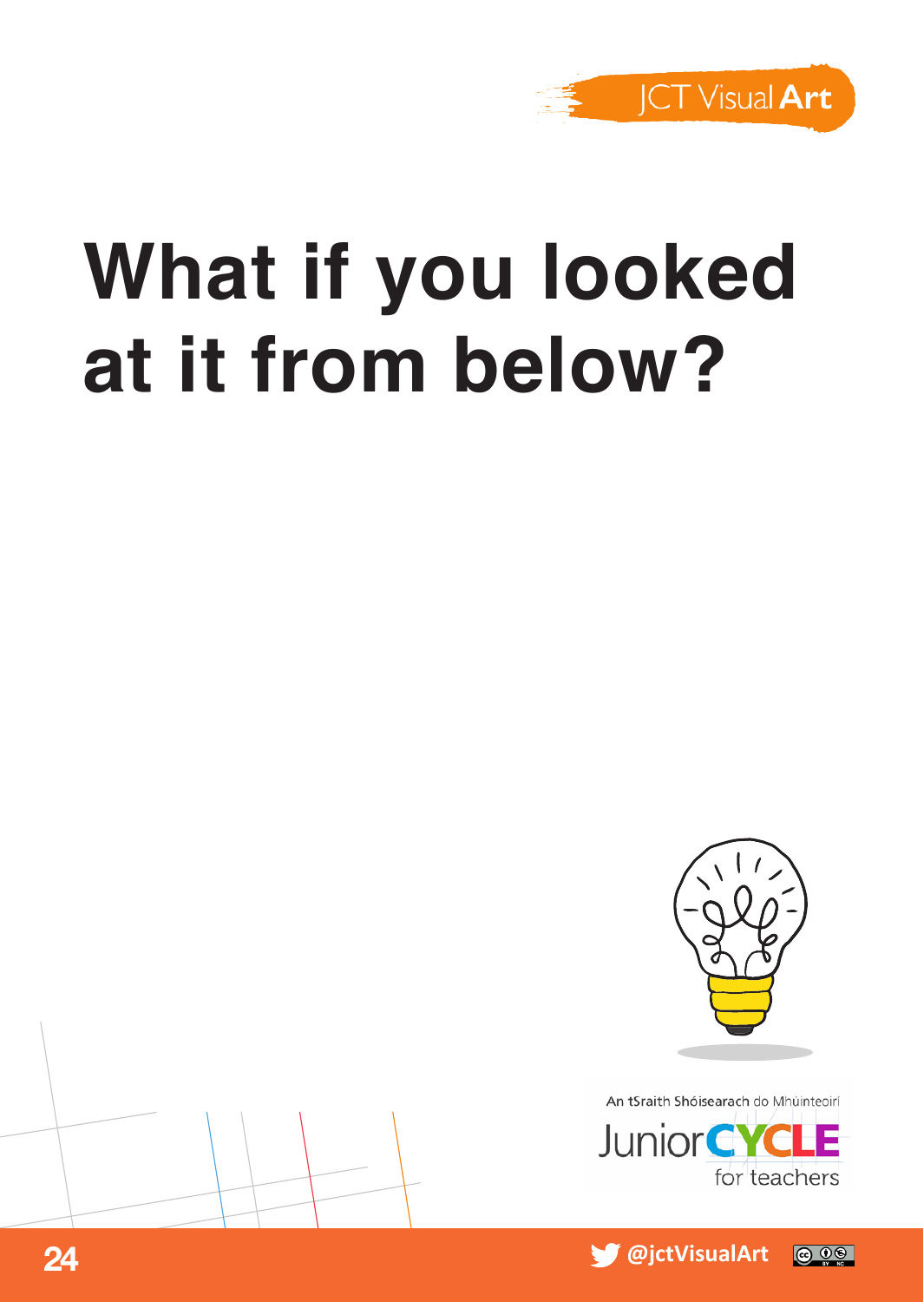# What if you looked at it from below?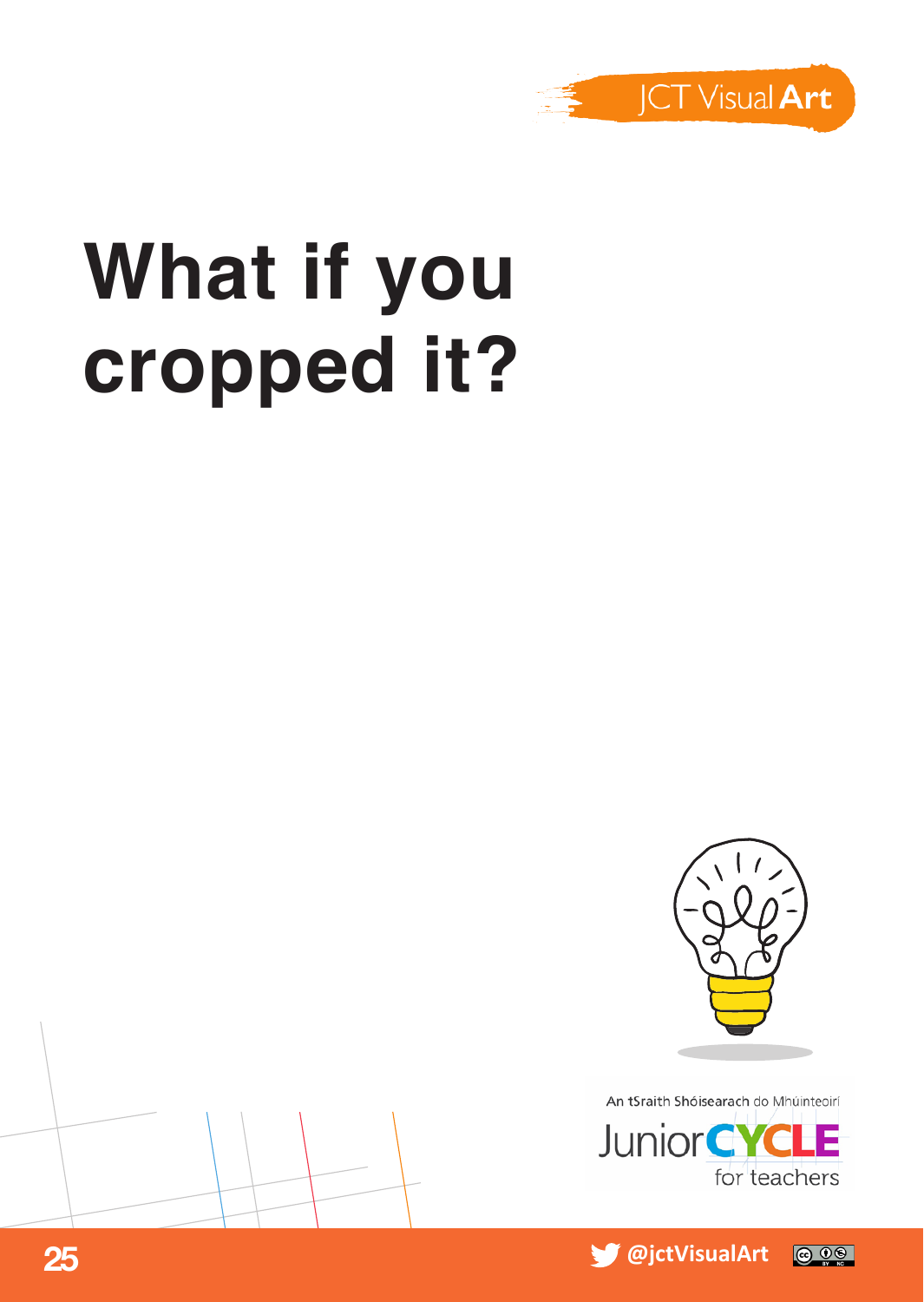# What if you cropped it?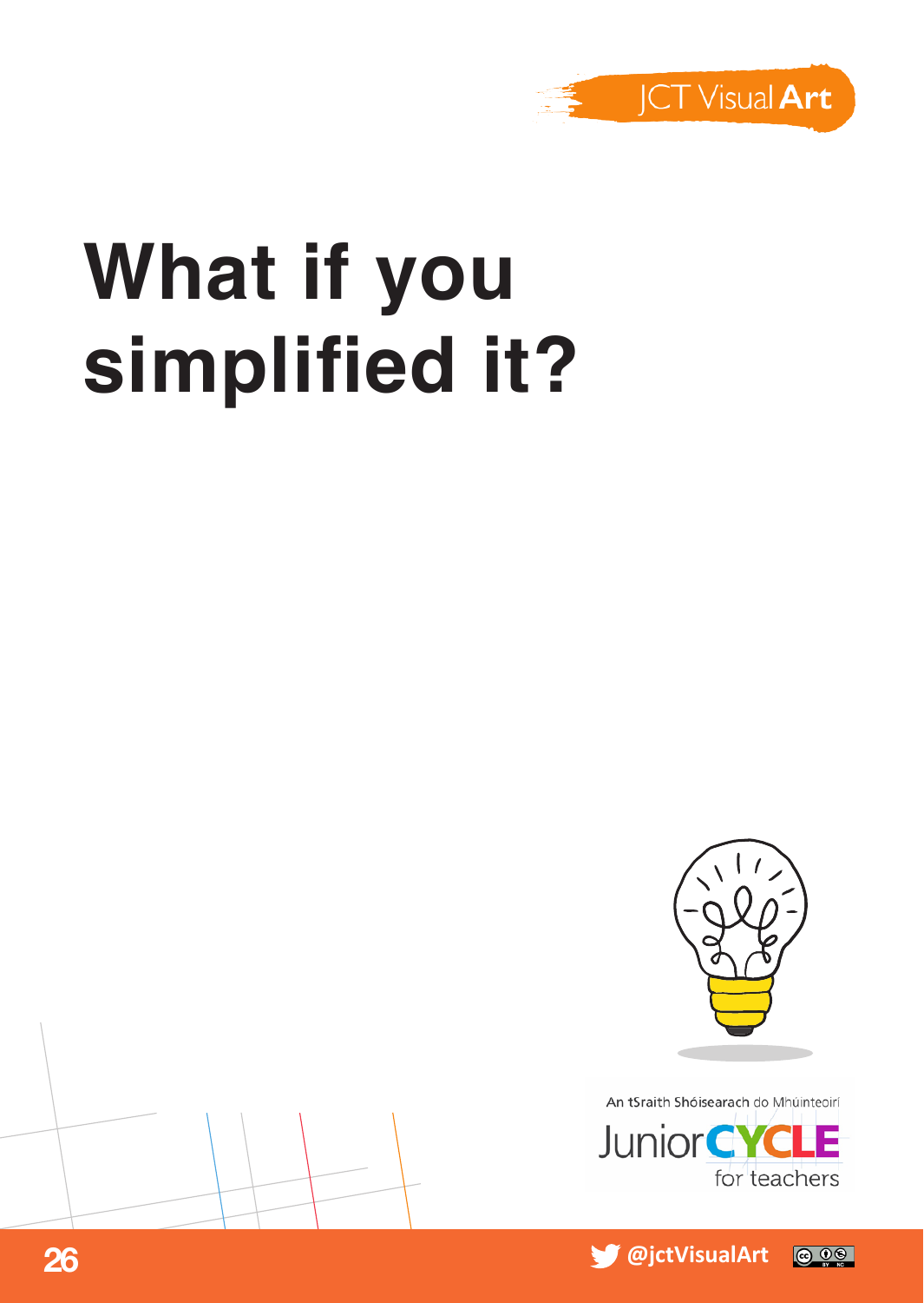# What if you simplified it?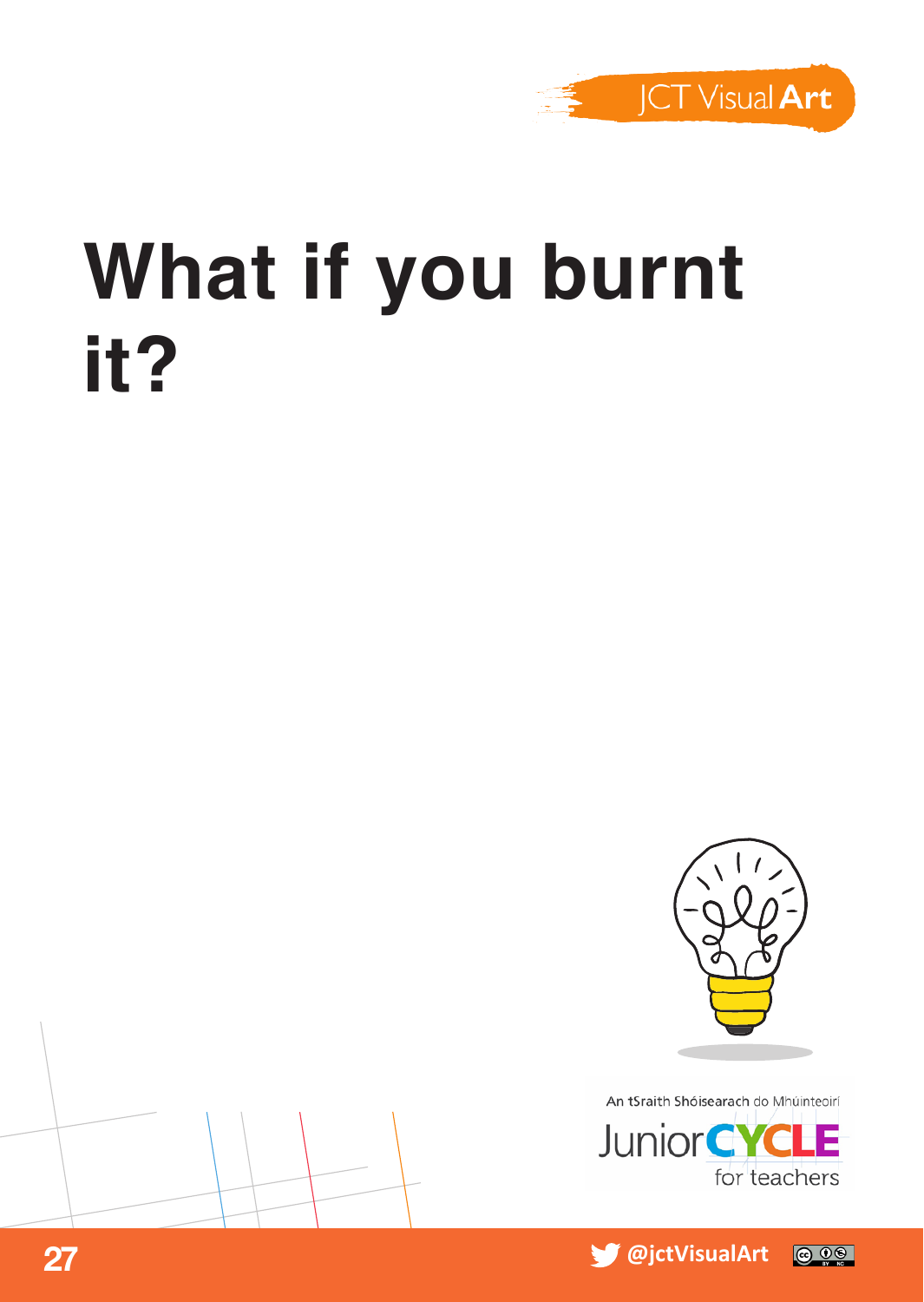# What if you burnt it?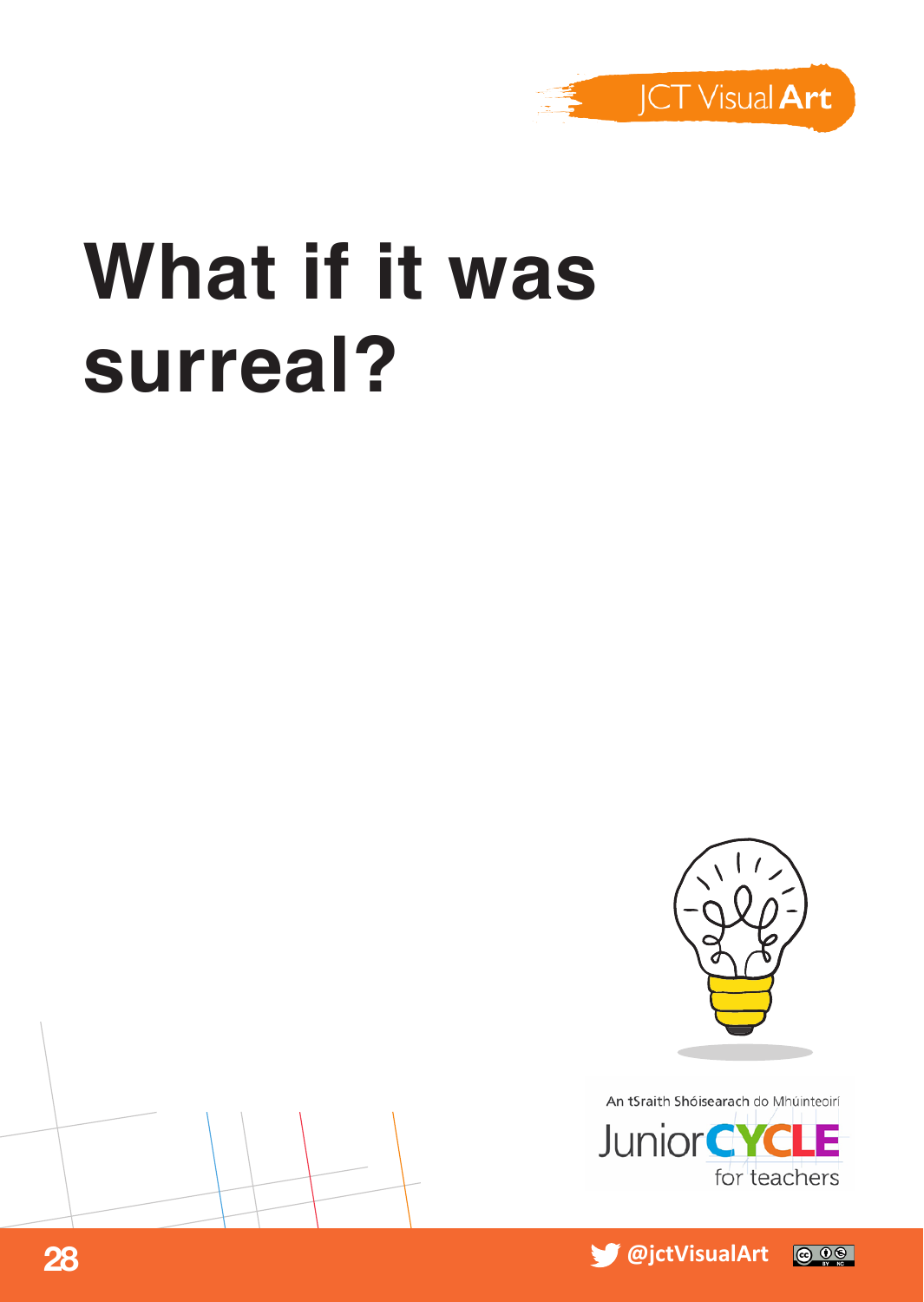# What if it was surreal?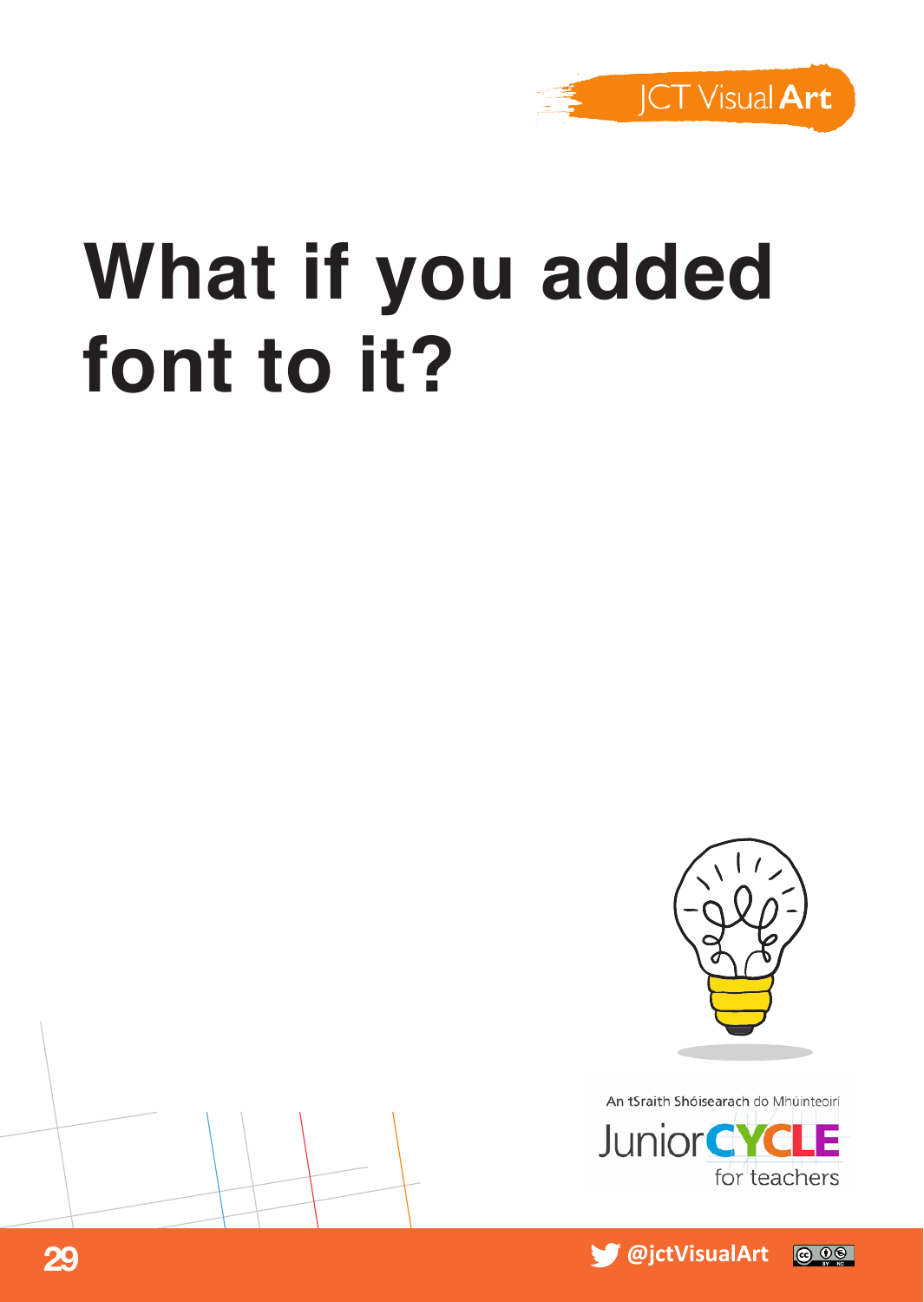# What if you added font to it?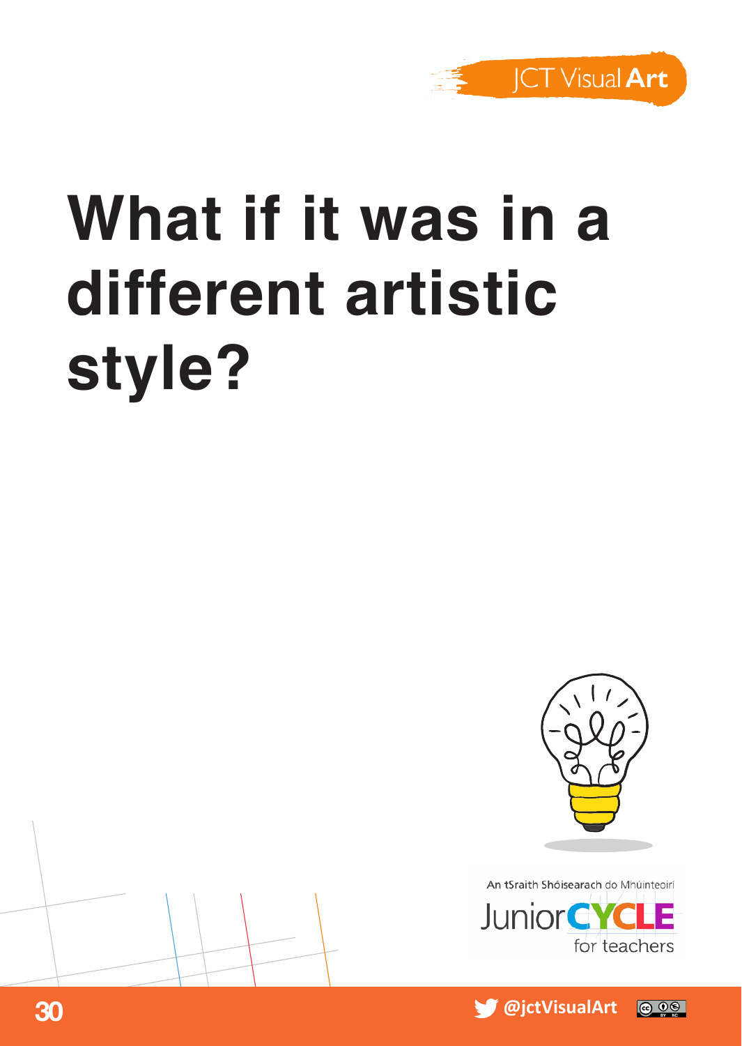# What if it was in a different artistic style?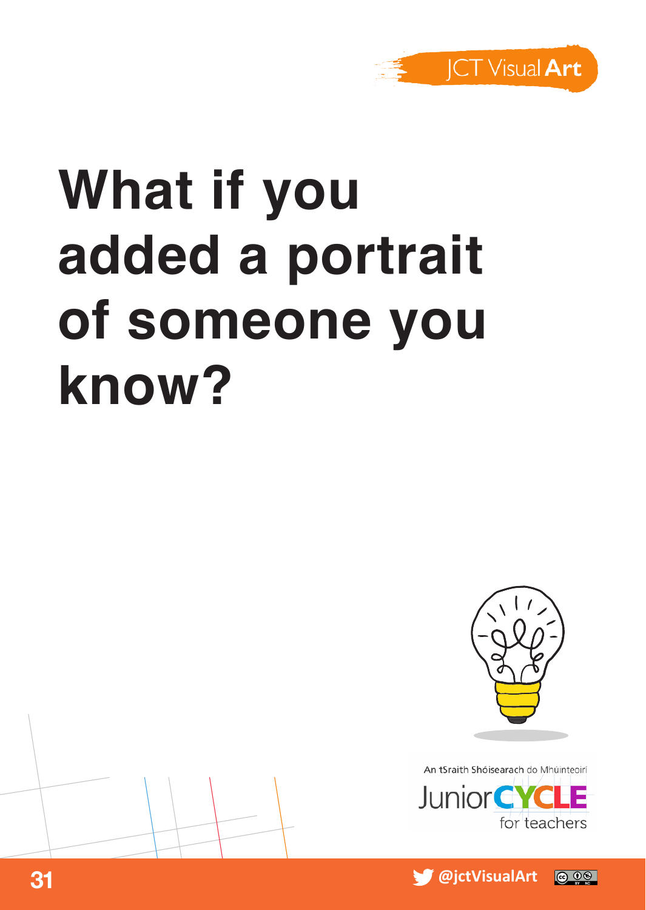# What if you added a portrait of someone you know?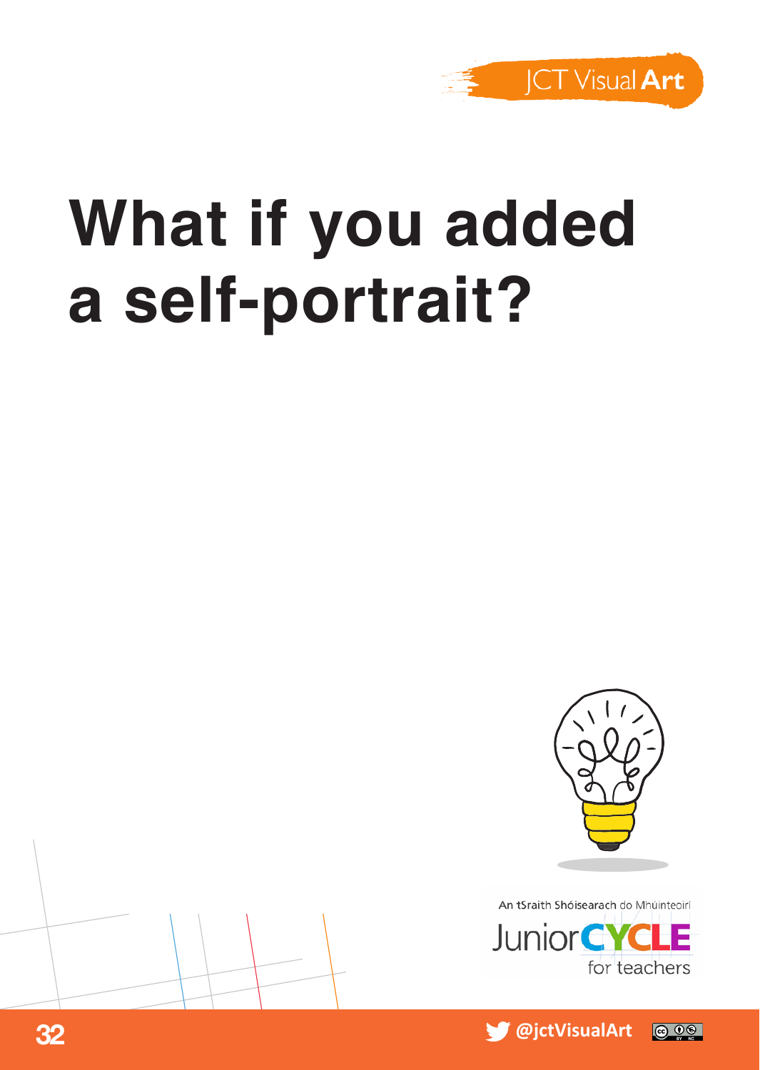# What if you added a self-portrait?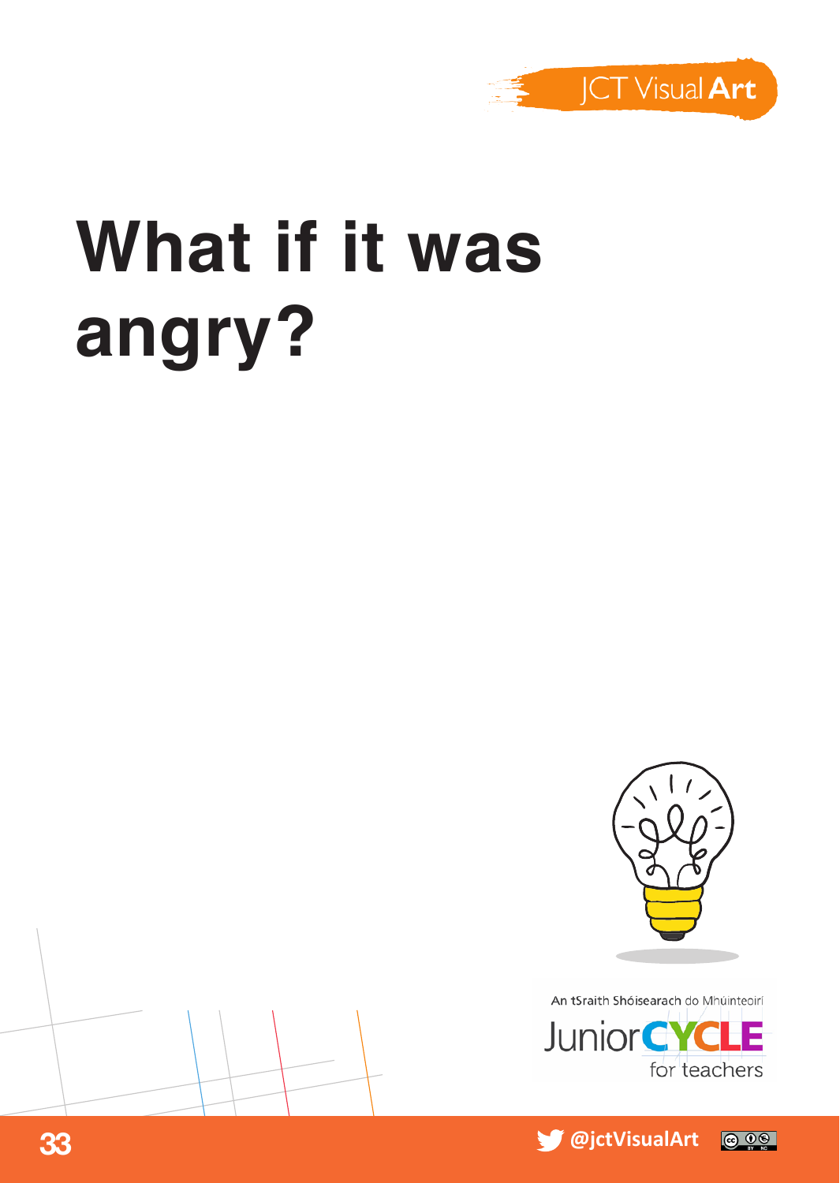# What if it was angry?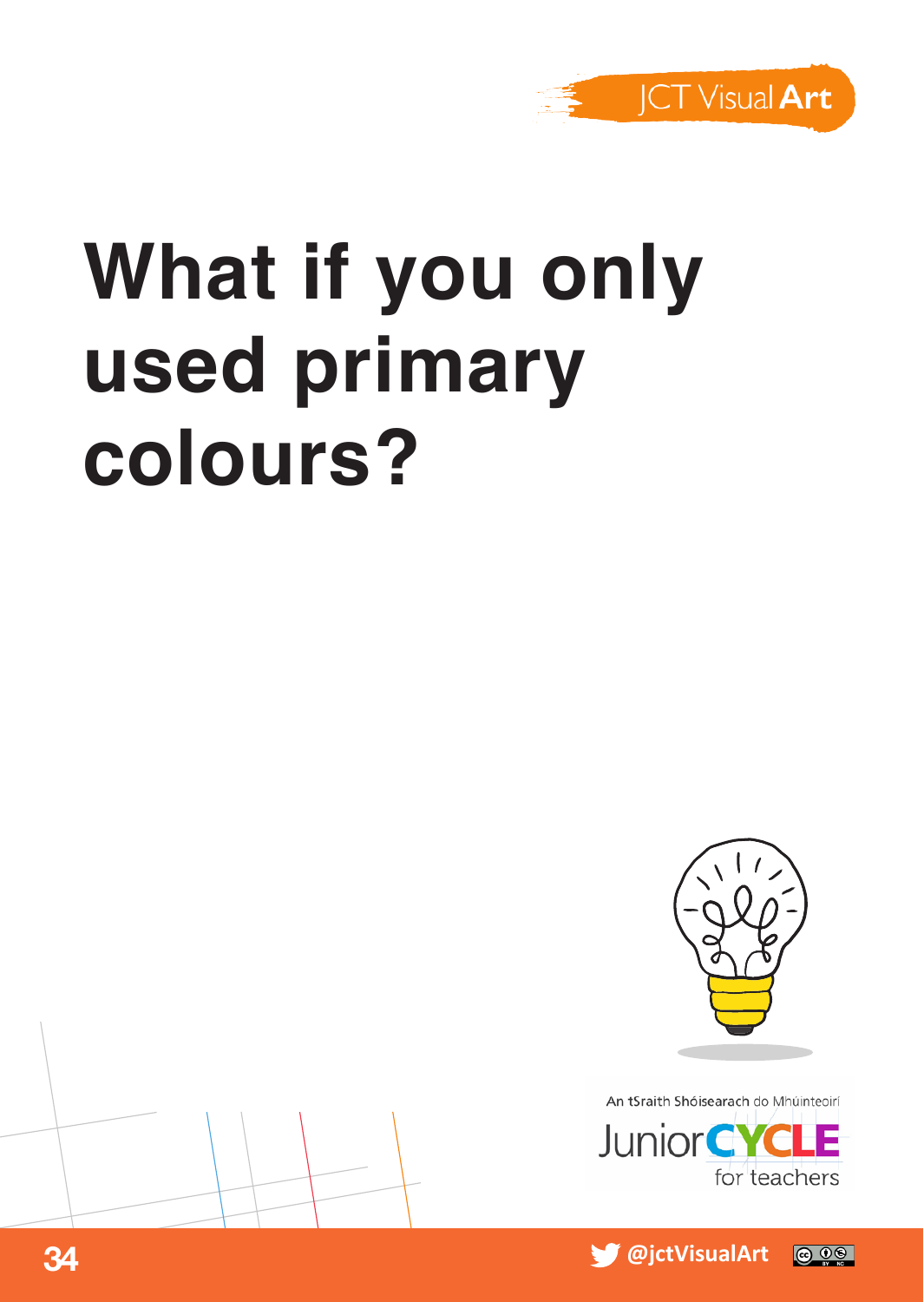# What if you only used primary colours?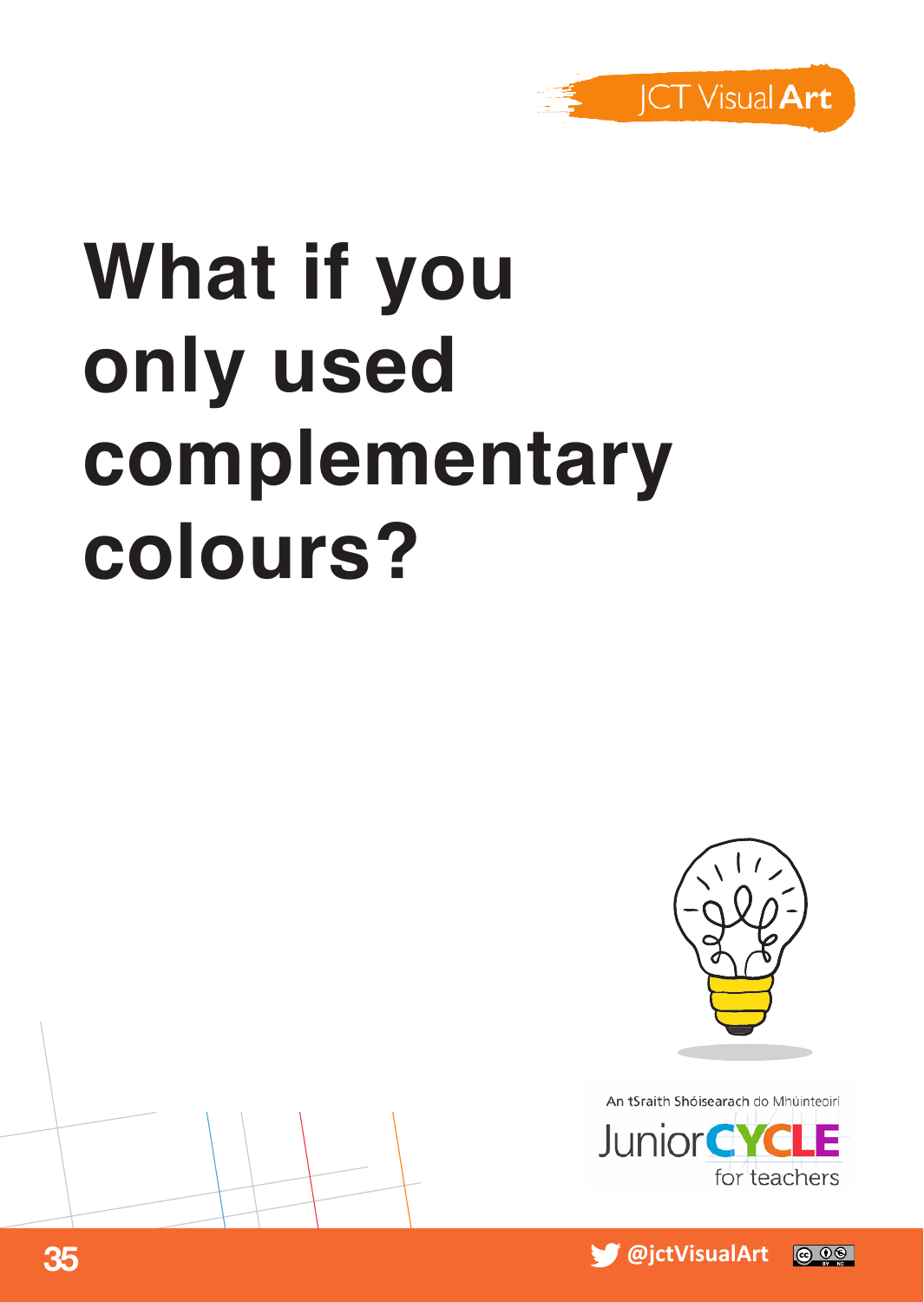# What if you only used complementary colours?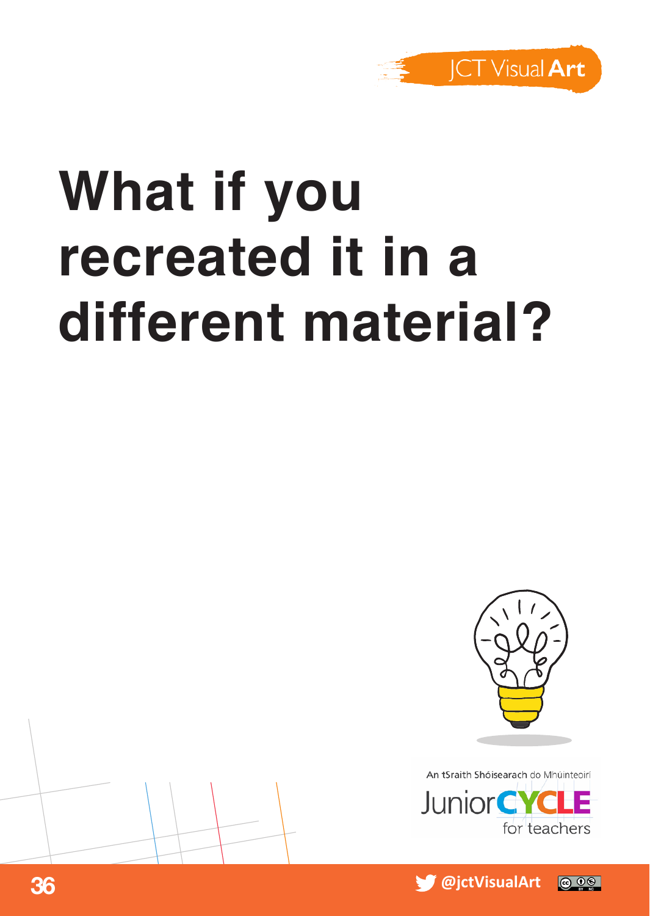# What if you recreated it in a different material?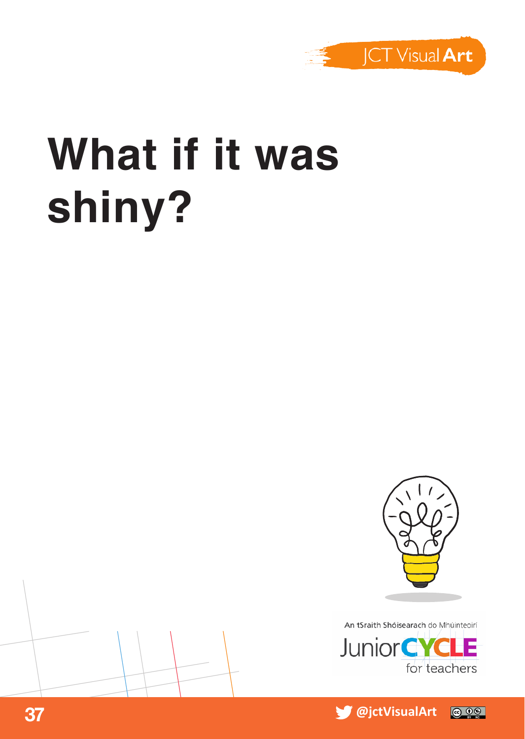# What if it was shiny?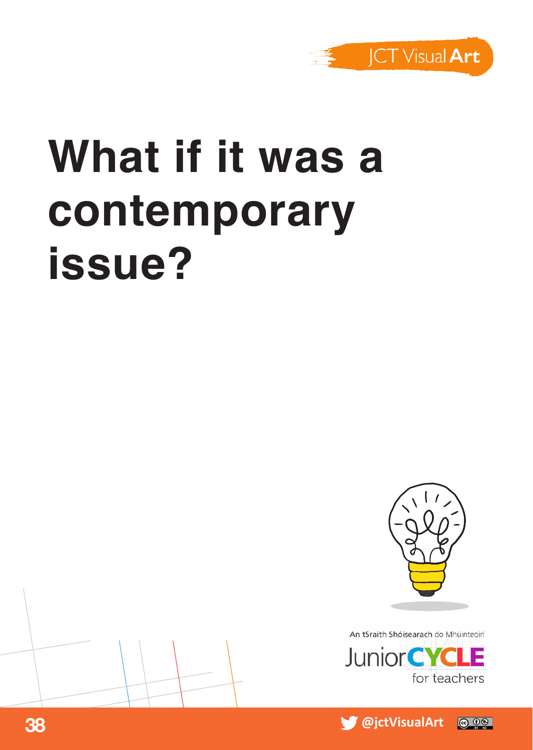# What if it was a contemporary issue?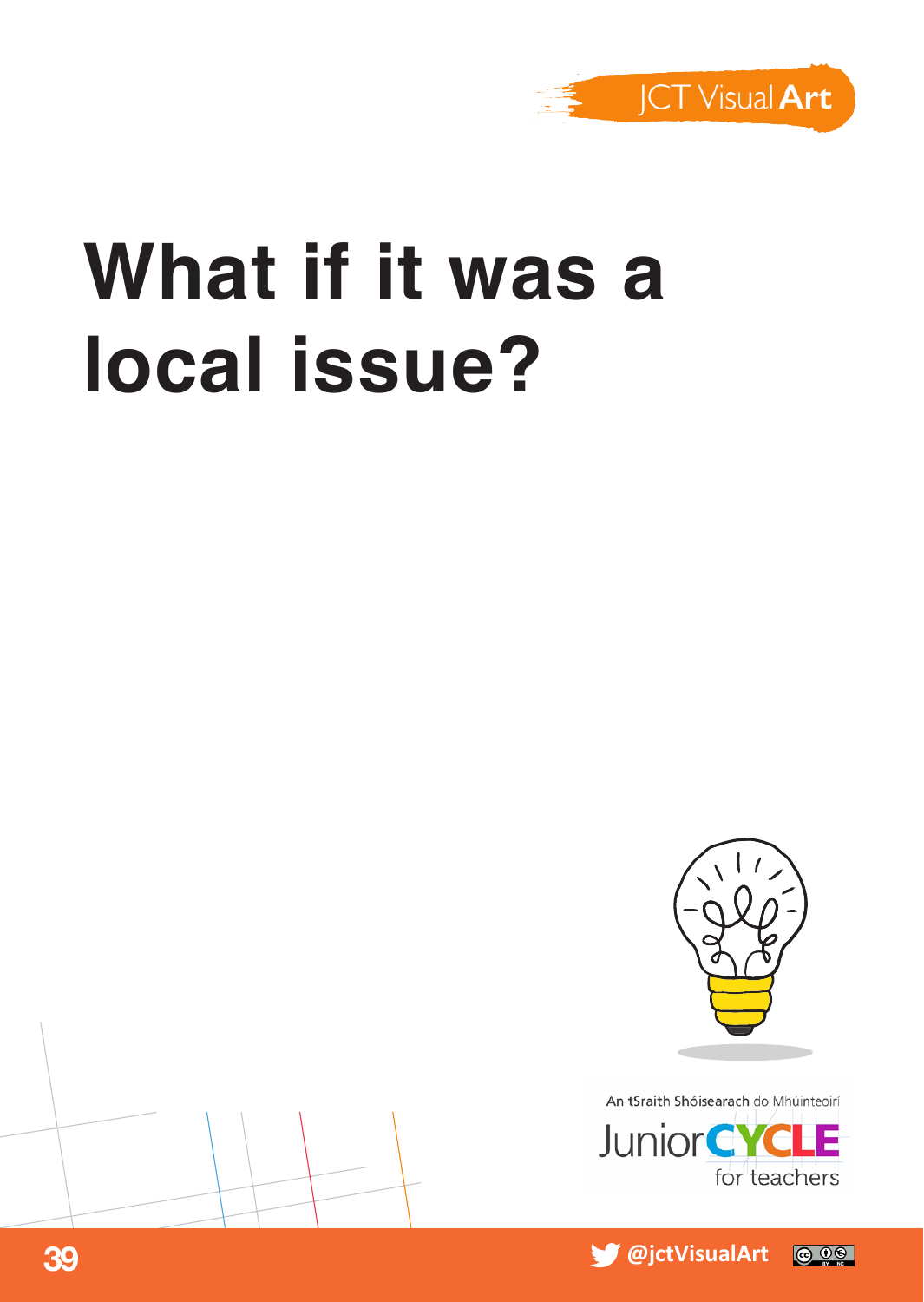# What if it was a local issue?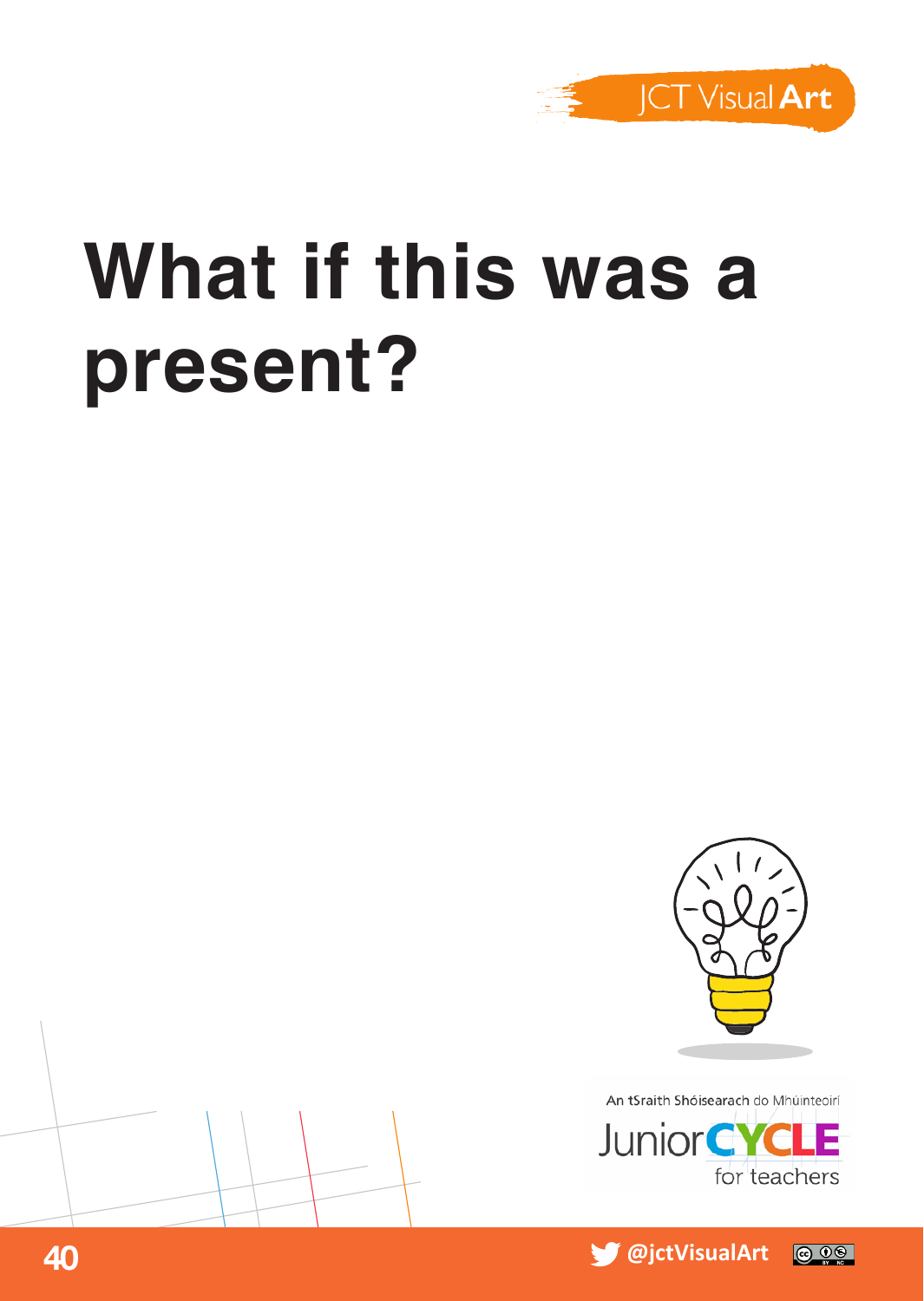# What if this was a present?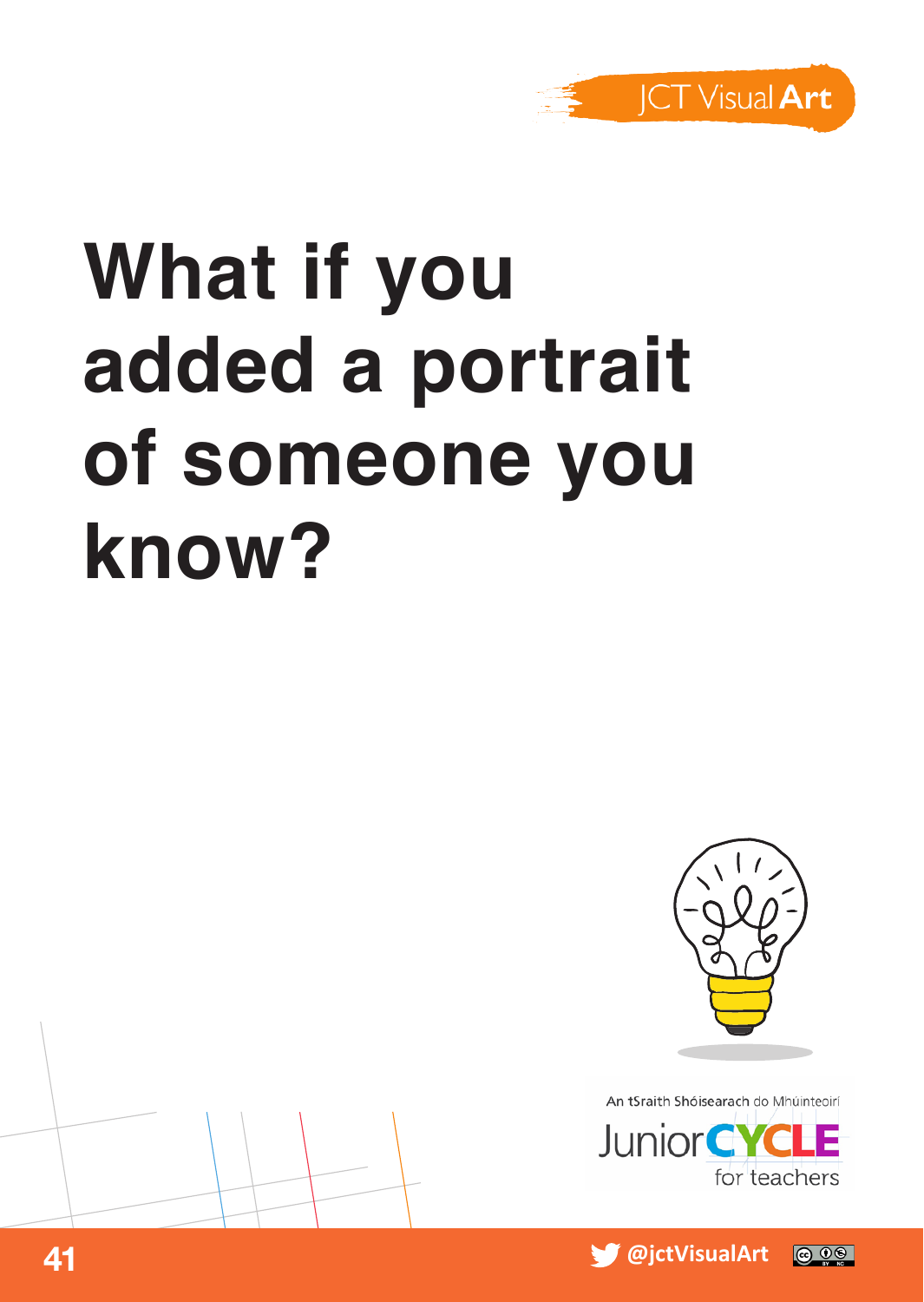# What if you added a portrait of someone you know?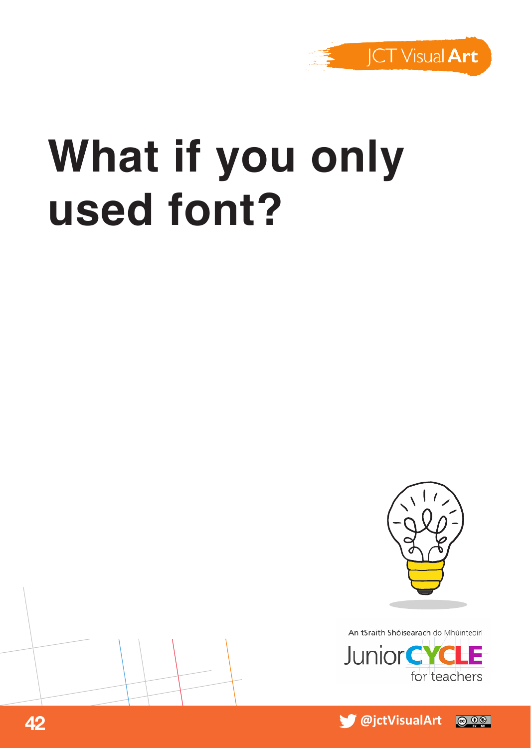# What if you only used font?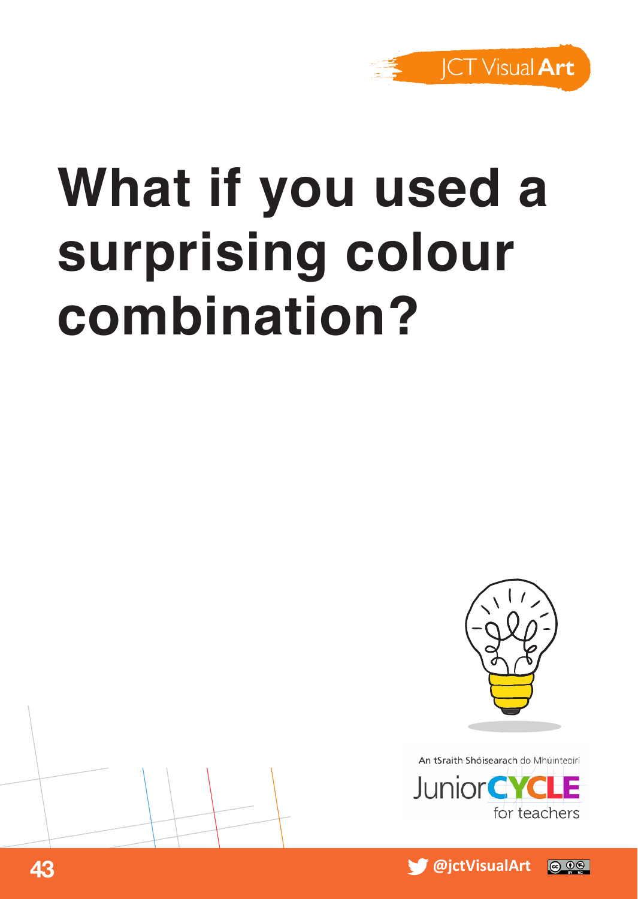# What if you used a surprising colour combination?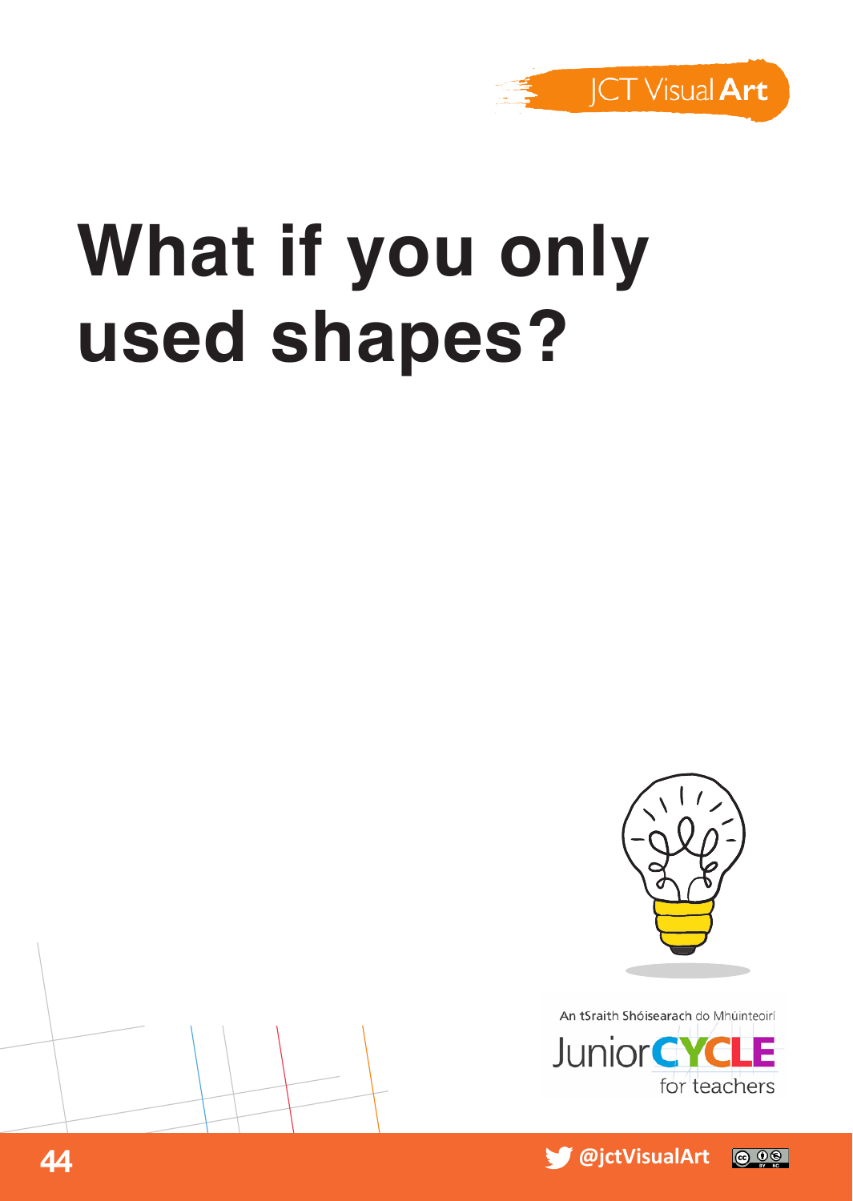# What if you only used shapes?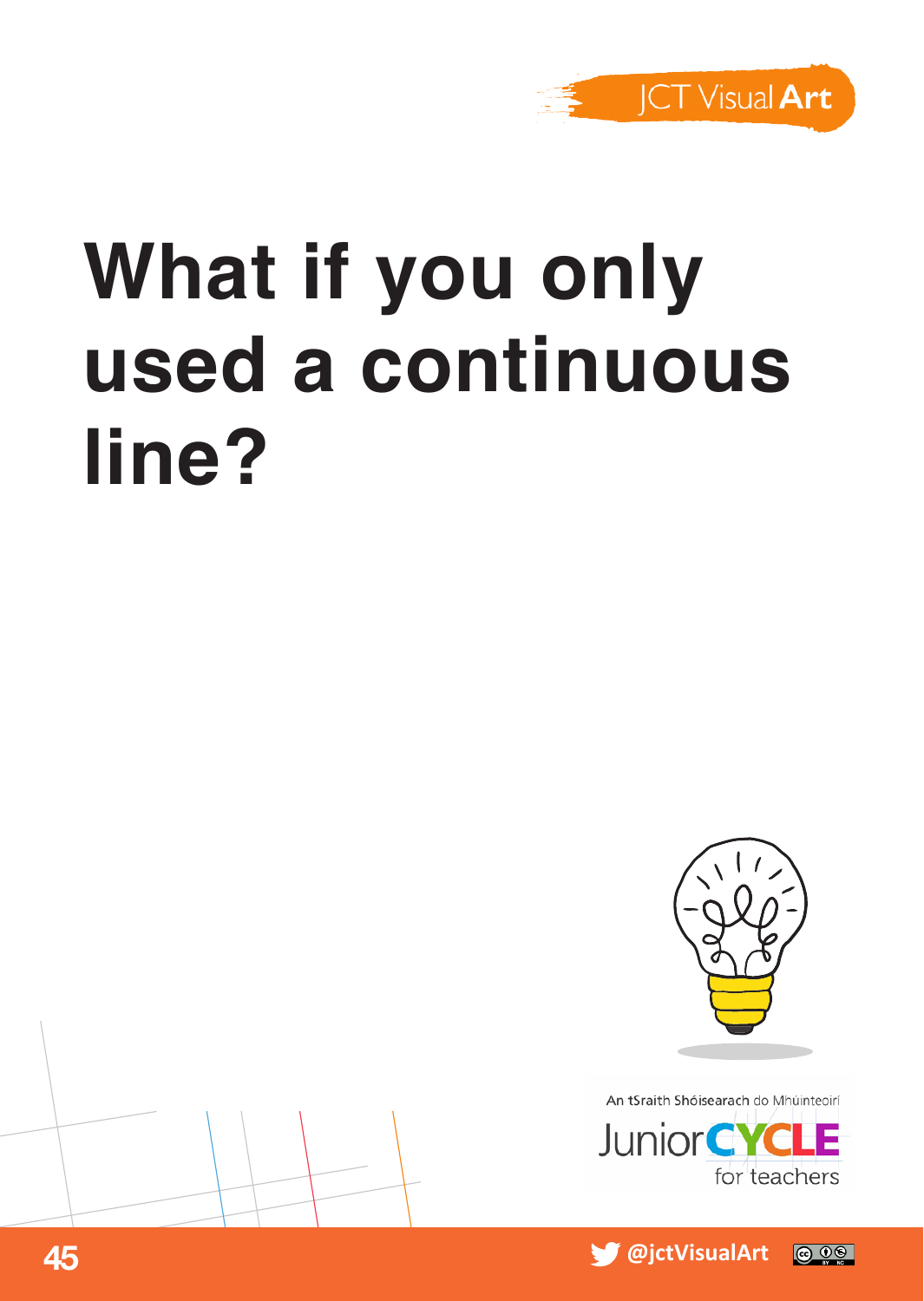# What if you only used a continuous line?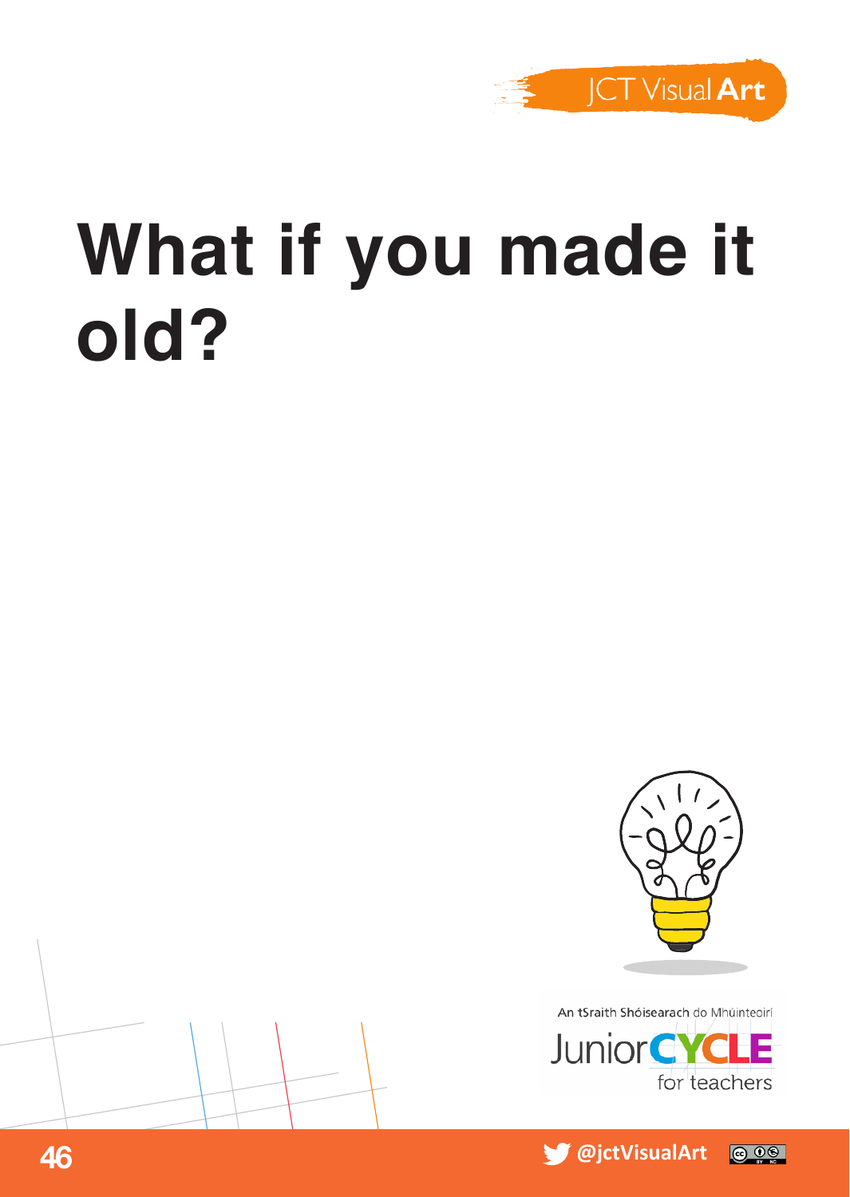# What if you made it old?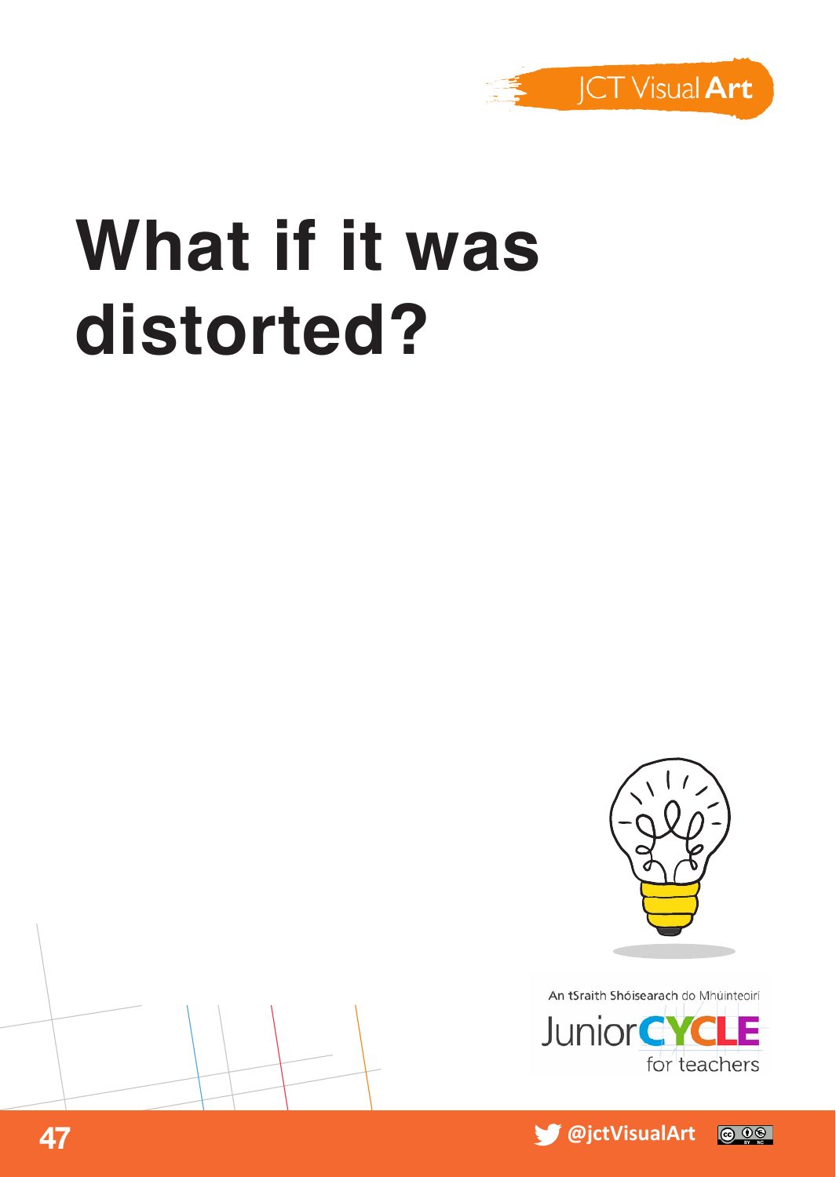# What if it was distorted?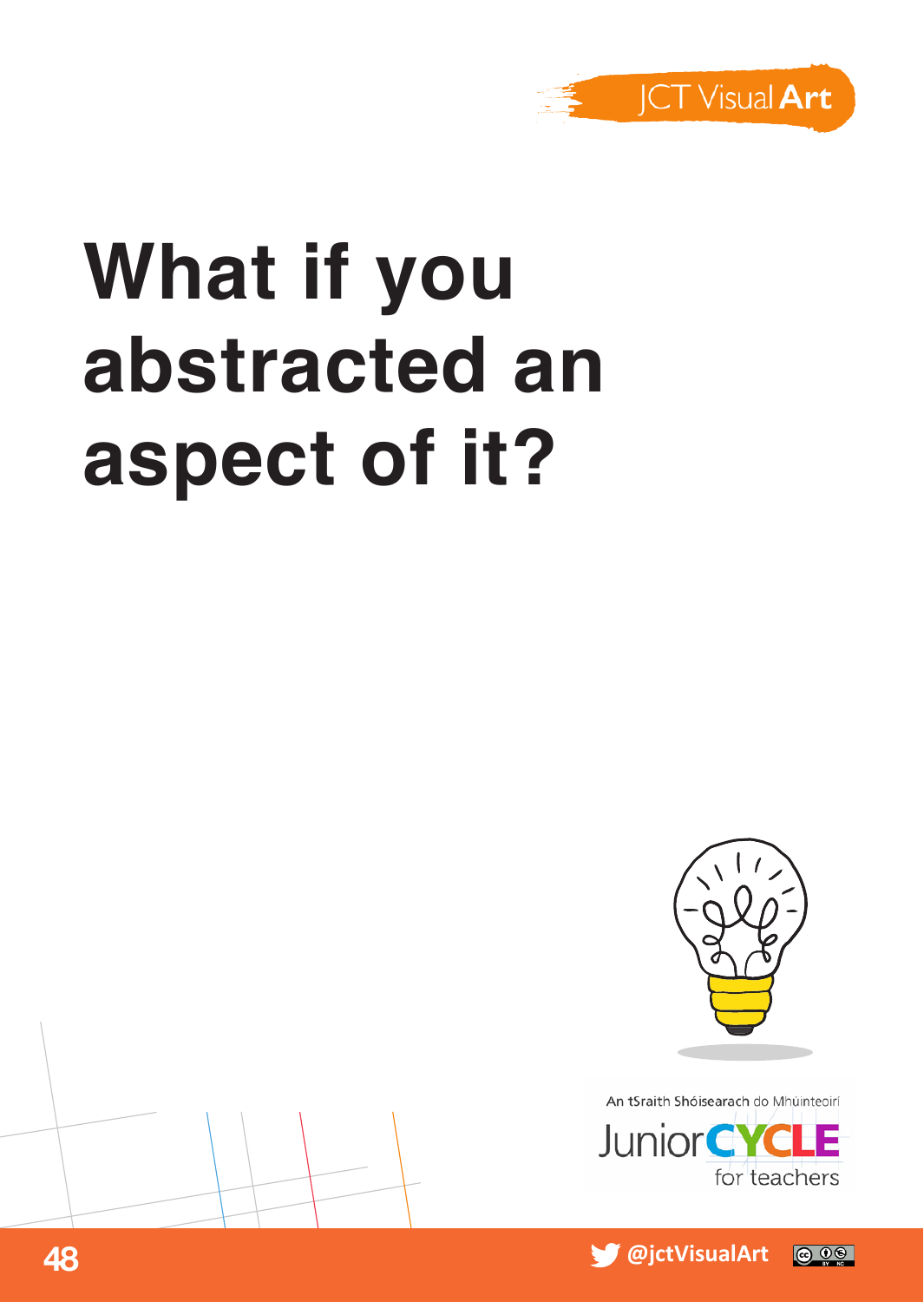# What if you abstracted an aspect of it?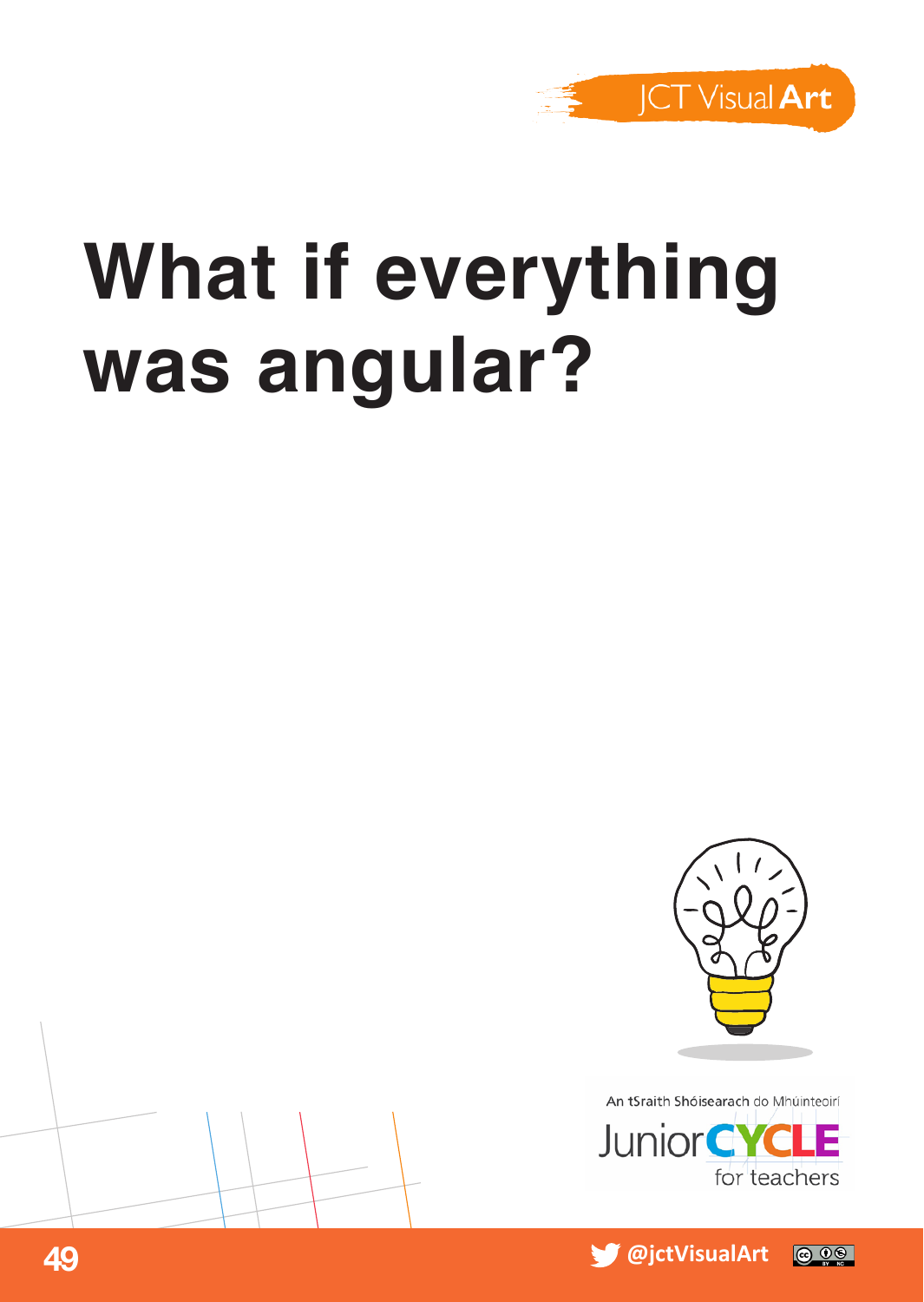# What if everything was angular?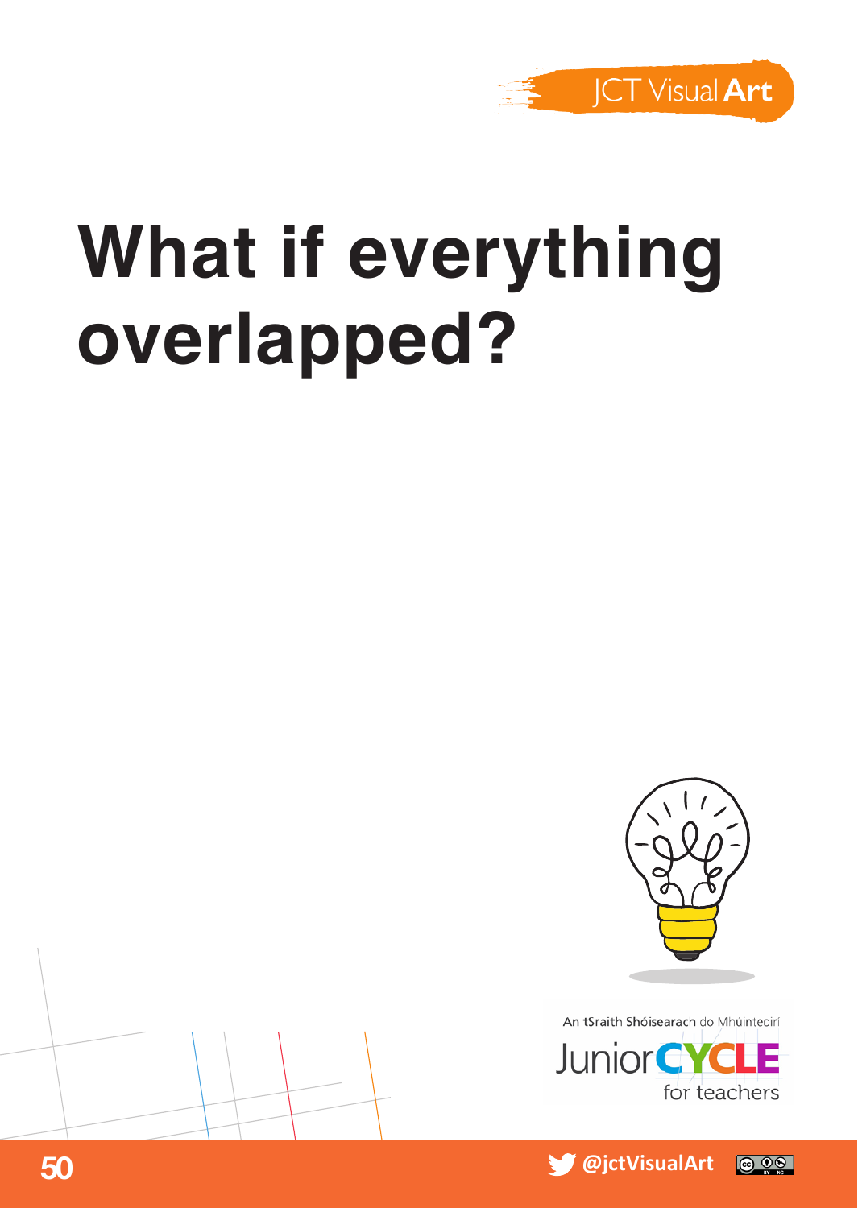# What if everything overlapped?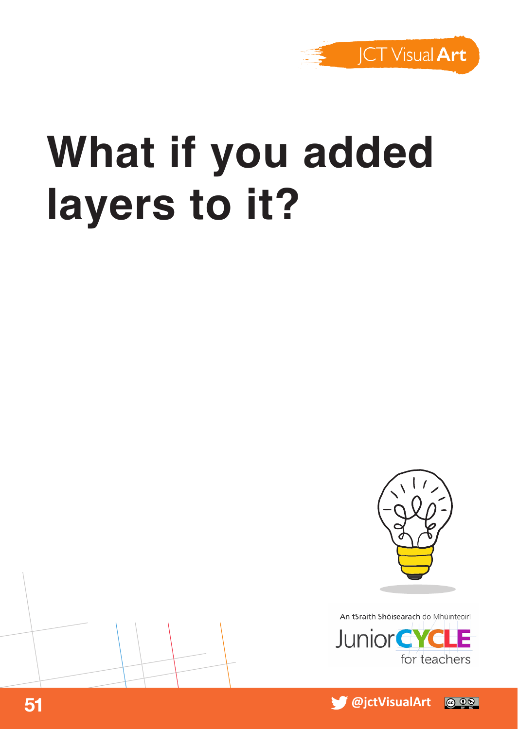# What if you added layers to it?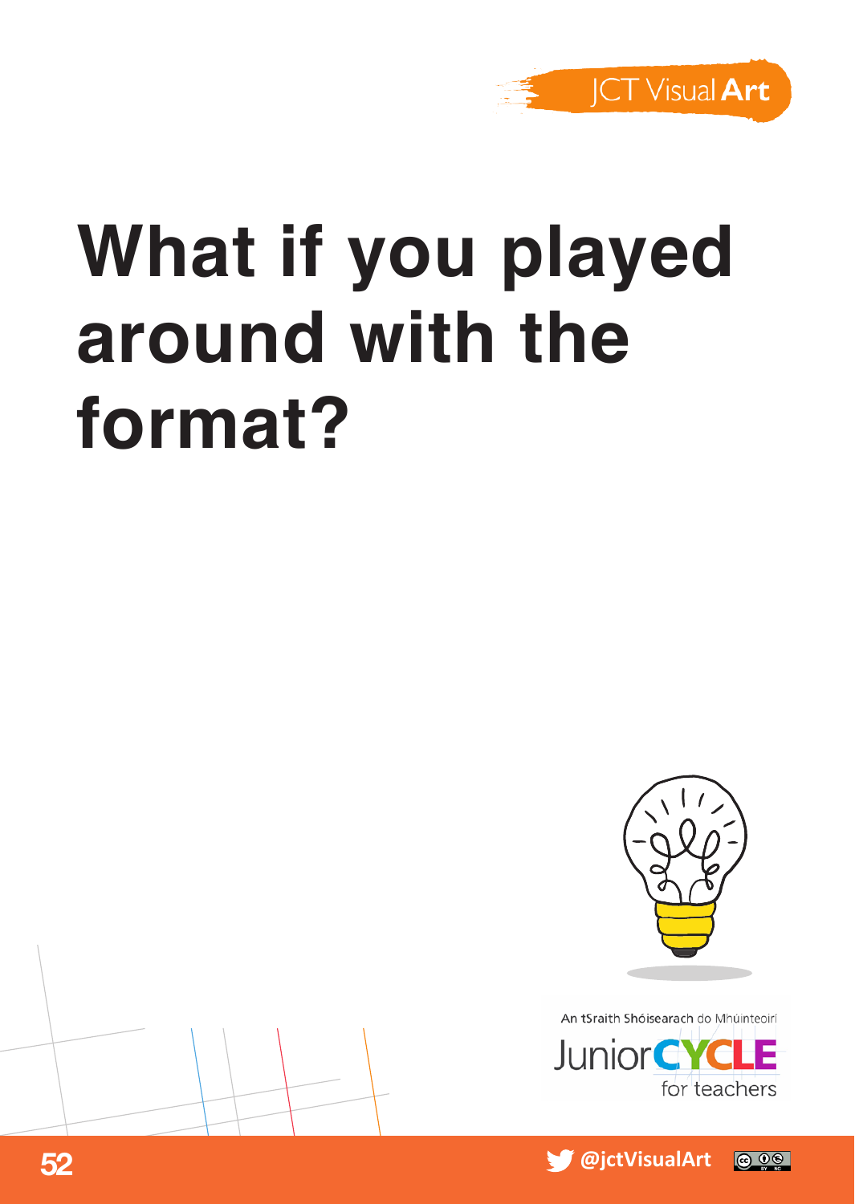# What if you played around with the format?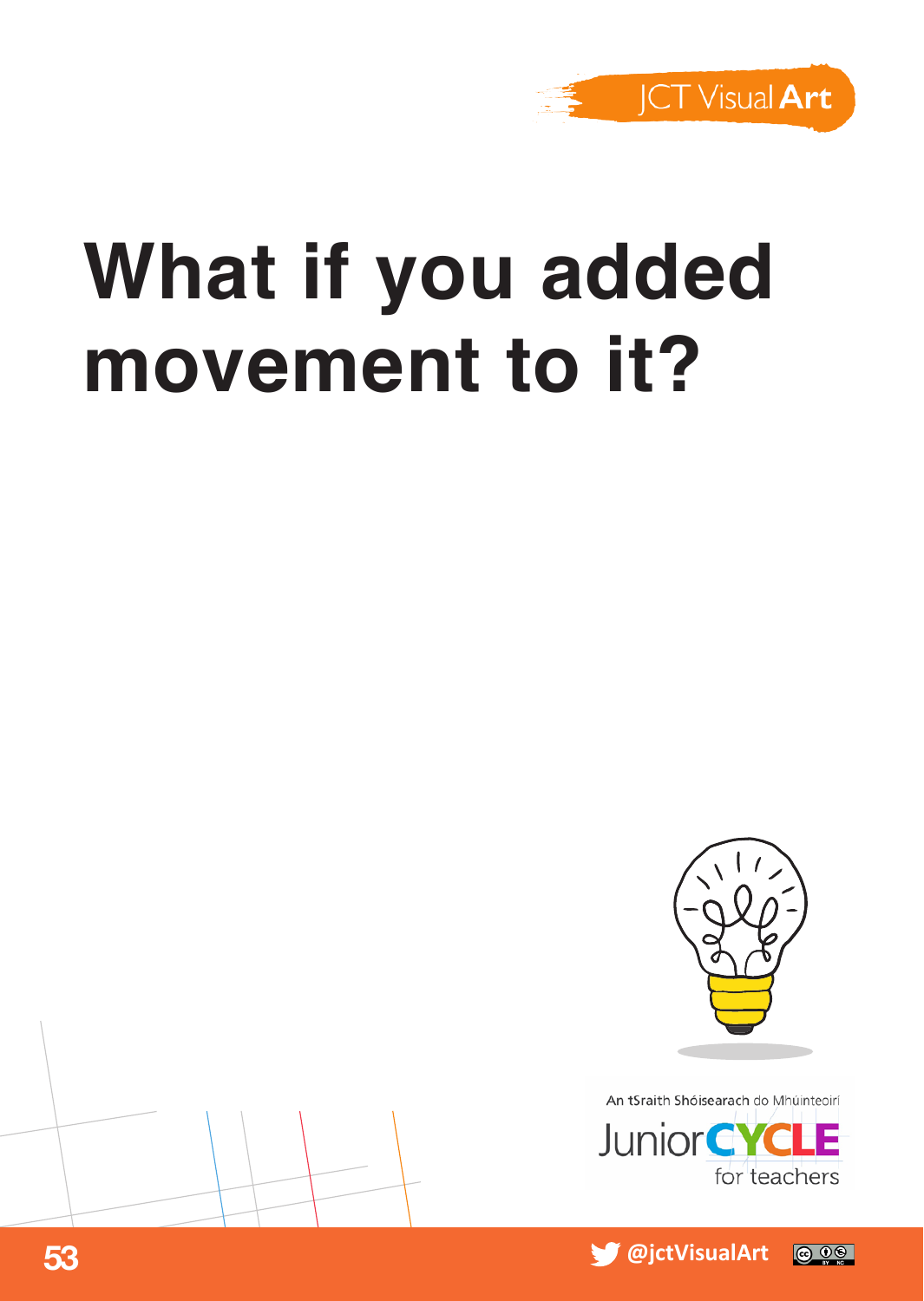# What if you added movement to it?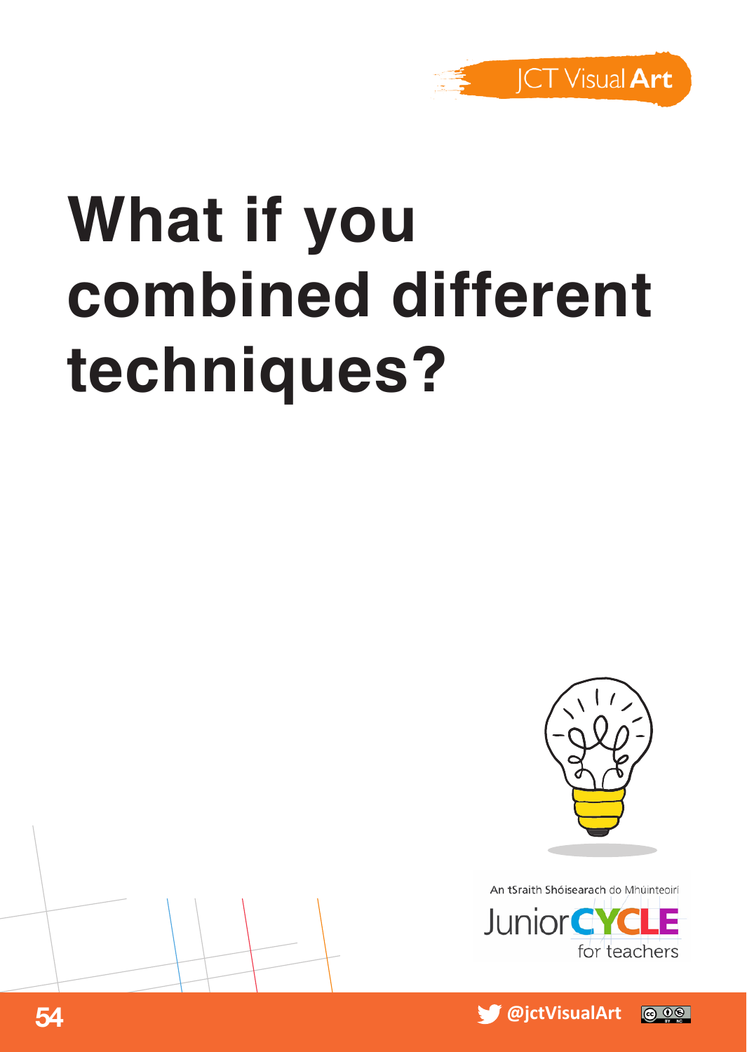# What if you combined different techniques?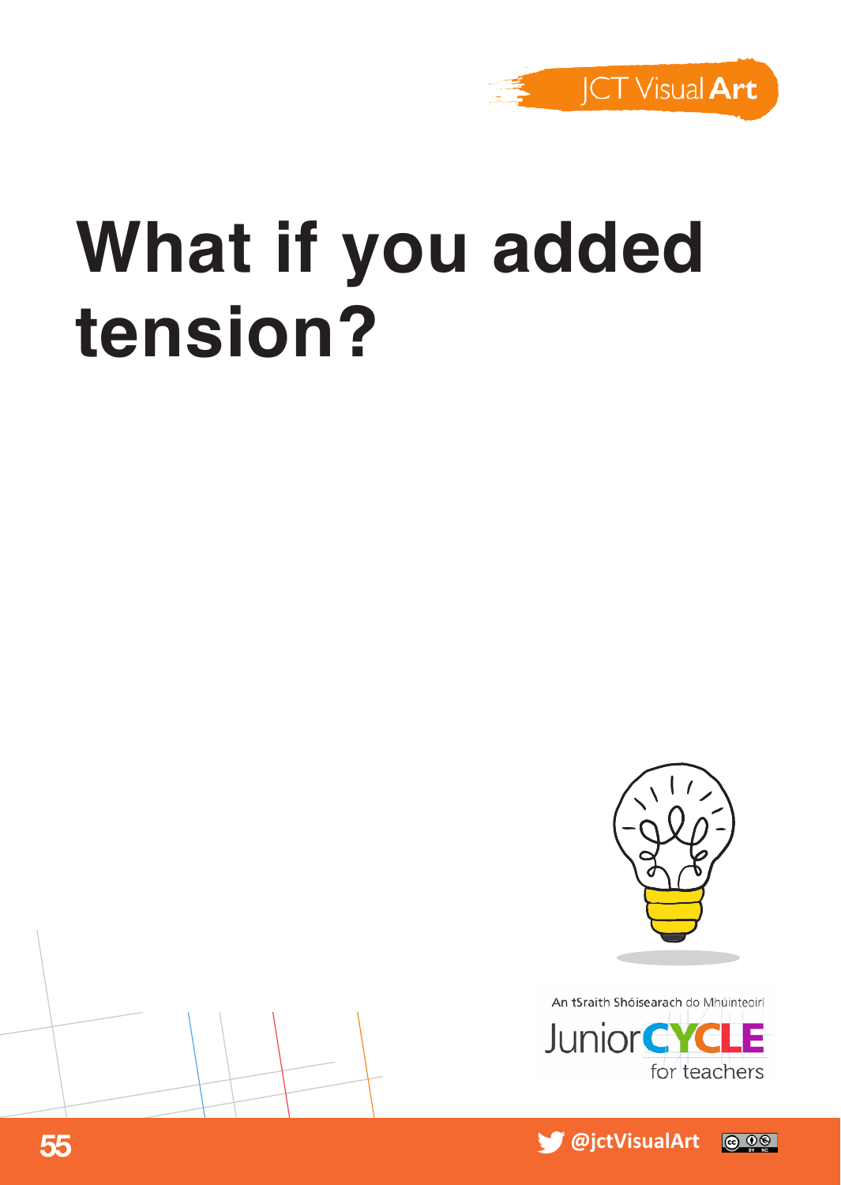# What if you added tension?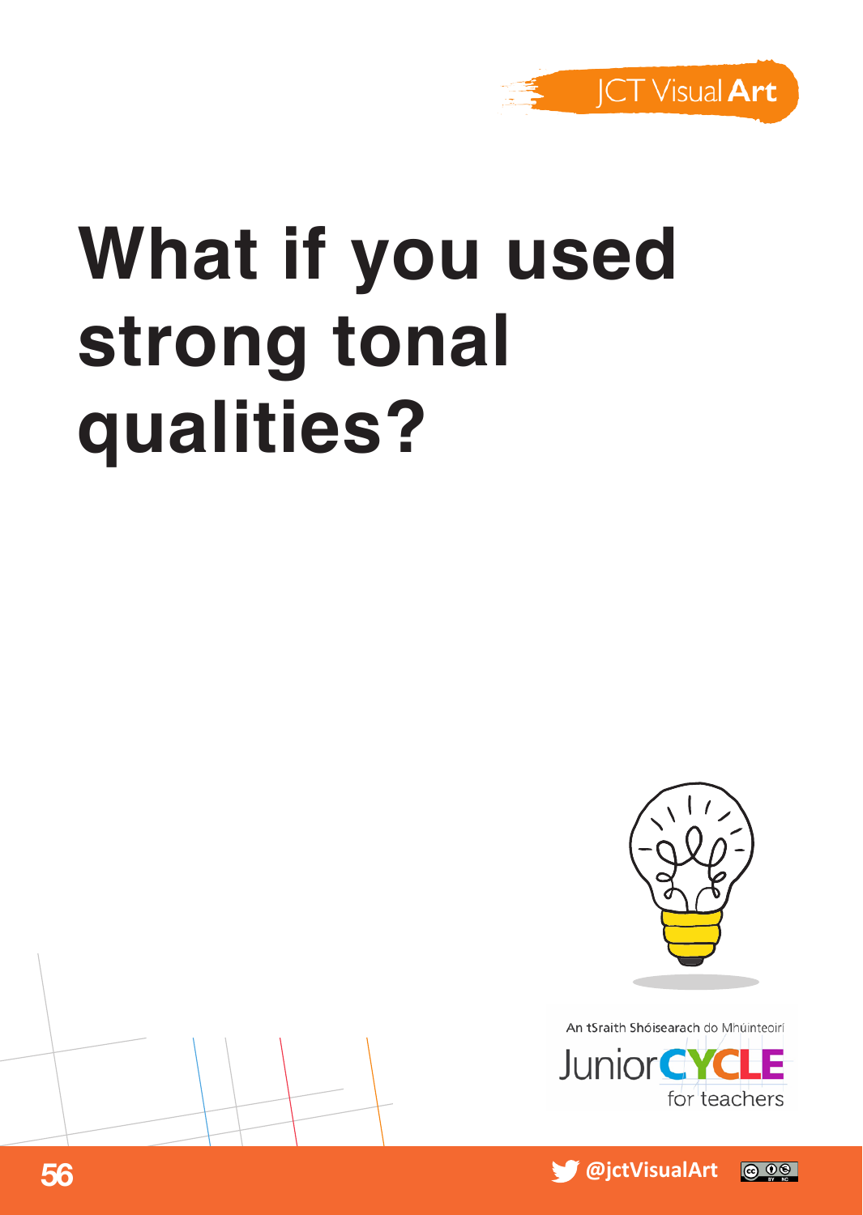# What if you used strong tonal qualities?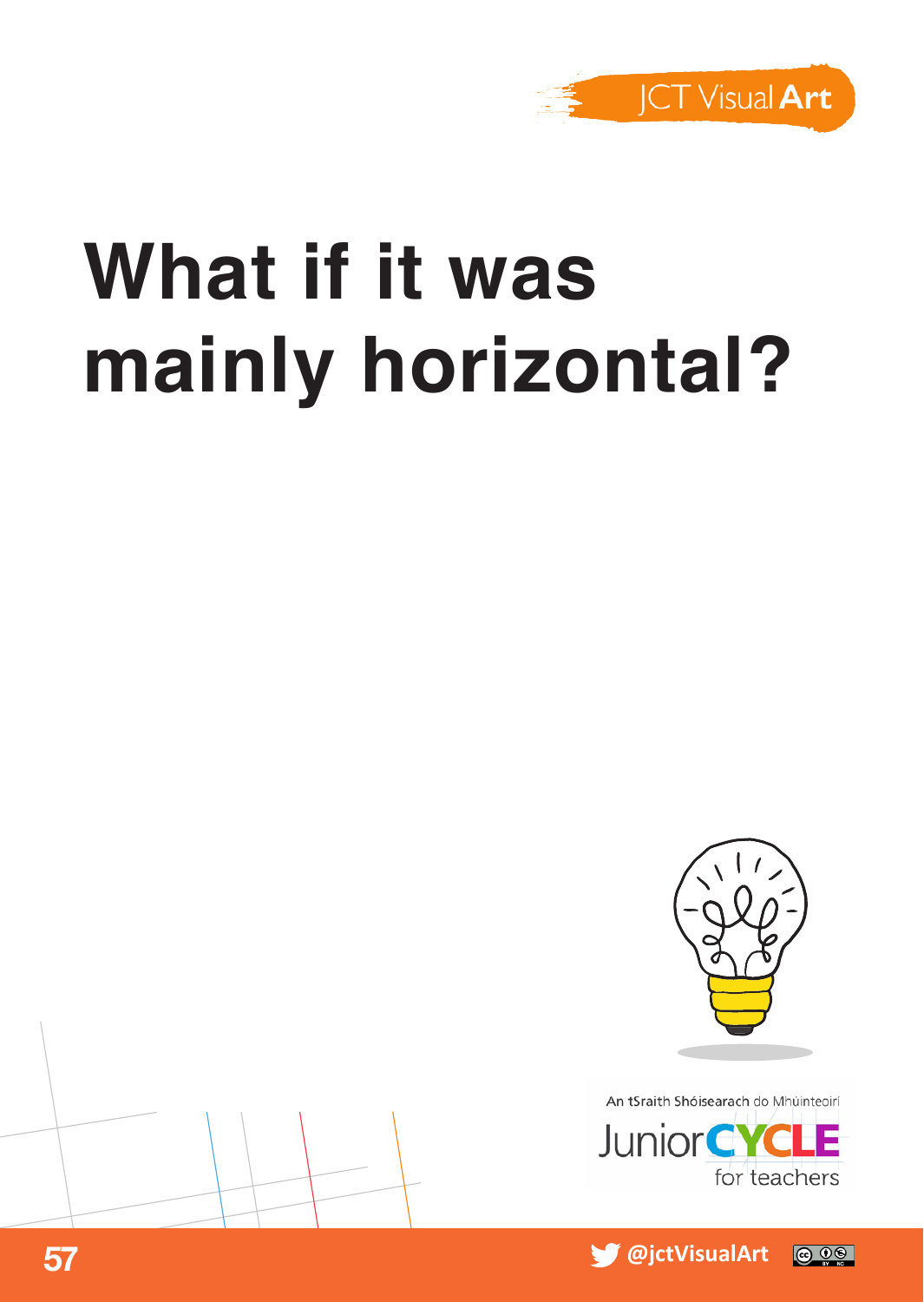# What if it was mainly horizontal?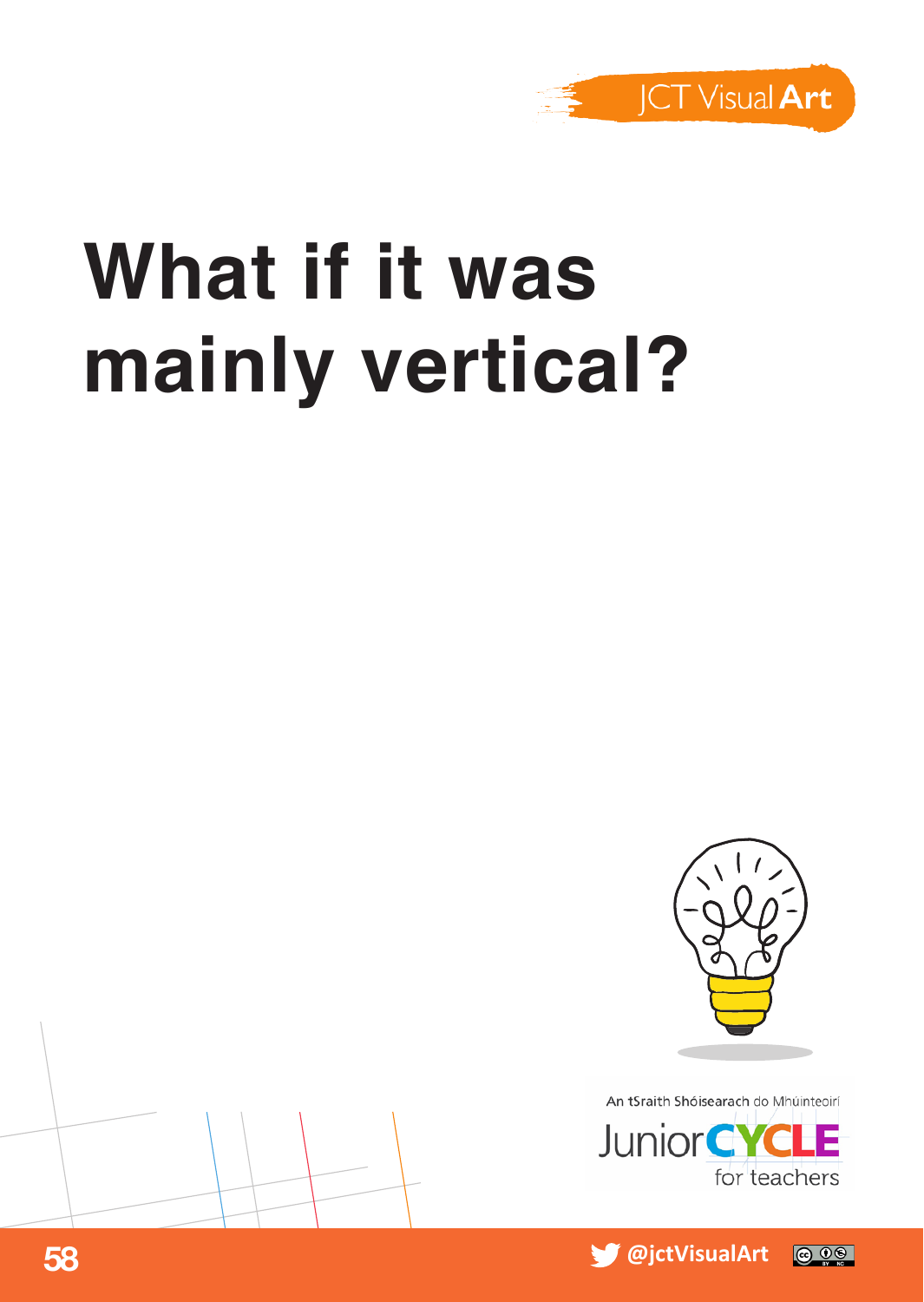# What if it was mainly vertical?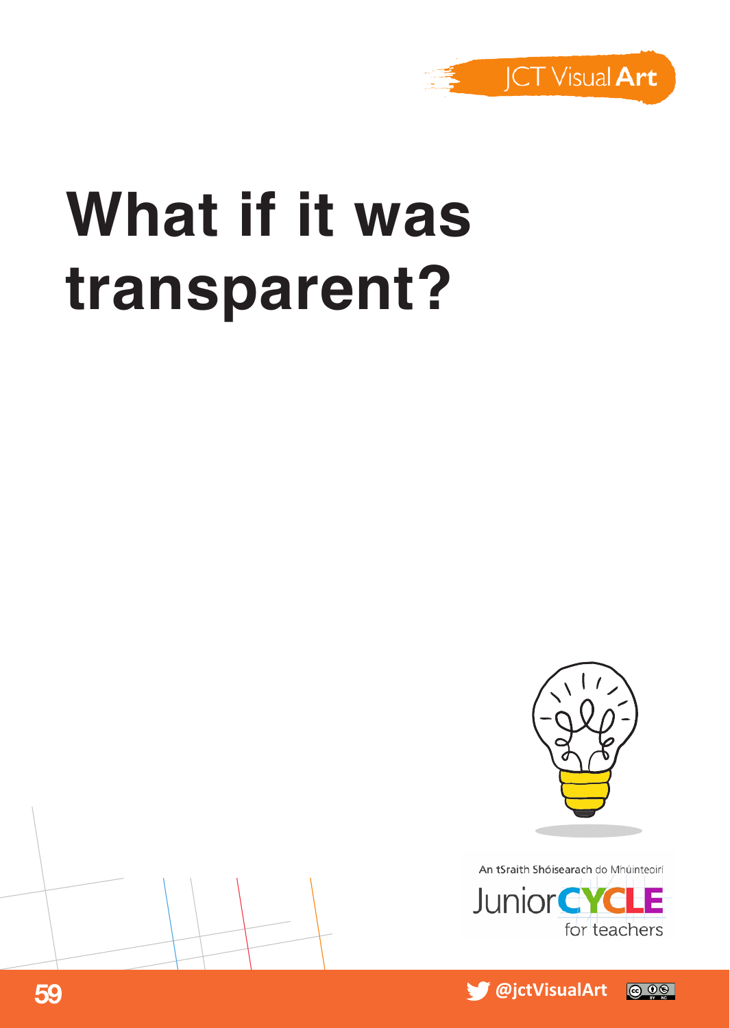# What if it was transparent?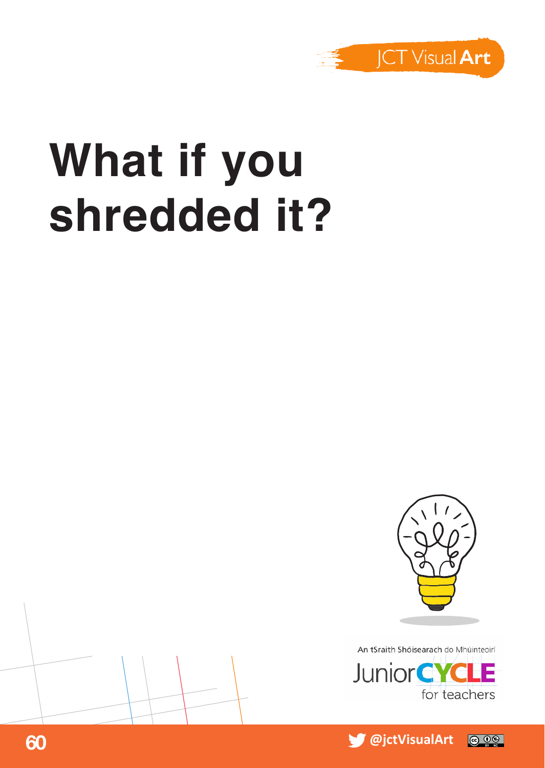# What if you shredded it?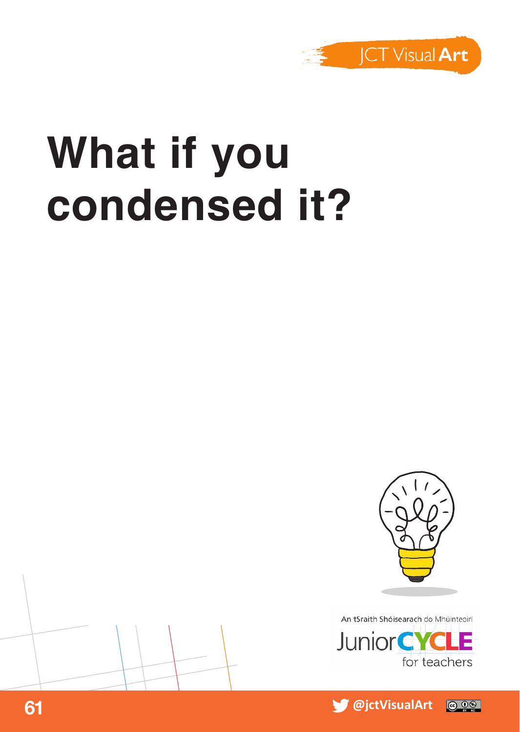# What if you condensed it?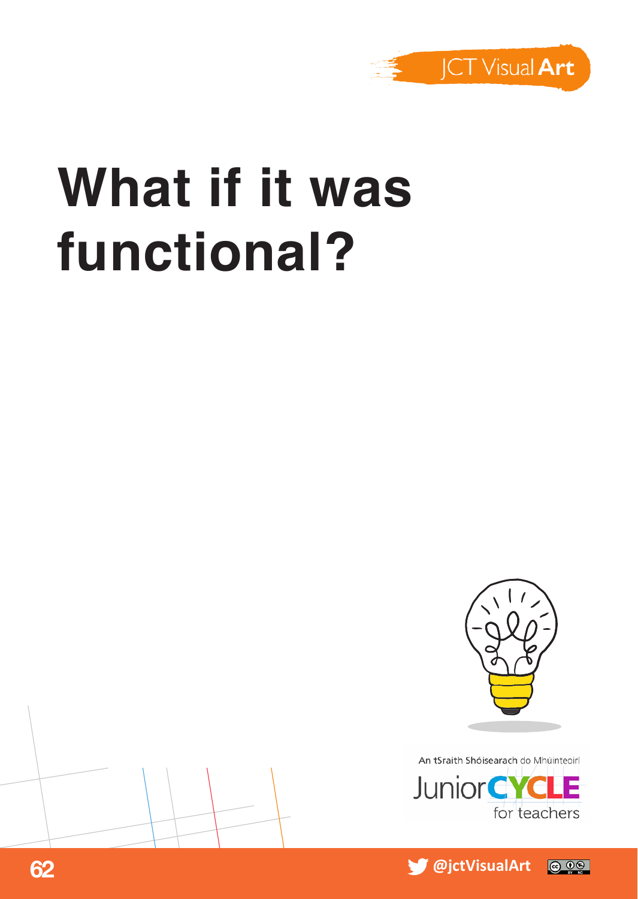# What if it was functional?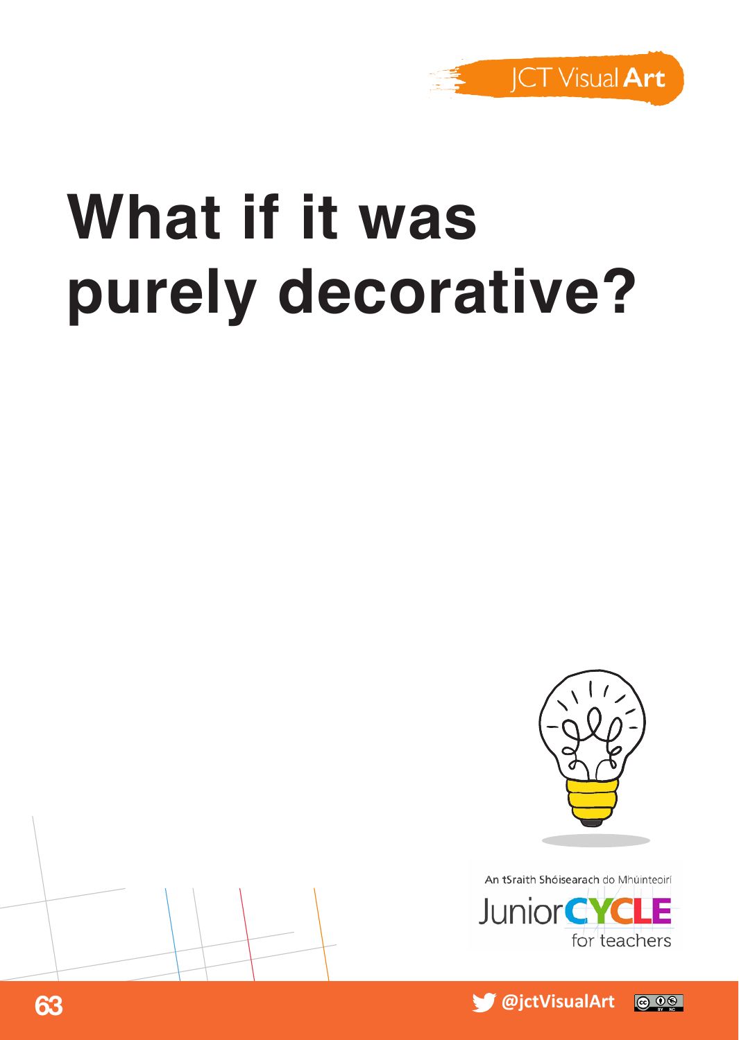# What if it was purely decorative?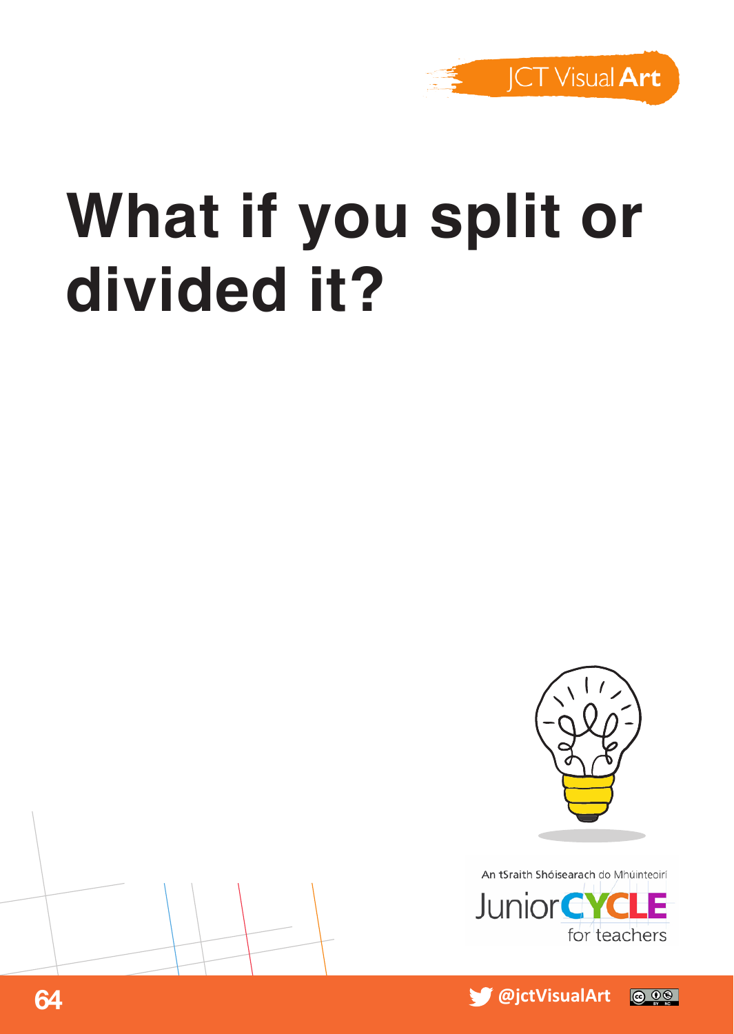# What if you split or divided it?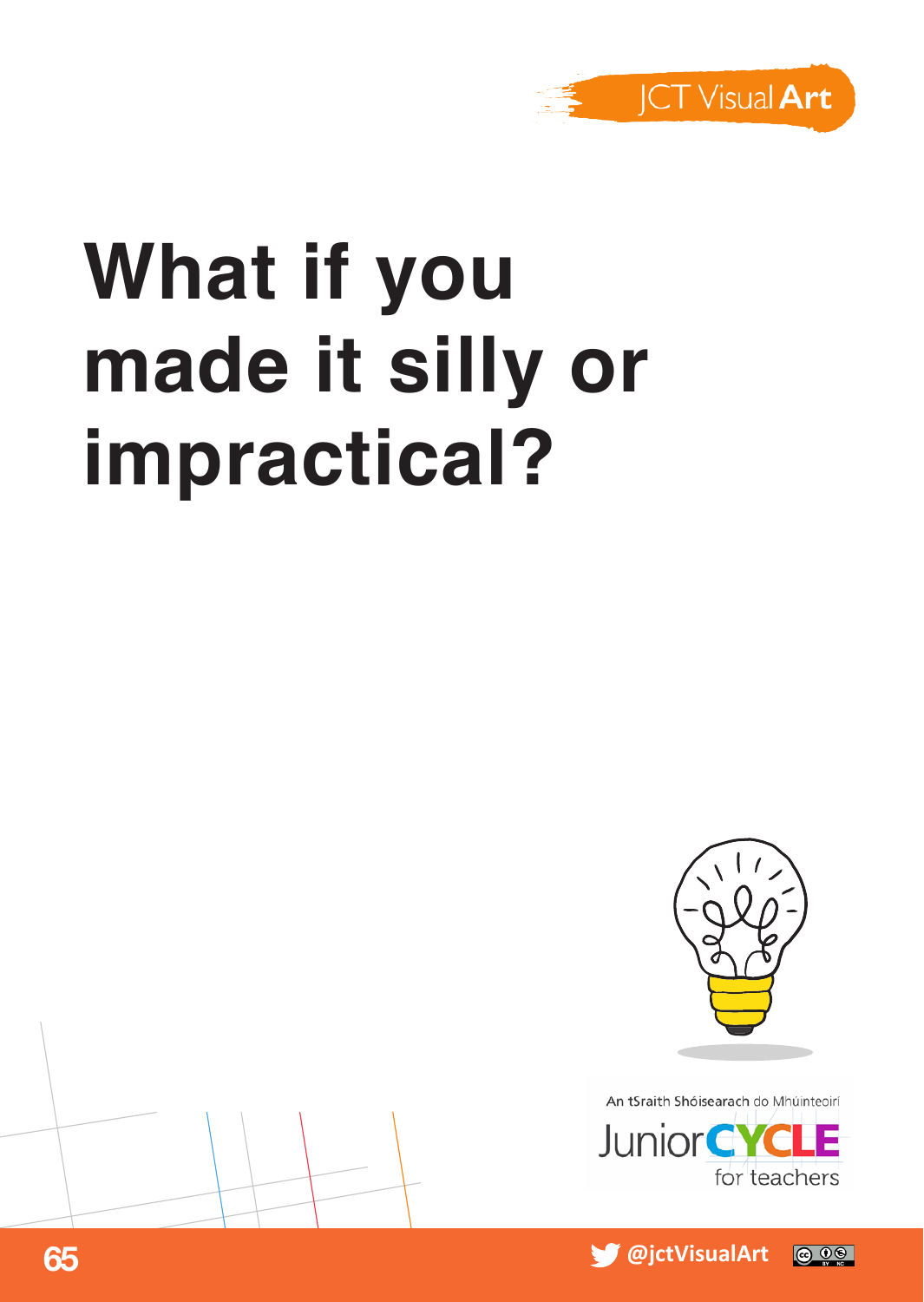# What if you made it silly or impractical?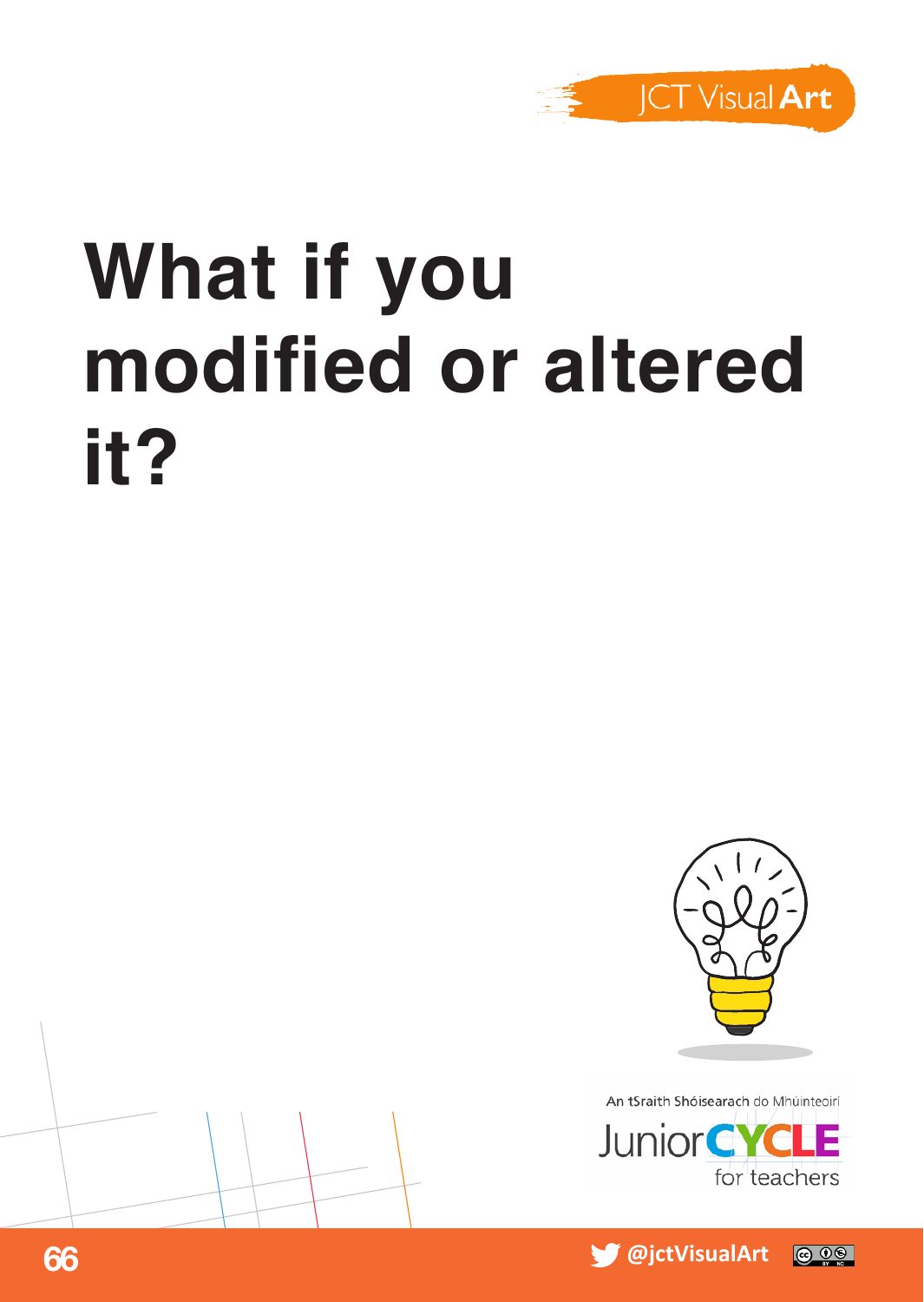# What if you modified or altered it?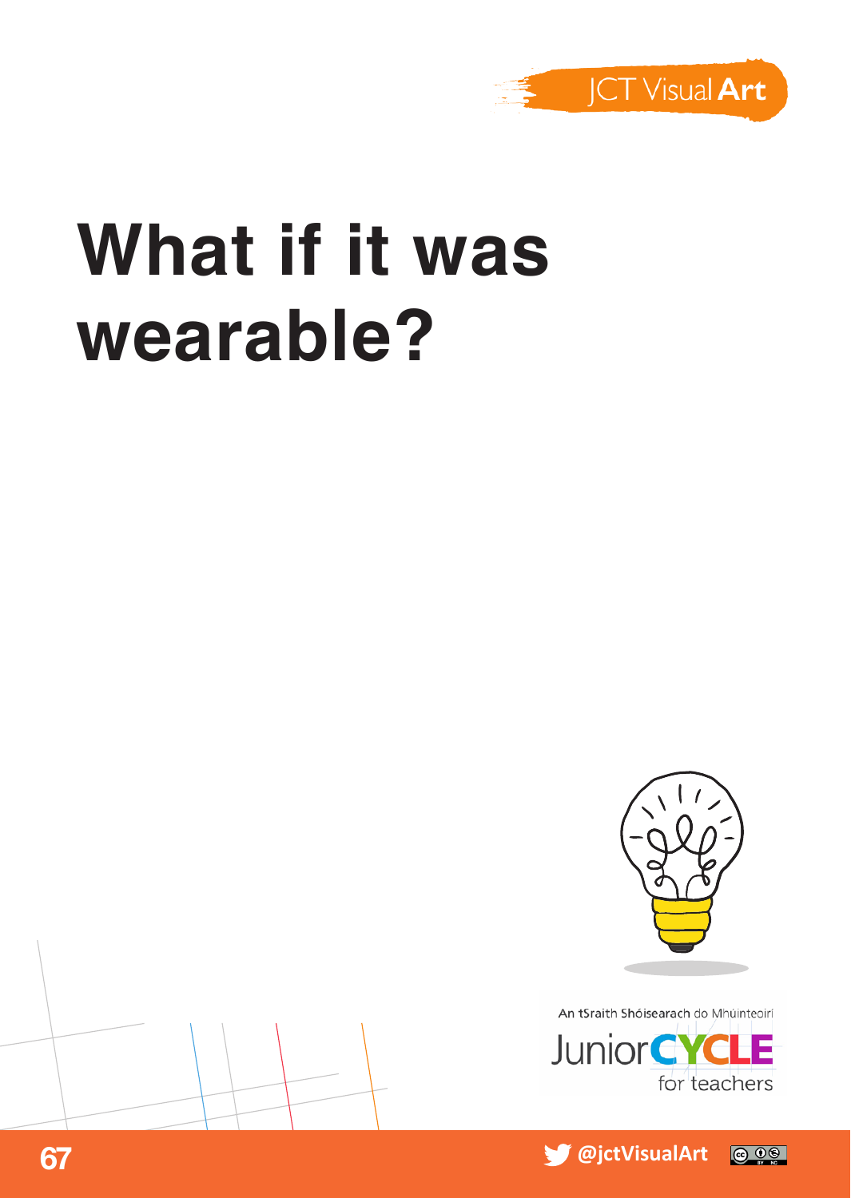# What if it was wearable?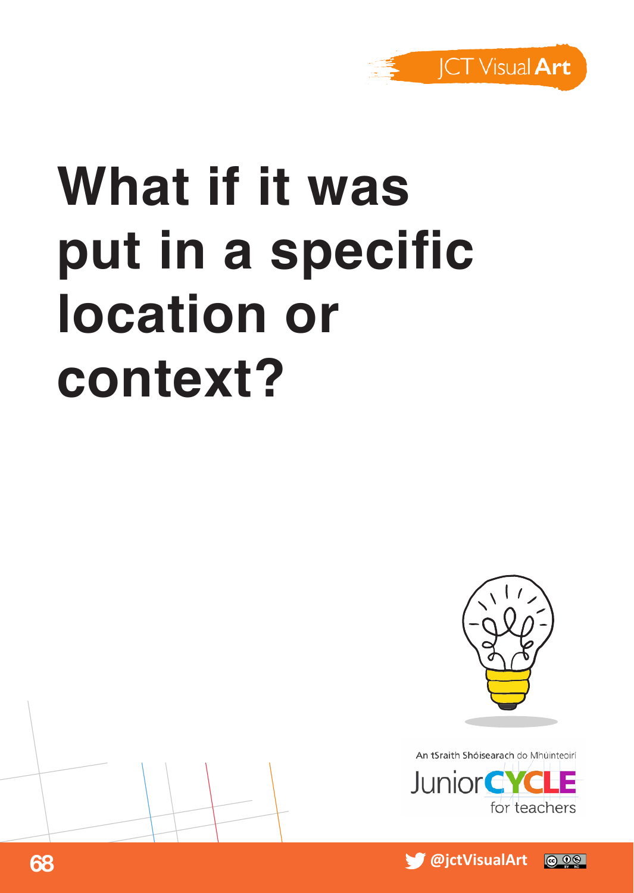# What if it was put in a specific location or context?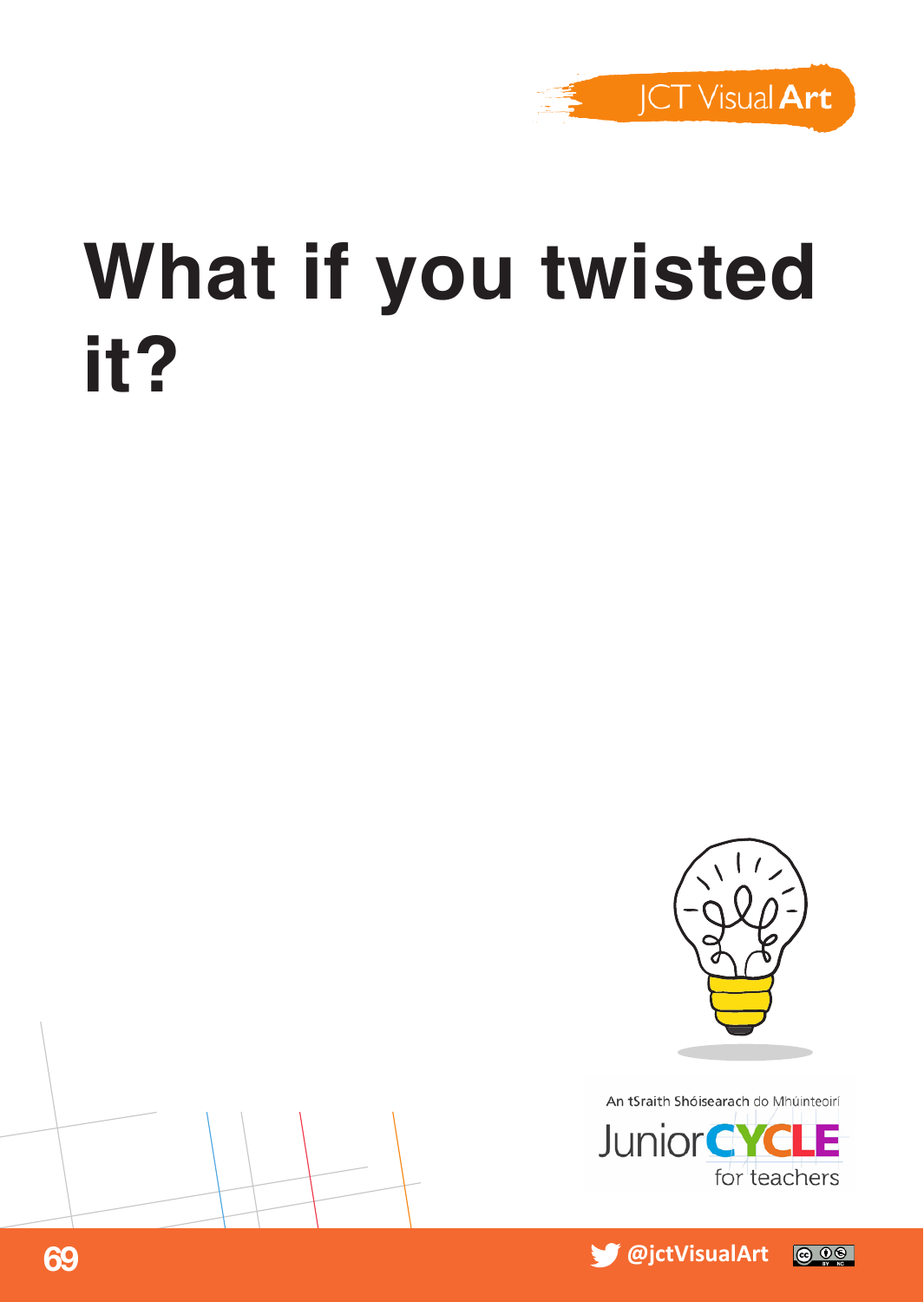# What if you twisted it?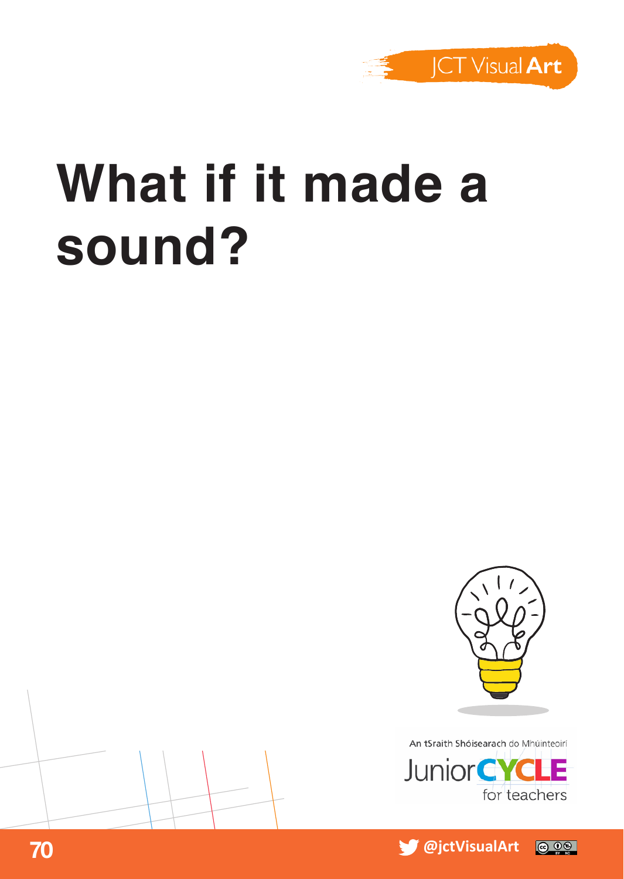# What if it made a sound?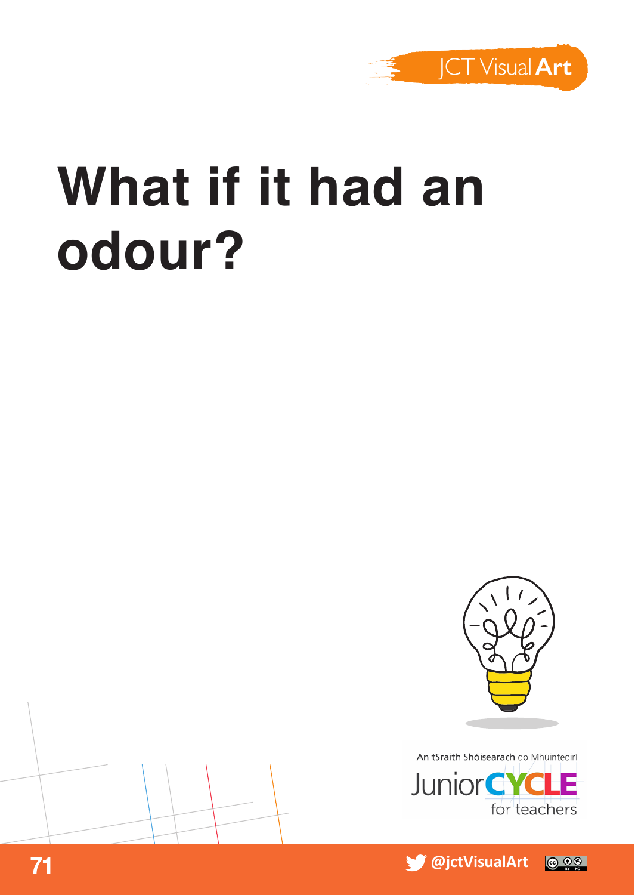# What if it had an odour?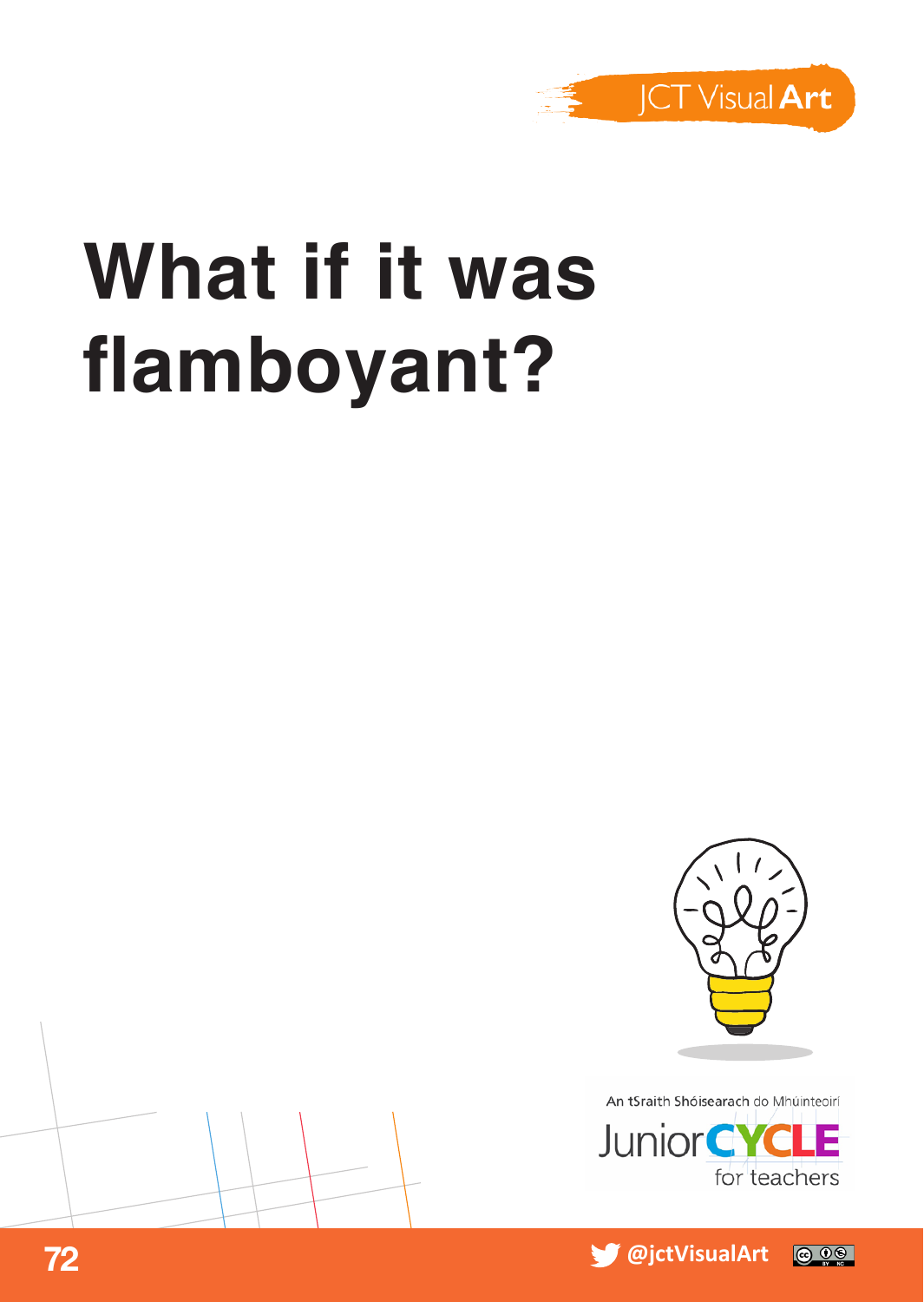# What if it was flamboyant?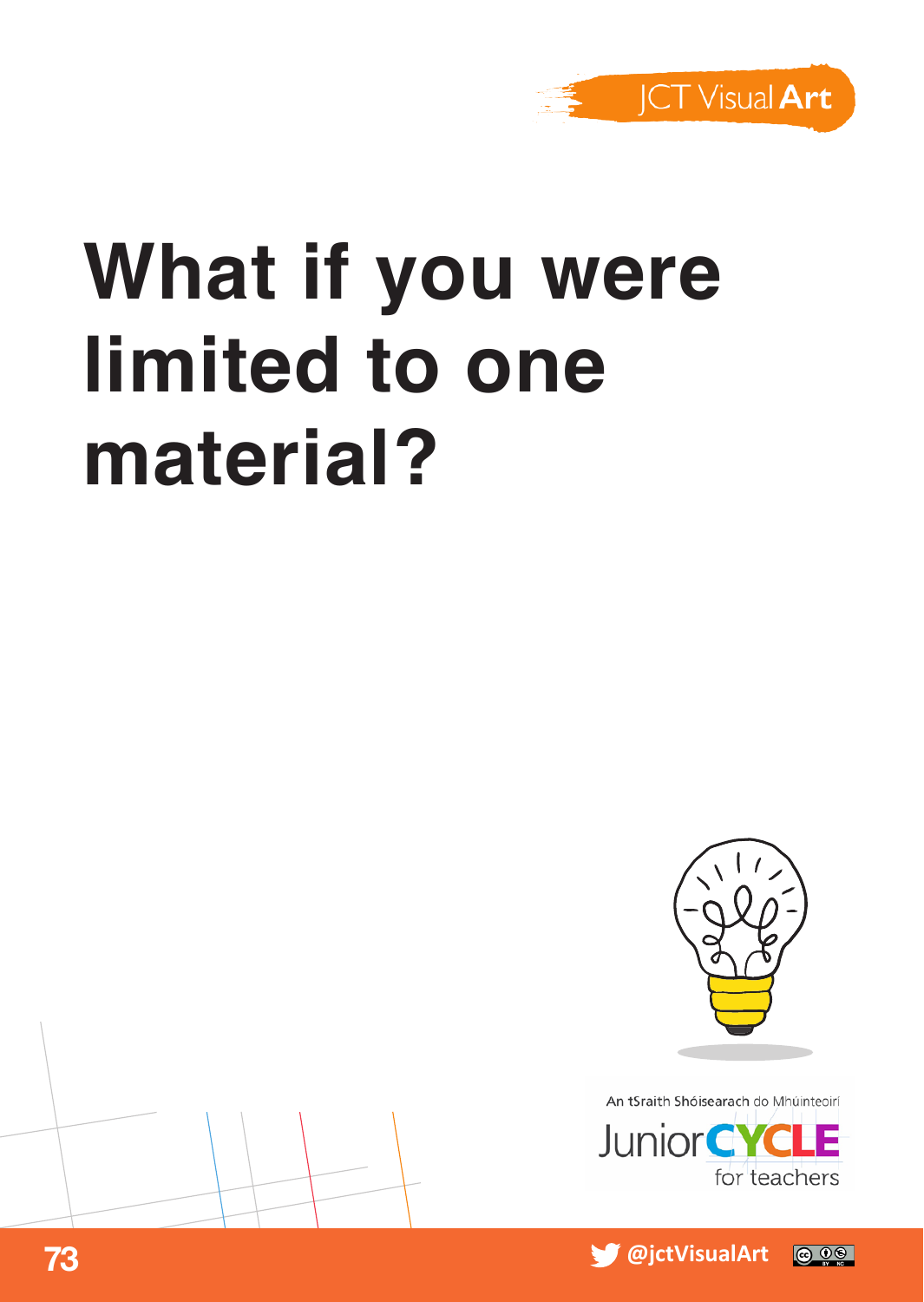# What if you were limited to one material?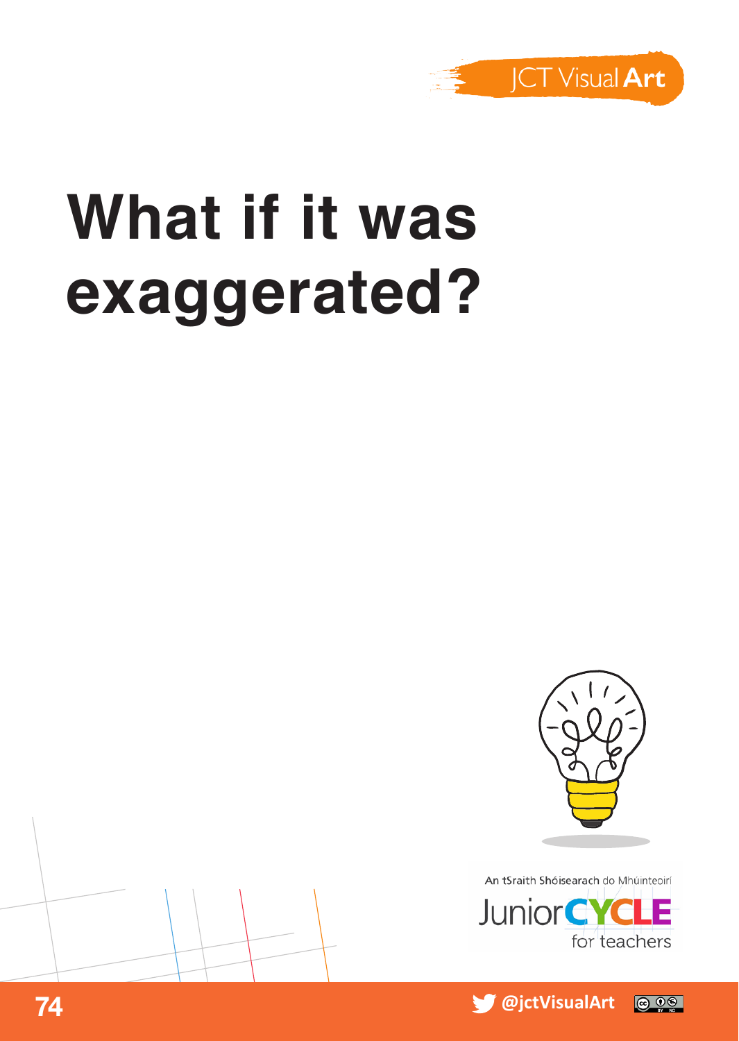# What if it was exaggerated?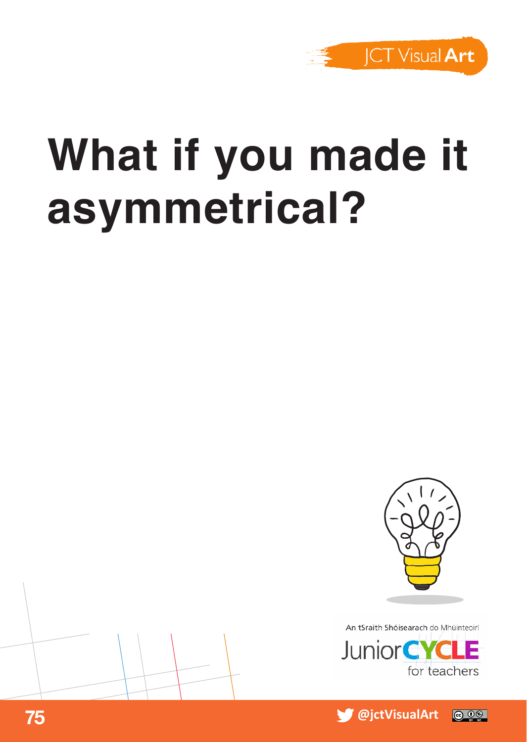# What if you made it asymmetrical?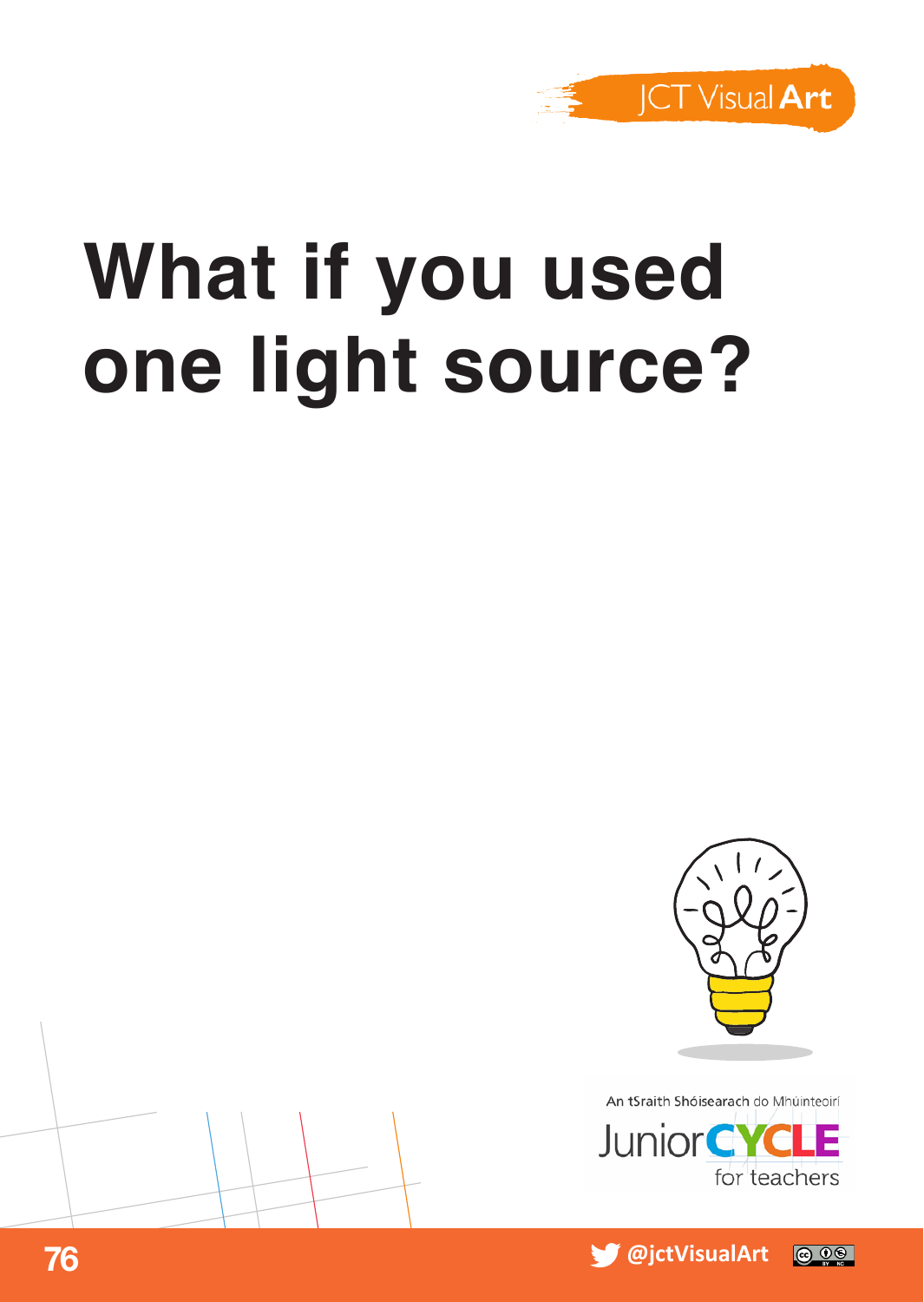# What if you used one light source?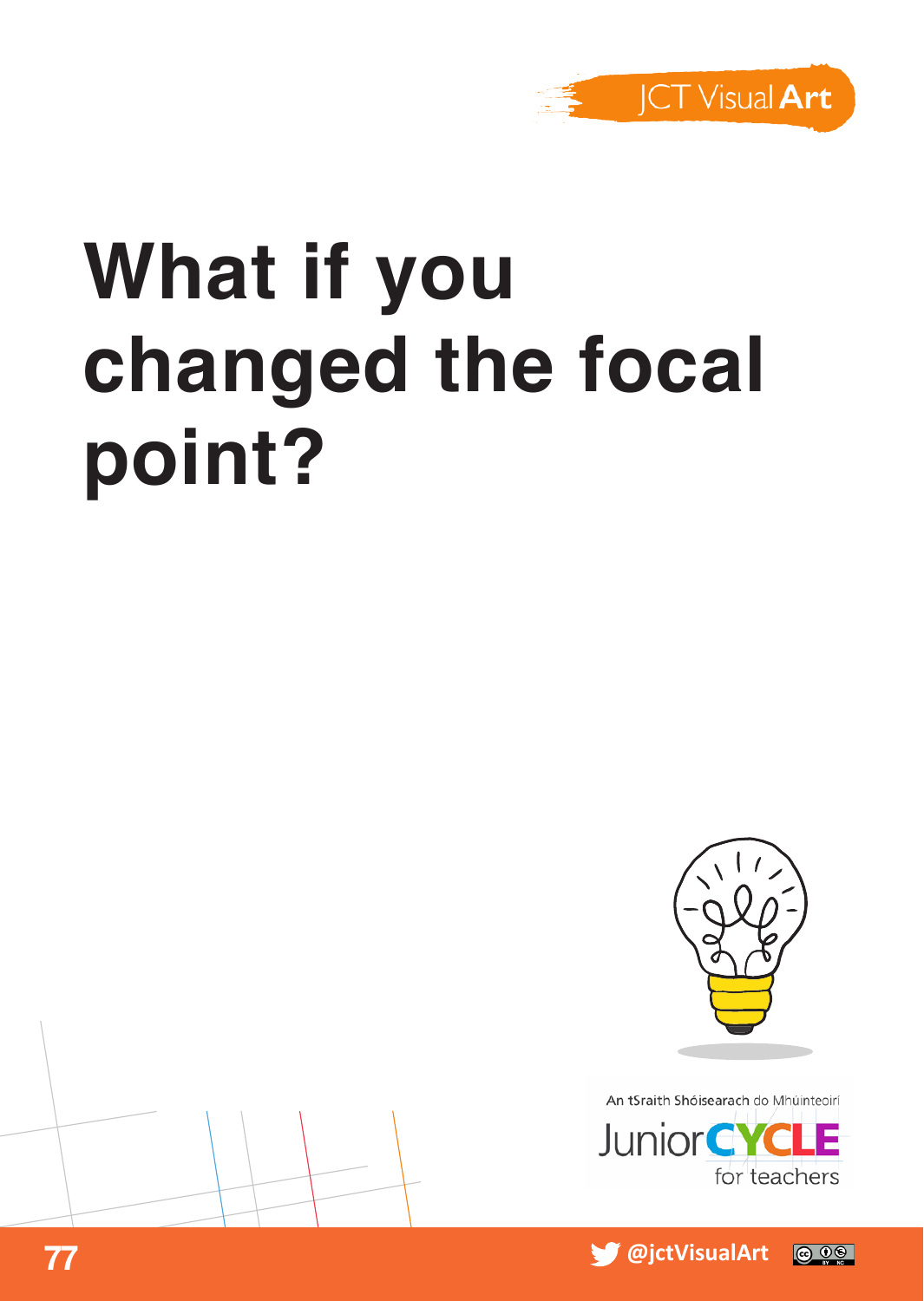# What if you changed the focal point?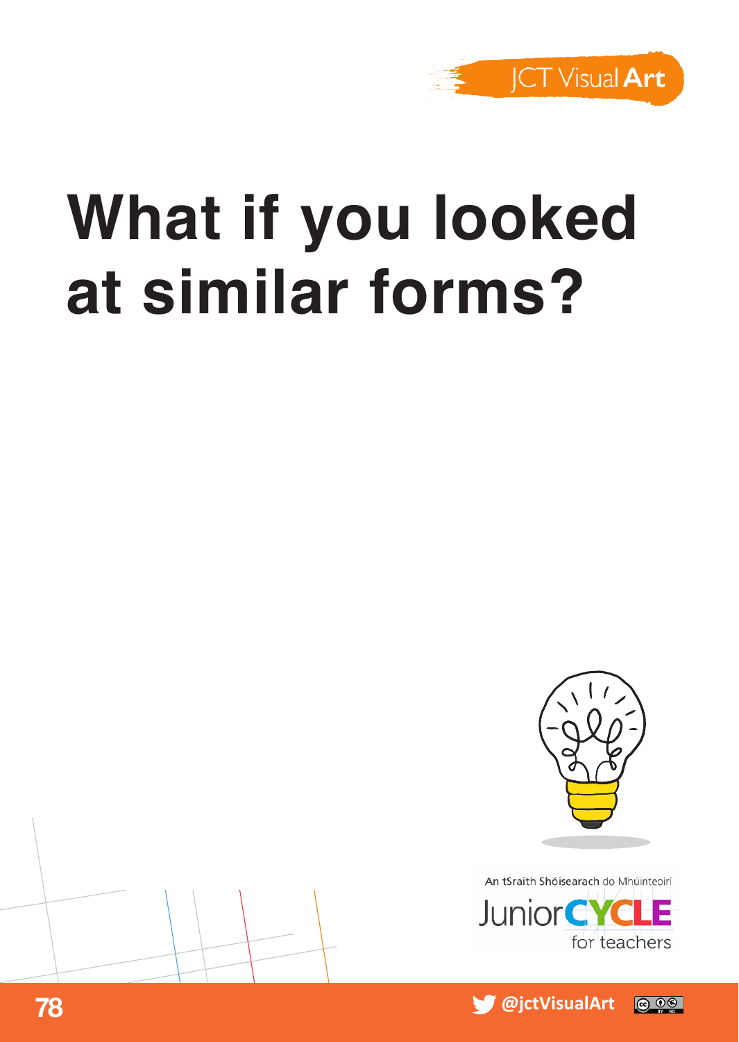# What if you looked at similar forms?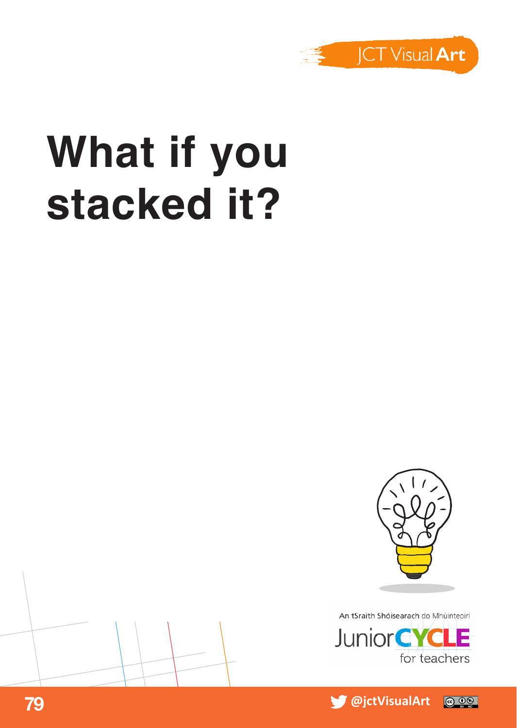# What if you stacked it?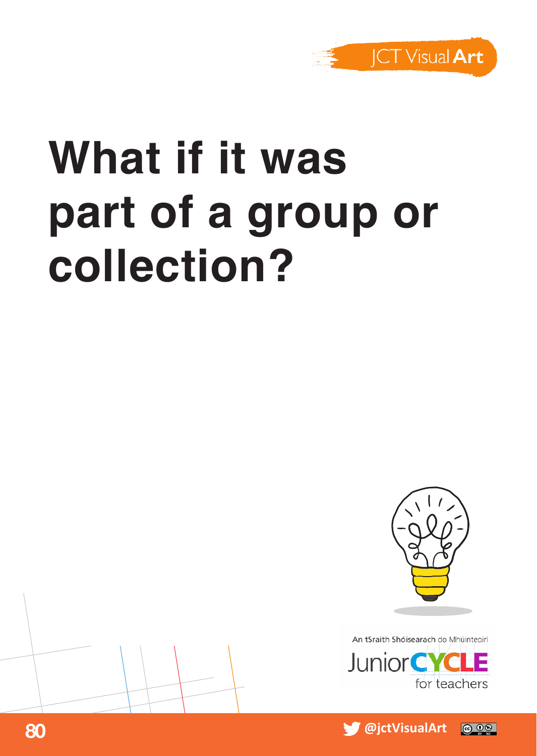# What if it was part of a group or collection?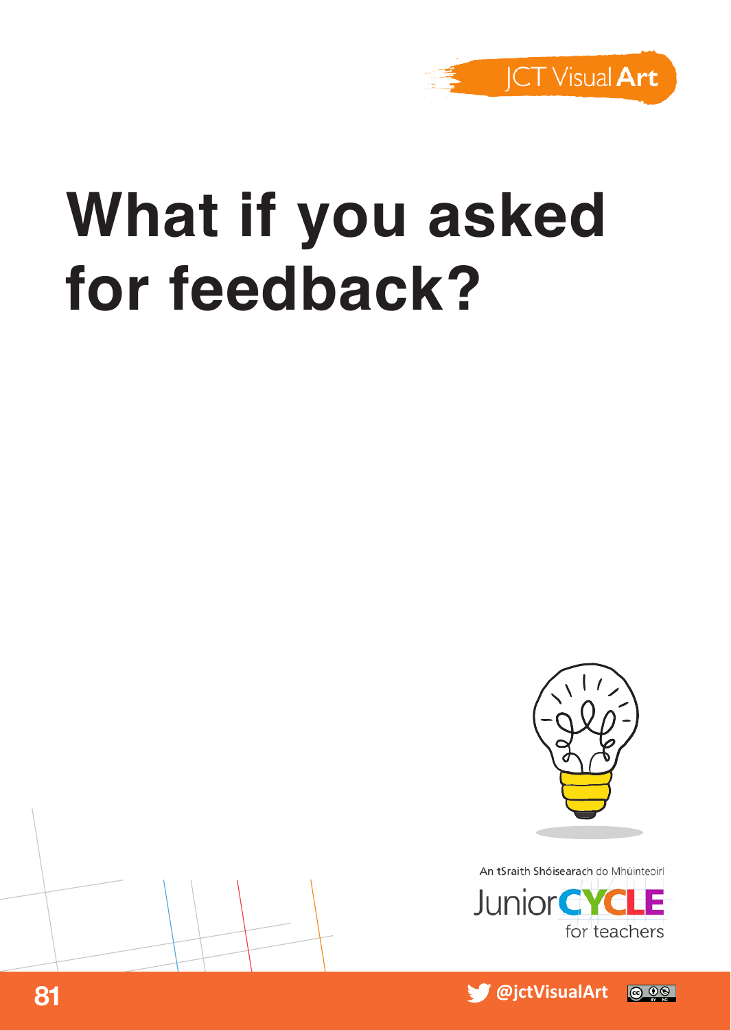# What if you asked for feedback?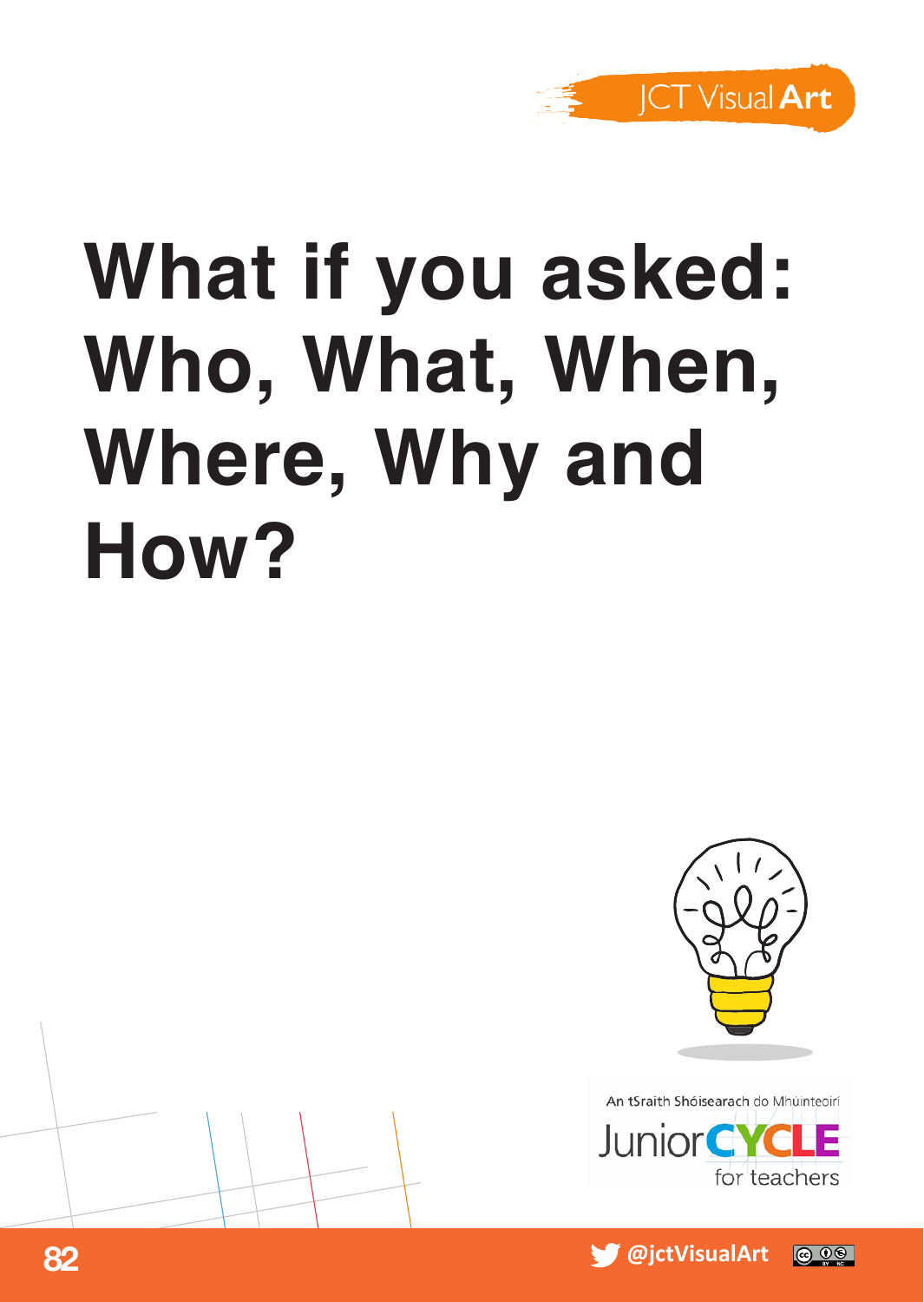# What if you asked: Who, What, When, Where, Why and How?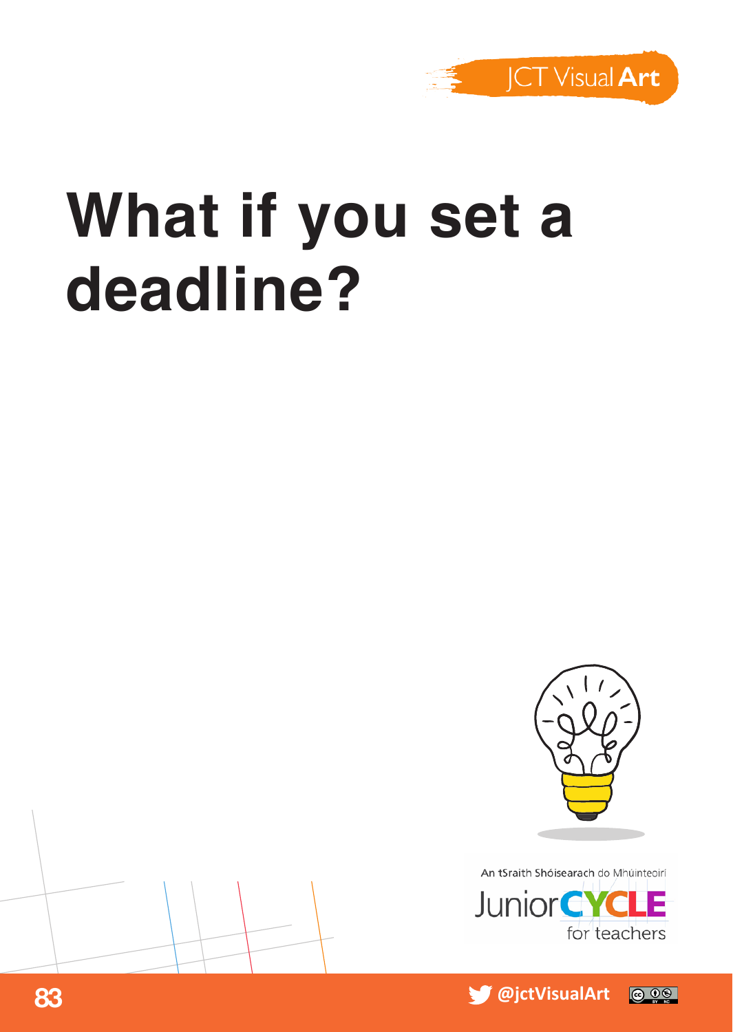# What if you set a deadline?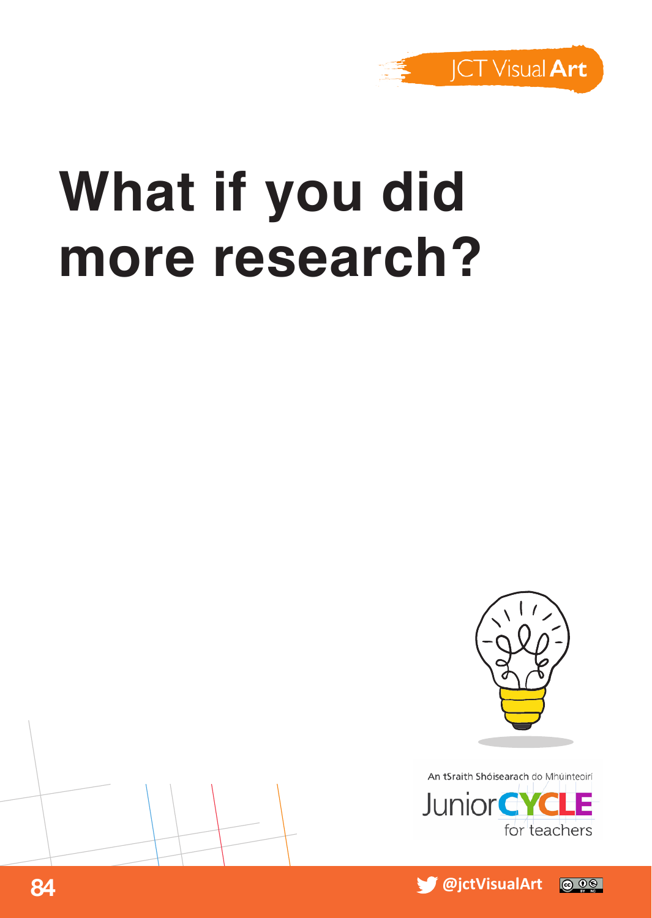# What if you did more research?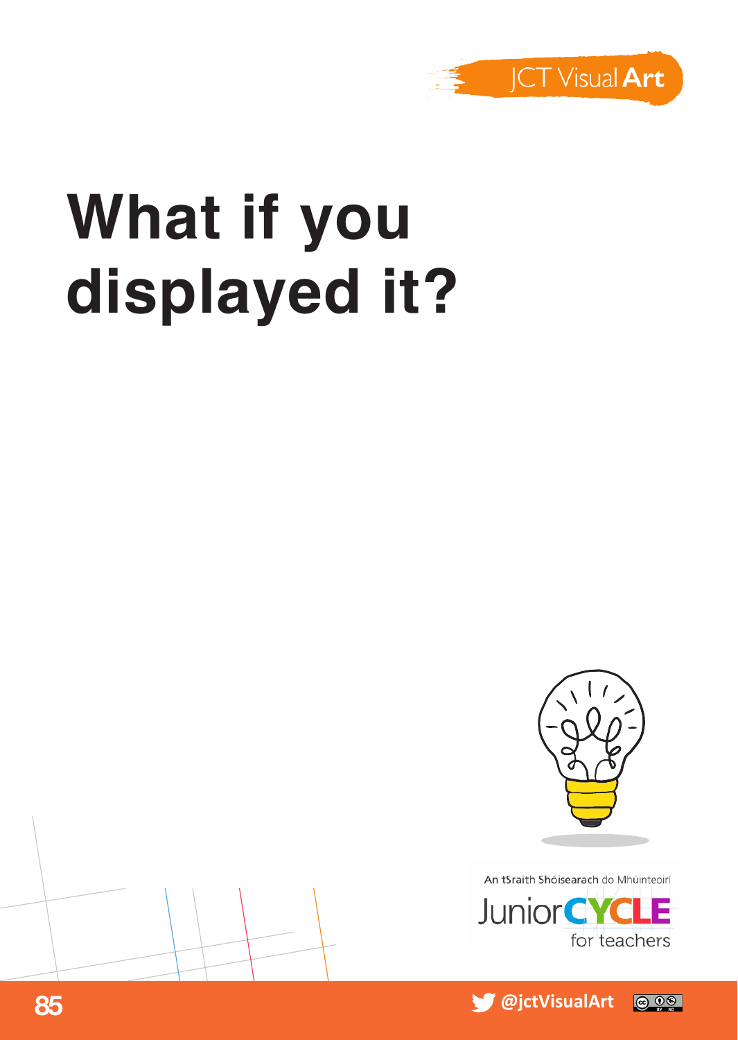# What if you displayed it?